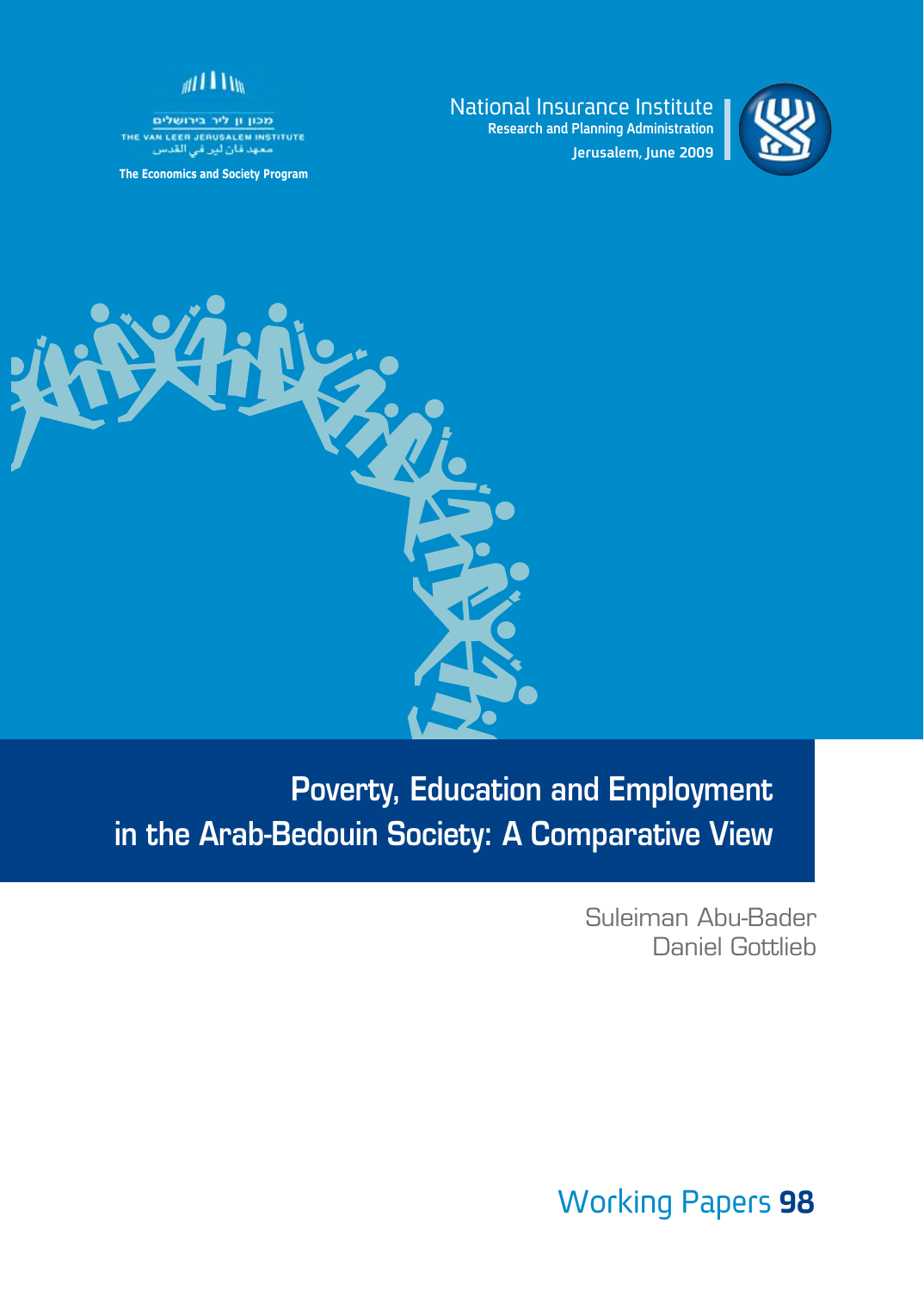מכון ון ליר בירושלים
THE VAN LEER JERUSALEM INSTITUTE
معهد فان لير في القدس

The Economics and Society Program

National Insurance Institute
Research and Planning Administration
Jerusalem, June 2009

# Poverty, Education and Employment in the Arab-Bedouin Society: A Comparative View

Suleiman Abu-Bader
Daniel Gottlieb

Working Papers **98**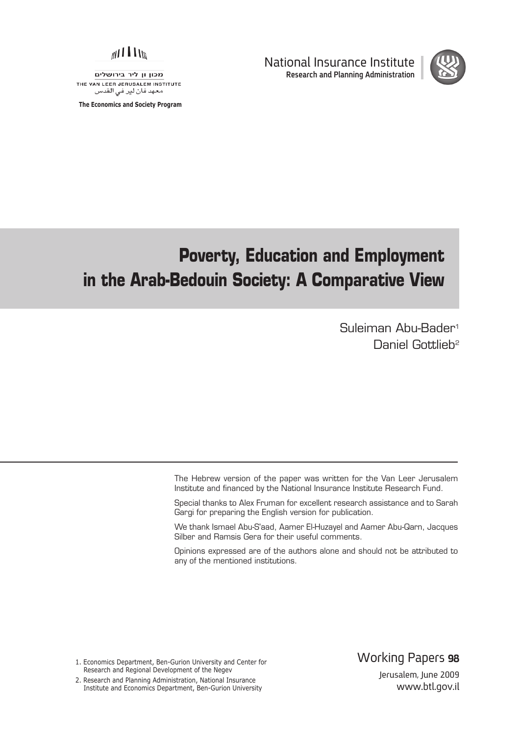מכון ון ליר בירושלים
THE VAN LEER JERUSALEM INSTITUTE
معهد فان لير في القدس

**The Economics and Society Program**

National Insurance Institute
**Research and Planning Administration**

# Poverty, Education and Employment in the Arab-Bedouin Society: A Comparative View

Suleiman Abu-Bader[1]
Daniel Gottlieb[2]

The Hebrew version of the paper was written for the Van Leer Jerusalem Institute and financed by the National Insurance Institute Research Fund.

Special thanks to Alex Fruman for excellent research assistance and to Sarah Gargi for preparing the English version for publication.

We thank Ismael Abu-S'aad, Aamer El-Huzayel and Aamer Abu-Qarn, Jacques Silber and Ramsis Gera for their useful comments.

Opinions expressed are of the authors alone and should not be attributed to any of the mentioned institutions.

1. Economics Department, Ben-Gurion University and Center for Research and Regional Development of the Negev
2. Research and Planning Administration, National Insurance Institute and Economics Department, Ben-Gurion University

Working Papers **98**

Jerusalem, June 2009

www.btl.gov.il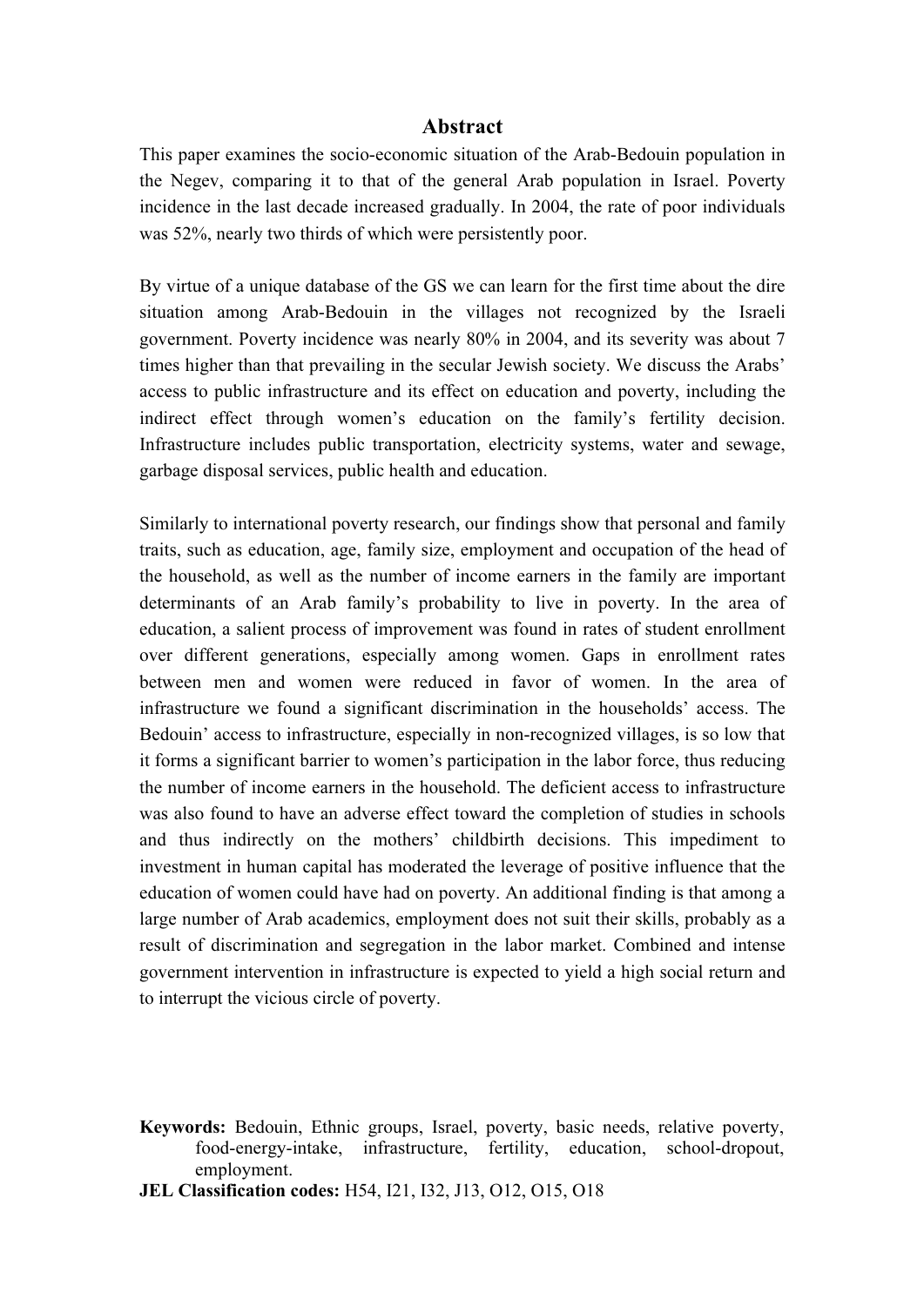# Abstract

This paper examines the socio-economic situation of the Arab-Bedouin population in the Negev, comparing it to that of the general Arab population in Israel. Poverty incidence in the last decade increased gradually. In 2004, the rate of poor individuals was 52%, nearly two thirds of which were persistently poor.

By virtue of a unique database of the GS we can learn for the first time about the dire situation among Arab-Bedouin in the villages not recognized by the Israeli government. Poverty incidence was nearly 80% in 2004, and its severity was about 7 times higher than that prevailing in the secular Jewish society. We discuss the Arabs' access to public infrastructure and its effect on education and poverty, including the indirect effect through women's education on the family's fertility decision. Infrastructure includes public transportation, electricity systems, water and sewage, garbage disposal services, public health and education.

Similarly to international poverty research, our findings show that personal and family traits, such as education, age, family size, employment and occupation of the head of the household, as well as the number of income earners in the family are important determinants of an Arab family's probability to live in poverty. In the area of education, a salient process of improvement was found in rates of student enrollment over different generations, especially among women. Gaps in enrollment rates between men and women were reduced in favor of women. In the area of infrastructure we found a significant discrimination in the households' access. The Bedouin' access to infrastructure, especially in non-recognized villages, is so low that it forms a significant barrier to women's participation in the labor force, thus reducing the number of income earners in the household. The deficient access to infrastructure was also found to have an adverse effect toward the completion of studies in schools and thus indirectly on the mothers' childbirth decisions. This impediment to investment in human capital has moderated the leverage of positive influence that the education of women could have had on poverty. An additional finding is that among a large number of Arab academics, employment does not suit their skills, probably as a result of discrimination and segregation in the labor market. Combined and intense government intervention in infrastructure is expected to yield a high social return and to interrupt the vicious circle of poverty.

**Keywords:** Bedouin, Ethnic groups, Israel, poverty, basic needs, relative poverty, food-energy-intake, infrastructure, fertility, education, school-dropout, employment.

**JEL Classification codes:** H54, I21, I32, J13, O12, O15, O18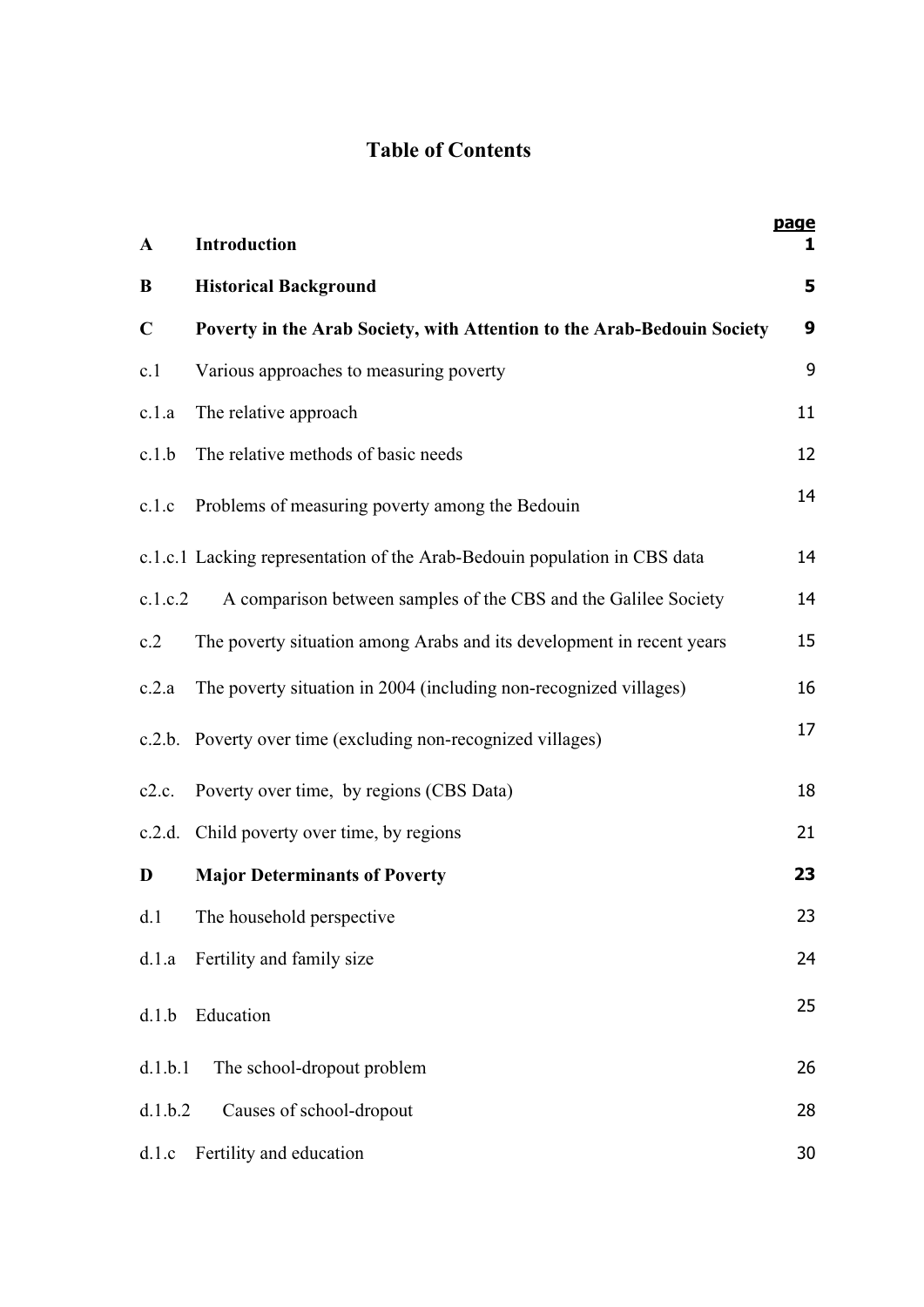# Table of Contents

| | | page |
|---|---|---|
| **A** | **Introduction** | **1** |
| **B** | **Historical Background** | **5** |
| **C** | **Poverty in the Arab Society, with Attention to the Arab-Bedouin Society** | **9** |
| c.1 | Various approaches to measuring poverty | 9 |
| c.1.a | The relative approach | 11 |
| c.1.b | The relative methods of basic needs | 12 |
| c.1.c | Problems of measuring poverty among the Bedouin | 14 |
| c.1.c.1 | Lacking representation of the Arab-Bedouin population in CBS data | 14 |
| c.1.c.2 | A comparison between samples of the CBS and the Galilee Society | 14 |
| c.2 | The poverty situation among Arabs and its development in recent years | 15 |
| c.2.a | The poverty situation in 2004 (including non-recognized villages) | 16 |
| c.2.b. | Poverty over time (excluding non-recognized villages) | 17 |
| c2.c. | Poverty over time, by regions (CBS Data) | 18 |
| c.2.d. | Child poverty over time, by regions | 21 |
| **D** | **Major Determinants of Poverty** | **23** |
| d.1 | The household perspective | 23 |
| d.1.a | Fertility and family size | 24 |
| d.1.b | Education | 25 |
| d.1.b.1 | The school-dropout problem | 26 |
| d.1.b.2 | Causes of school-dropout | 28 |
| d.1.c | Fertility and education | 30 |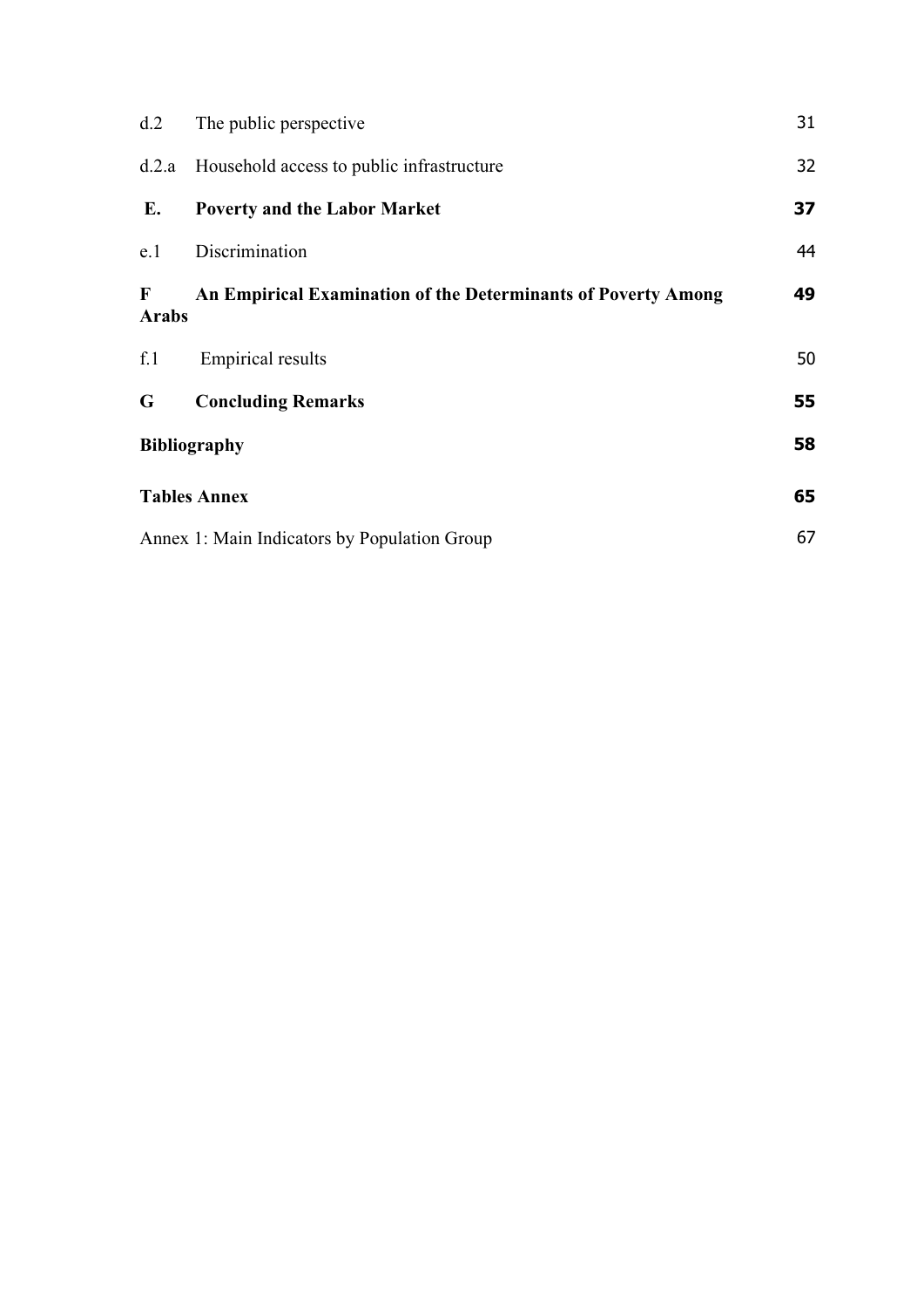| | | |
|---|---|---|
| d.2 | The public perspective | 31 |
| d.2.a | Household access to public infrastructure | 32 |
| **E.** | **Poverty and the Labor Market** | **37** |
| e.1 | Discrimination | 44 |
| **F** | **An Empirical Examination of the Determinants of Poverty Among Arabs** | **49** |
| f.1 | Empirical results | 50 |
| **G** | **Concluding Remarks** | **55** |
| **Bibliography** | | **58** |
| **Tables Annex** | | **65** |
| Annex 1: Main Indicators by Population Group | | 67 |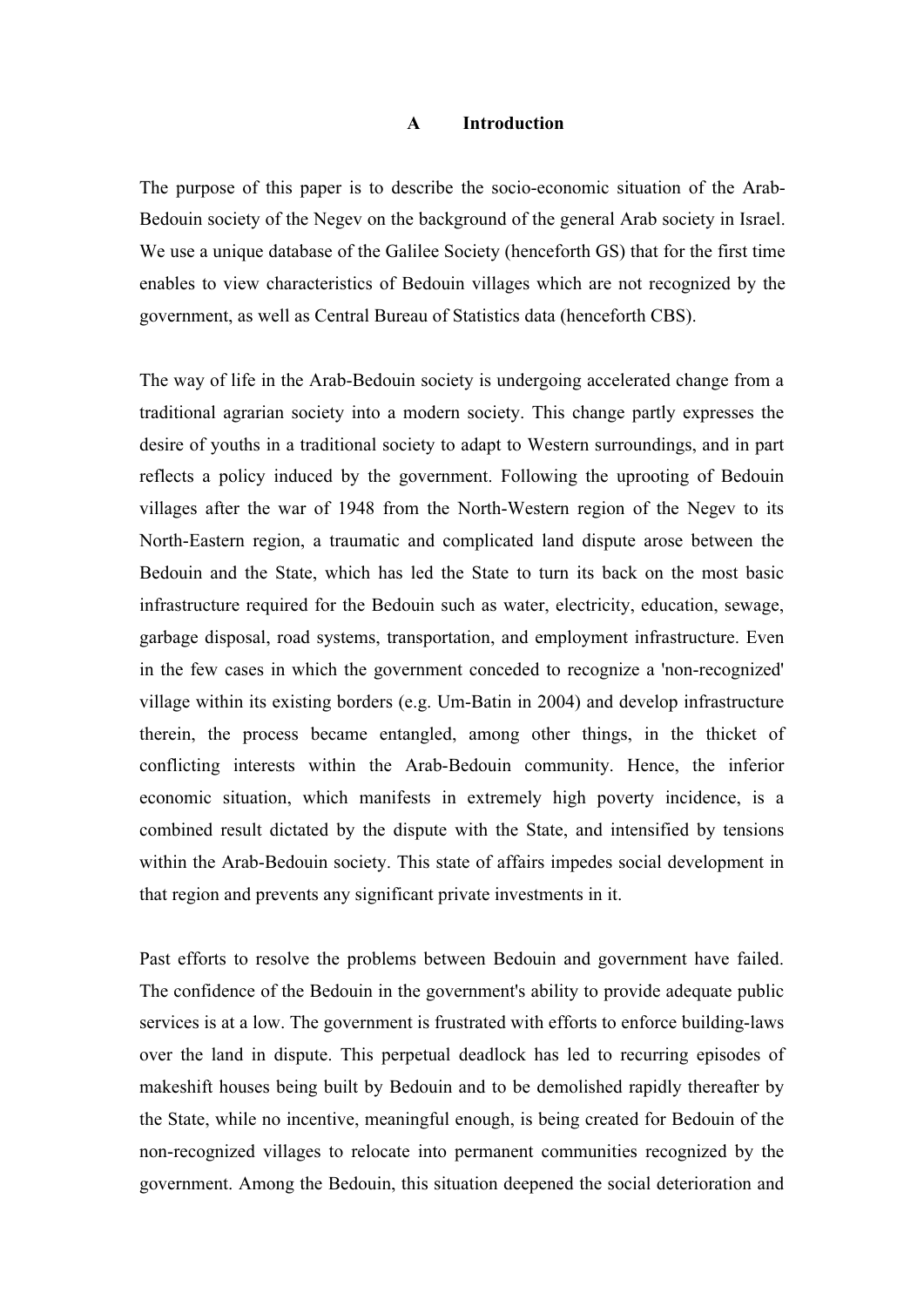# A Introduction

The purpose of this paper is to describe the socio-economic situation of the Arab-Bedouin society of the Negev on the background of the general Arab society in Israel. We use a unique database of the Galilee Society (henceforth GS) that for the first time enables to view characteristics of Bedouin villages which are not recognized by the government, as well as Central Bureau of Statistics data (henceforth CBS).

The way of life in the Arab-Bedouin society is undergoing accelerated change from a traditional agrarian society into a modern society. This change partly expresses the desire of youths in a traditional society to adapt to Western surroundings, and in part reflects a policy induced by the government. Following the uprooting of Bedouin villages after the war of 1948 from the North-Western region of the Negev to its North-Eastern region, a traumatic and complicated land dispute arose between the Bedouin and the State, which has led the State to turn its back on the most basic infrastructure required for the Bedouin such as water, electricity, education, sewage, garbage disposal, road systems, transportation, and employment infrastructure. Even in the few cases in which the government conceded to recognize a 'non-recognized' village within its existing borders (e.g. Um-Batin in 2004) and develop infrastructure therein, the process became entangled, among other things, in the thicket of conflicting interests within the Arab-Bedouin community. Hence, the inferior economic situation, which manifests in extremely high poverty incidence, is a combined result dictated by the dispute with the State, and intensified by tensions within the Arab-Bedouin society. This state of affairs impedes social development in that region and prevents any significant private investments in it.

Past efforts to resolve the problems between Bedouin and government have failed. The confidence of the Bedouin in the government's ability to provide adequate public services is at a low. The government is frustrated with efforts to enforce building-laws over the land in dispute. This perpetual deadlock has led to recurring episodes of makeshift houses being built by Bedouin and to be demolished rapidly thereafter by the State, while no incentive, meaningful enough, is being created for Bedouin of the non-recognized villages to relocate into permanent communities recognized by the government. Among the Bedouin, this situation deepened the social deterioration and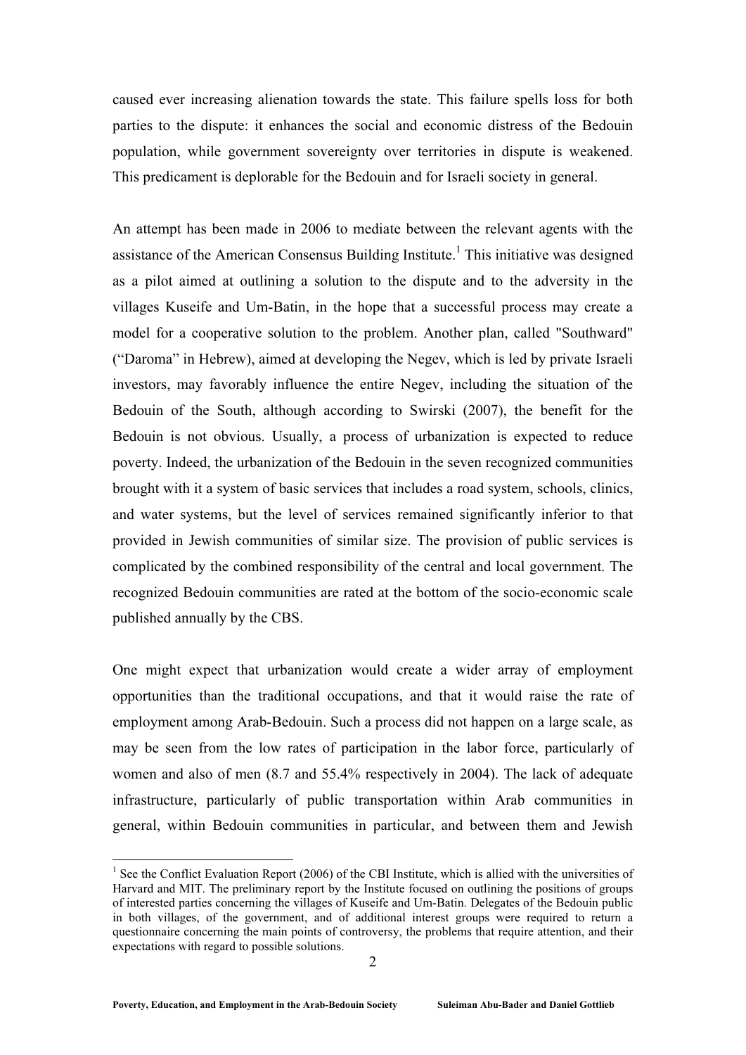caused ever increasing alienation towards the state. This failure spells loss for both parties to the dispute: it enhances the social and economic distress of the Bedouin population, while government sovereignty over territories in dispute is weakened. This predicament is deplorable for the Bedouin and for Israeli society in general.

An attempt has been made in 2006 to mediate between the relevant agents with the assistance of the American Consensus Building Institute.[1] This initiative was designed as a pilot aimed at outlining a solution to the dispute and to the adversity in the villages Kuseife and Um-Batin, in the hope that a successful process may create a model for a cooperative solution to the problem. Another plan, called "Southward" ("Daroma" in Hebrew), aimed at developing the Negev, which is led by private Israeli investors, may favorably influence the entire Negev, including the situation of the Bedouin of the South, although according to Swirski (2007), the benefit for the Bedouin is not obvious. Usually, a process of urbanization is expected to reduce poverty. Indeed, the urbanization of the Bedouin in the seven recognized communities brought with it a system of basic services that includes a road system, schools, clinics, and water systems, but the level of services remained significantly inferior to that provided in Jewish communities of similar size. The provision of public services is complicated by the combined responsibility of the central and local government. The recognized Bedouin communities are rated at the bottom of the socio-economic scale published annually by the CBS.

One might expect that urbanization would create a wider array of employment opportunities than the traditional occupations, and that it would raise the rate of employment among Arab-Bedouin. Such a process did not happen on a large scale, as may be seen from the low rates of participation in the labor force, particularly of women and also of men (8.7 and 55.4% respectively in 2004). The lack of adequate infrastructure, particularly of public transportation within Arab communities in general, within Bedouin communities in particular, and between them and Jewish

---

[1] See the Conflict Evaluation Report (2006) of the CBI Institute, which is allied with the universities of Harvard and MIT. The preliminary report by the Institute focused on outlining the positions of groups of interested parties concerning the villages of Kuseife and Um-Batin. Delegates of the Bedouin public in both villages, of the government, and of additional interest groups were required to return a questionnaire concerning the main points of controversy, the problems that require attention, and their expectations with regard to possible solutions.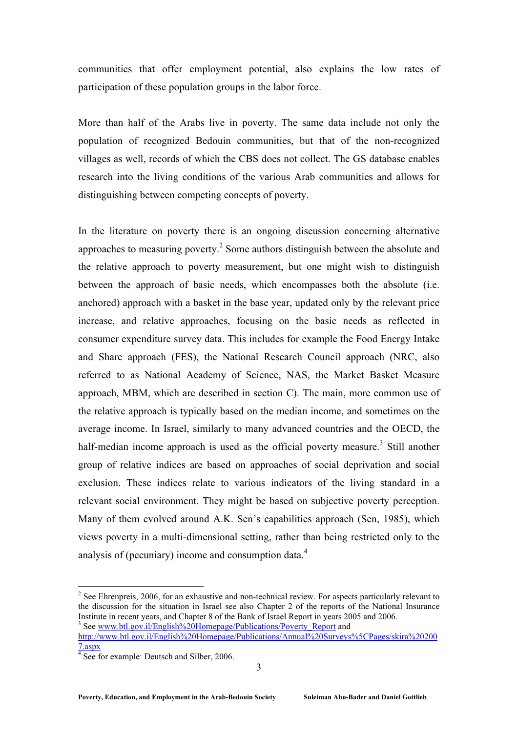communities that offer employment potential, also explains the low rates of participation of these population groups in the labor force.

More than half of the Arabs live in poverty. The same data include not only the population of recognized Bedouin communities, but that of the non-recognized villages as well, records of which the CBS does not collect. The GS database enables research into the living conditions of the various Arab communities and allows for distinguishing between competing concepts of poverty.

In the literature on poverty there is an ongoing discussion concerning alternative approaches to measuring poverty.[2] Some authors distinguish between the absolute and the relative approach to poverty measurement, but one might wish to distinguish between the approach of basic needs, which encompasses both the absolute (i.e. anchored) approach with a basket in the base year, updated only by the relevant price increase, and relative approaches, focusing on the basic needs as reflected in consumer expenditure survey data. This includes for example the Food Energy Intake and Share approach (FES), the National Research Council approach (NRC, also referred to as National Academy of Science, NAS, the Market Basket Measure approach, MBM, which are described in section C). The main, more common use of the relative approach is typically based on the median income, and sometimes on the average income. In Israel, similarly to many advanced countries and the OECD, the half-median income approach is used as the official poverty measure.[3] Still another group of relative indices are based on approaches of social deprivation and social exclusion. These indices relate to various indicators of the living standard in a relevant social environment. They might be based on subjective poverty perception. Many of them evolved around A.K. Sen's capabilities approach (Sen, 1985), which views poverty in a multi-dimensional setting, rather than being restricted only to the analysis of (pecuniary) income and consumption data.[4]

---

[2] See Ehrenpreis, 2006, for an exhaustive and non-technical review. For aspects particularly relevant to the discussion for the situation in Israel see also Chapter 2 of the reports of the National Insurance Institute in recent years, and Chapter 8 of the Bank of Israel Report in years 2005 and 2006.

[3] See www.btl.gov.il/English%20Homepage/Publications/Poverty_Report and http://www.btl.gov.il/English%20Homepage/Publications/Annual%20Surveys%5CPages/skira%202007.aspx

[4] See for example: Deutsch and Silber, 2006.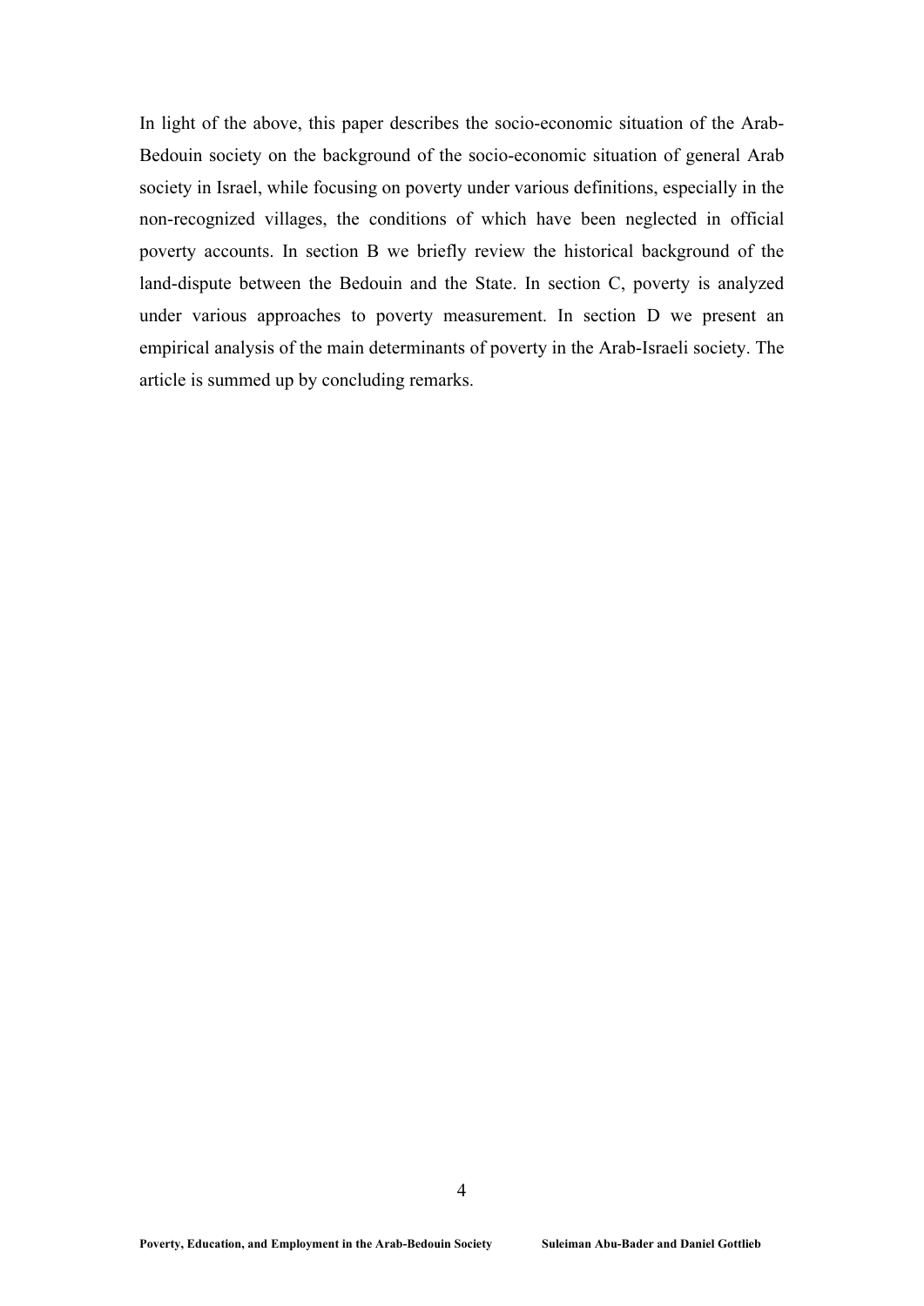In light of the above, this paper describes the socio-economic situation of the Arab-Bedouin society on the background of the socio-economic situation of general Arab society in Israel, while focusing on poverty under various definitions, especially in the non-recognized villages, the conditions of which have been neglected in official poverty accounts. In section B we briefly review the historical background of the land-dispute between the Bedouin and the State. In section C, poverty is analyzed under various approaches to poverty measurement. In section D we present an empirical analysis of the main determinants of poverty in the Arab-Israeli society. The article is summed up by concluding remarks.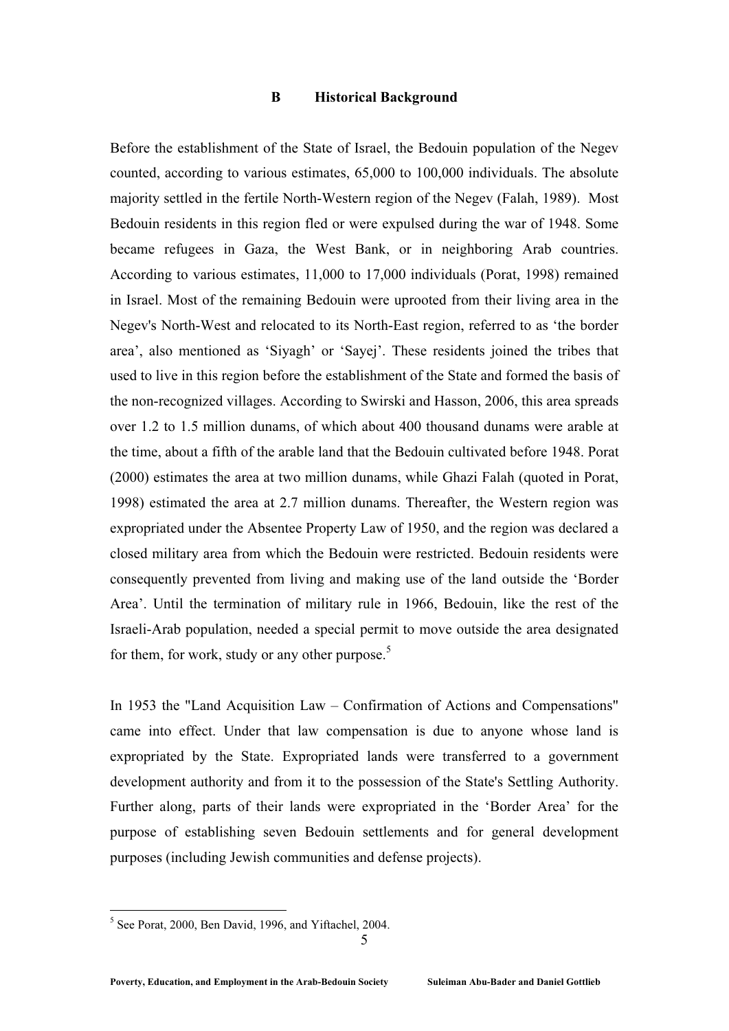## B Historical Background

Before the establishment of the State of Israel, the Bedouin population of the Negev counted, according to various estimates, 65,000 to 100,000 individuals. The absolute majority settled in the fertile North-Western region of the Negev (Falah, 1989). Most Bedouin residents in this region fled or were expulsed during the war of 1948. Some became refugees in Gaza, the West Bank, or in neighboring Arab countries. According to various estimates, 11,000 to 17,000 individuals (Porat, 1998) remained in Israel. Most of the remaining Bedouin were uprooted from their living area in the Negev's North-West and relocated to its North-East region, referred to as 'the border area', also mentioned as 'Siyagh' or 'Sayej'. These residents joined the tribes that used to live in this region before the establishment of the State and formed the basis of the non-recognized villages. According to Swirski and Hasson, 2006, this area spreads over 1.2 to 1.5 million dunams, of which about 400 thousand dunams were arable at the time, about a fifth of the arable land that the Bedouin cultivated before 1948. Porat (2000) estimates the area at two million dunams, while Ghazi Falah (quoted in Porat, 1998) estimated the area at 2.7 million dunams. Thereafter, the Western region was expropriated under the Absentee Property Law of 1950, and the region was declared a closed military area from which the Bedouin were restricted. Bedouin residents were consequently prevented from living and making use of the land outside the 'Border Area'. Until the termination of military rule in 1966, Bedouin, like the rest of the Israeli-Arab population, needed a special permit to move outside the area designated for them, for work, study or any other purpose.[5]

In 1953 the "Land Acquisition Law – Confirmation of Actions and Compensations" came into effect. Under that law compensation is due to anyone whose land is expropriated by the State. Expropriated lands were transferred to a government development authority and from it to the possession of the State's Settling Authority. Further along, parts of their lands were expropriated in the 'Border Area' for the purpose of establishing seven Bedouin settlements and for general development purposes (including Jewish communities and defense projects).

[5] See Porat, 2000, Ben David, 1996, and Yiftachel, 2004.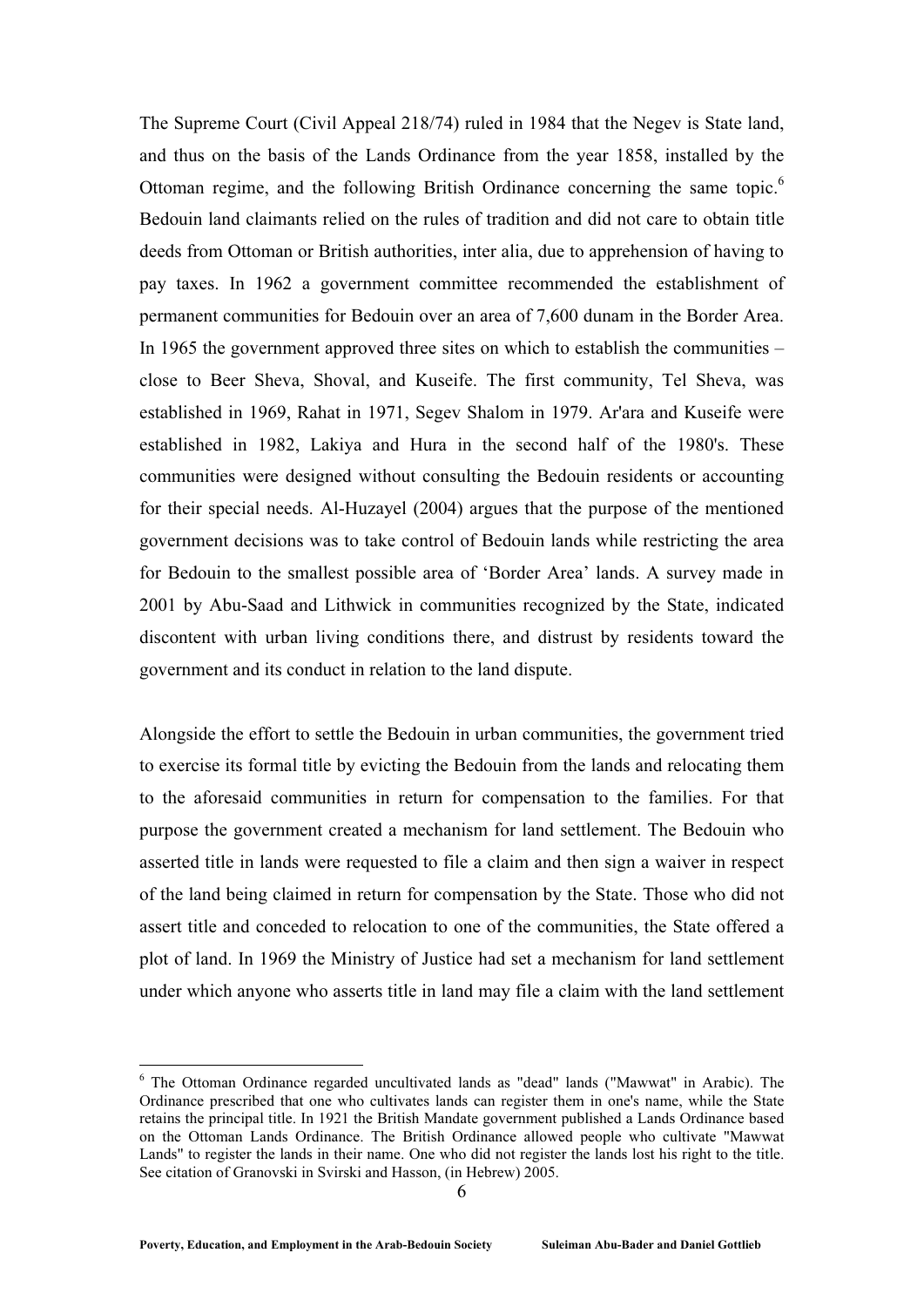The Supreme Court (Civil Appeal 218/74) ruled in 1984 that the Negev is State land, and thus on the basis of the Lands Ordinance from the year 1858, installed by the Ottoman regime, and the following British Ordinance concerning the same topic.[6] Bedouin land claimants relied on the rules of tradition and did not care to obtain title deeds from Ottoman or British authorities, inter alia, due to apprehension of having to pay taxes. In 1962 a government committee recommended the establishment of permanent communities for Bedouin over an area of 7,600 dunam in the Border Area. In 1965 the government approved three sites on which to establish the communities – close to Beer Sheva, Shoval, and Kuseife. The first community, Tel Sheva, was established in 1969, Rahat in 1971, Segev Shalom in 1979. Ar'ara and Kuseife were established in 1982, Lakiya and Hura in the second half of the 1980's. These communities were designed without consulting the Bedouin residents or accounting for their special needs. Al-Huzayel (2004) argues that the purpose of the mentioned government decisions was to take control of Bedouin lands while restricting the area for Bedouin to the smallest possible area of 'Border Area' lands. A survey made in 2001 by Abu-Saad and Lithwick in communities recognized by the State, indicated discontent with urban living conditions there, and distrust by residents toward the government and its conduct in relation to the land dispute.

Alongside the effort to settle the Bedouin in urban communities, the government tried to exercise its formal title by evicting the Bedouin from the lands and relocating them to the aforesaid communities in return for compensation to the families. For that purpose the government created a mechanism for land settlement. The Bedouin who asserted title in lands were requested to file a claim and then sign a waiver in respect of the land being claimed in return for compensation by the State. Those who did not assert title and conceded to relocation to one of the communities, the State offered a plot of land. In 1969 the Ministry of Justice had set a mechanism for land settlement under which anyone who asserts title in land may file a claim with the land settlement

[6] The Ottoman Ordinance regarded uncultivated lands as "dead" lands ("Mawwat" in Arabic). The Ordinance prescribed that one who cultivates lands can register them in one's name, while the State retains the principal title. In 1921 the British Mandate government published a Lands Ordinance based on the Ottoman Lands Ordinance. The British Ordinance allowed people who cultivate "Mawwat Lands" to register the lands in their name. One who did not register the lands lost his right to the title. See citation of Granovski in Svirski and Hasson, (in Hebrew) 2005.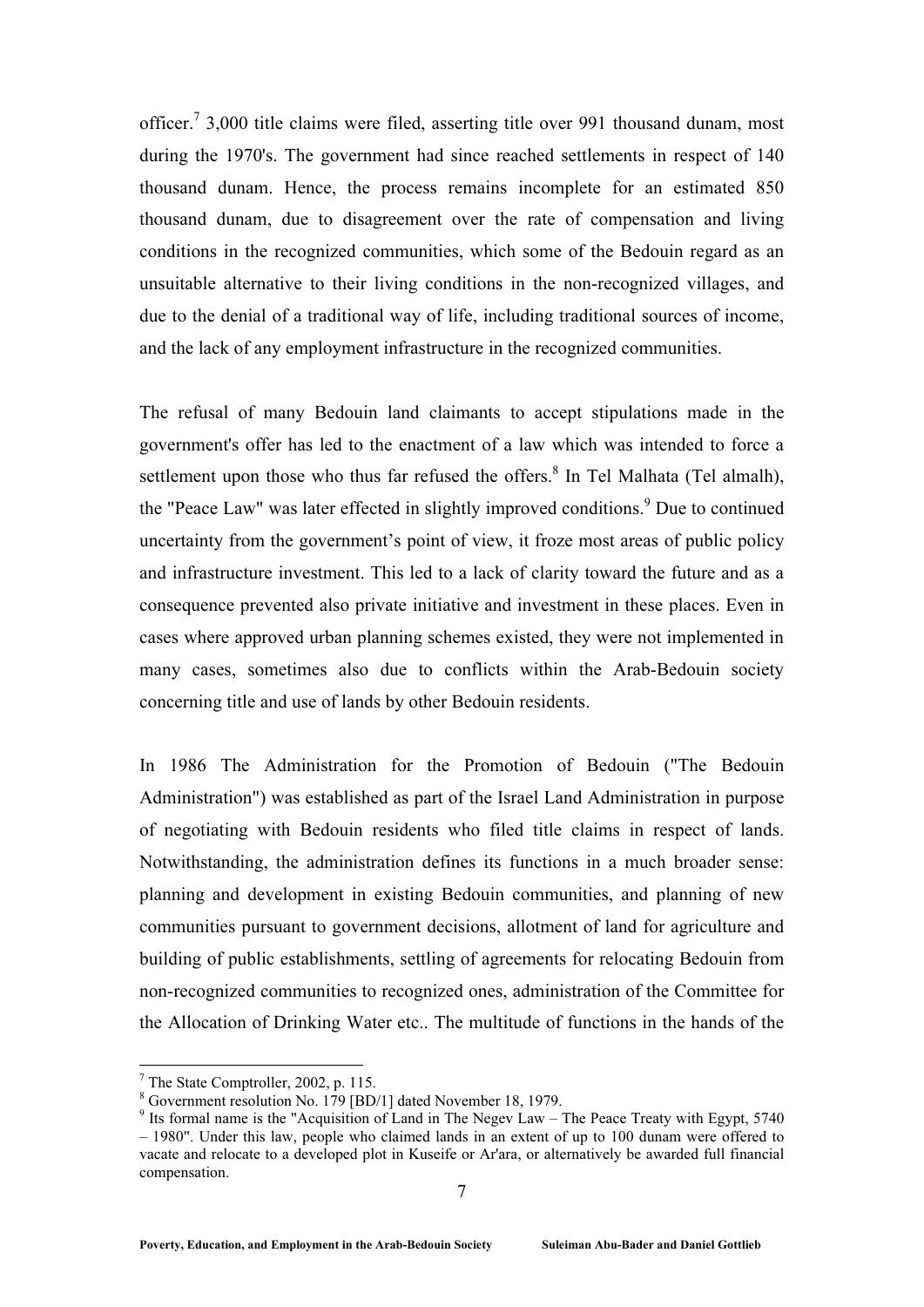officer.[7] 3,000 title claims were filed, asserting title over 991 thousand dunam, most during the 1970's. The government had since reached settlements in respect of 140 thousand dunam. Hence, the process remains incomplete for an estimated 850 thousand dunam, due to disagreement over the rate of compensation and living conditions in the recognized communities, which some of the Bedouin regard as an unsuitable alternative to their living conditions in the non-recognized villages, and due to the denial of a traditional way of life, including traditional sources of income, and the lack of any employment infrastructure in the recognized communities.

The refusal of many Bedouin land claimants to accept stipulations made in the government's offer has led to the enactment of a law which was intended to force a settlement upon those who thus far refused the offers.[8] In Tel Malhata (Tel almalh), the "Peace Law" was later effected in slightly improved conditions.[9] Due to continued uncertainty from the government's point of view, it froze most areas of public policy and infrastructure investment. This led to a lack of clarity toward the future and as a consequence prevented also private initiative and investment in these places. Even in cases where approved urban planning schemes existed, they were not implemented in many cases, sometimes also due to conflicts within the Arab-Bedouin society concerning title and use of lands by other Bedouin residents.

In 1986 The Administration for the Promotion of Bedouin ("The Bedouin Administration") was established as part of the Israel Land Administration in purpose of negotiating with Bedouin residents who filed title claims in respect of lands. Notwithstanding, the administration defines its functions in a much broader sense: planning and development in existing Bedouin communities, and planning of new communities pursuant to government decisions, allotment of land for agriculture and building of public establishments, settling of agreements for relocating Bedouin from non-recognized communities to recognized ones, administration of the Committee for the Allocation of Drinking Water etc.. The multitude of functions in the hands of the

---

[7] The State Comptroller, 2002, p. 115.

[8] Government resolution No. 179 [BD/1] dated November 18, 1979.

[9] Its formal name is the "Acquisition of Land in The Negev Law – The Peace Treaty with Egypt, 5740 – 1980". Under this law, people who claimed lands in an extent of up to 100 dunam were offered to vacate and relocate to a developed plot in Kuseife or Ar'ara, or alternatively be awarded full financial compensation.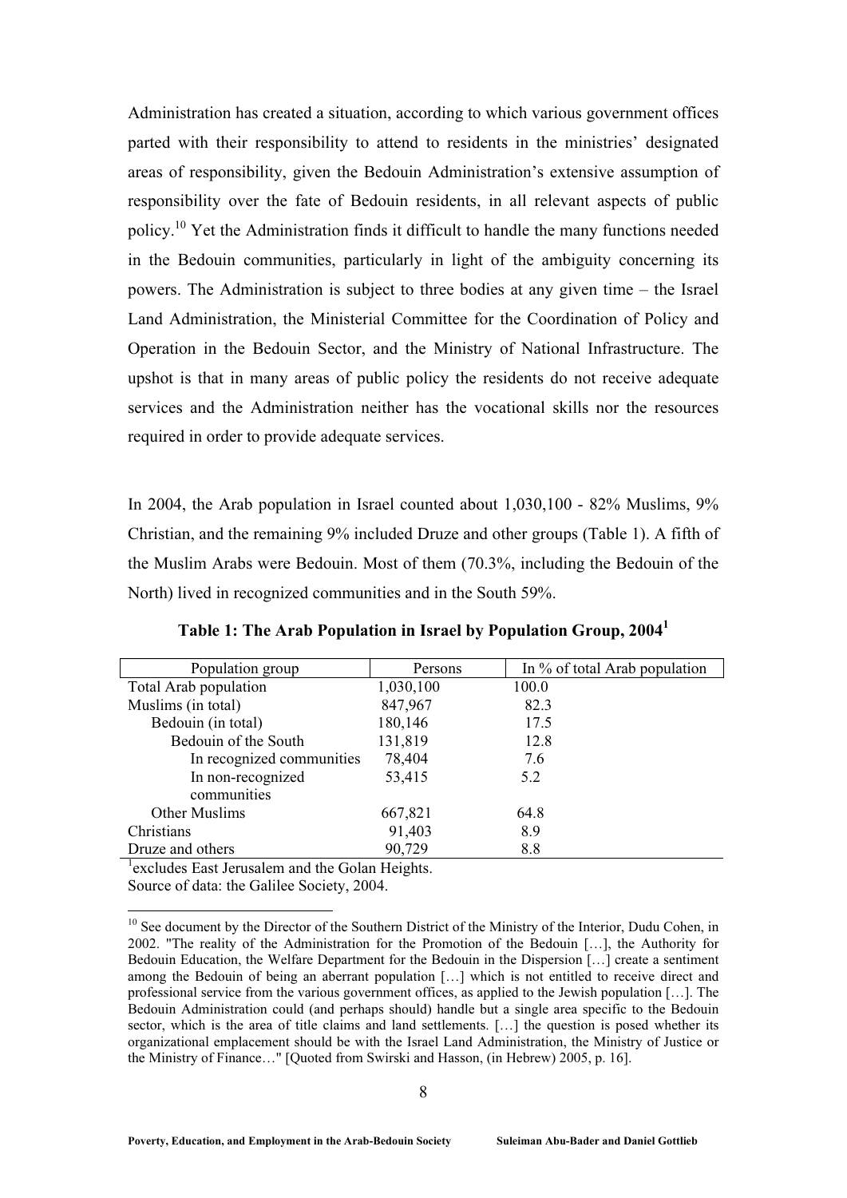Administration has created a situation, according to which various government offices parted with their responsibility to attend to residents in the ministries' designated areas of responsibility, given the Bedouin Administration's extensive assumption of responsibility over the fate of Bedouin residents, in all relevant aspects of public policy.[10] Yet the Administration finds it difficult to handle the many functions needed in the Bedouin communities, particularly in light of the ambiguity concerning its powers. The Administration is subject to three bodies at any given time – the Israel Land Administration, the Ministerial Committee for the Coordination of Policy and Operation in the Bedouin Sector, and the Ministry of National Infrastructure. The upshot is that in many areas of public policy the residents do not receive adequate services and the Administration neither has the vocational skills nor the resources required in order to provide adequate services.

In 2004, the Arab population in Israel counted about 1,030,100 - 82% Muslims, 9% Christian, and the remaining 9% included Druze and other groups (Table 1). A fifth of the Muslim Arabs were Bedouin. Most of them (70.3%, including the Bedouin of the North) lived in recognized communities and in the South 59%.

**Table 1: The Arab Population in Israel by Population Group, 2004[1]**

| Population group | Persons | In % of total Arab population |
|---|---|---|
| Total Arab population | 1,030,100 | 100.0 |
| Muslims (in total) | 847,967 | 82.3 |
| Bedouin (in total) | 180,146 | 17.5 |
| Bedouin of the South | 131,819 | 12.8 |
| In recognized communities | 78,404 | 7.6 |
| In non-recognized communities | 53,415 | 5.2 |
| Other Muslims | 667,821 | 64.8 |
| Christians | 91,403 | 8.9 |
| Druze and others | 90,729 | 8.8 |

[1]excludes East Jerusalem and the Golan Heights.

Source of data: the Galilee Society, 2004.

[10] See document by the Director of the Southern District of the Ministry of the Interior, Dudu Cohen, in 2002. "The reality of the Administration for the Promotion of the Bedouin […], the Authority for Bedouin Education, the Welfare Department for the Bedouin in the Dispersion […] create a sentiment among the Bedouin of being an aberrant population […] which is not entitled to receive direct and professional service from the various government offices, as applied to the Jewish population […]. The Bedouin Administration could (and perhaps should) handle but a single area specific to the Bedouin sector, which is the area of title claims and land settlements. […] the question is posed whether its organizational emplacement should be with the Israel Land Administration, the Ministry of Justice or the Ministry of Finance…" [Quoted from Swirski and Hasson, (in Hebrew) 2005, p. 16].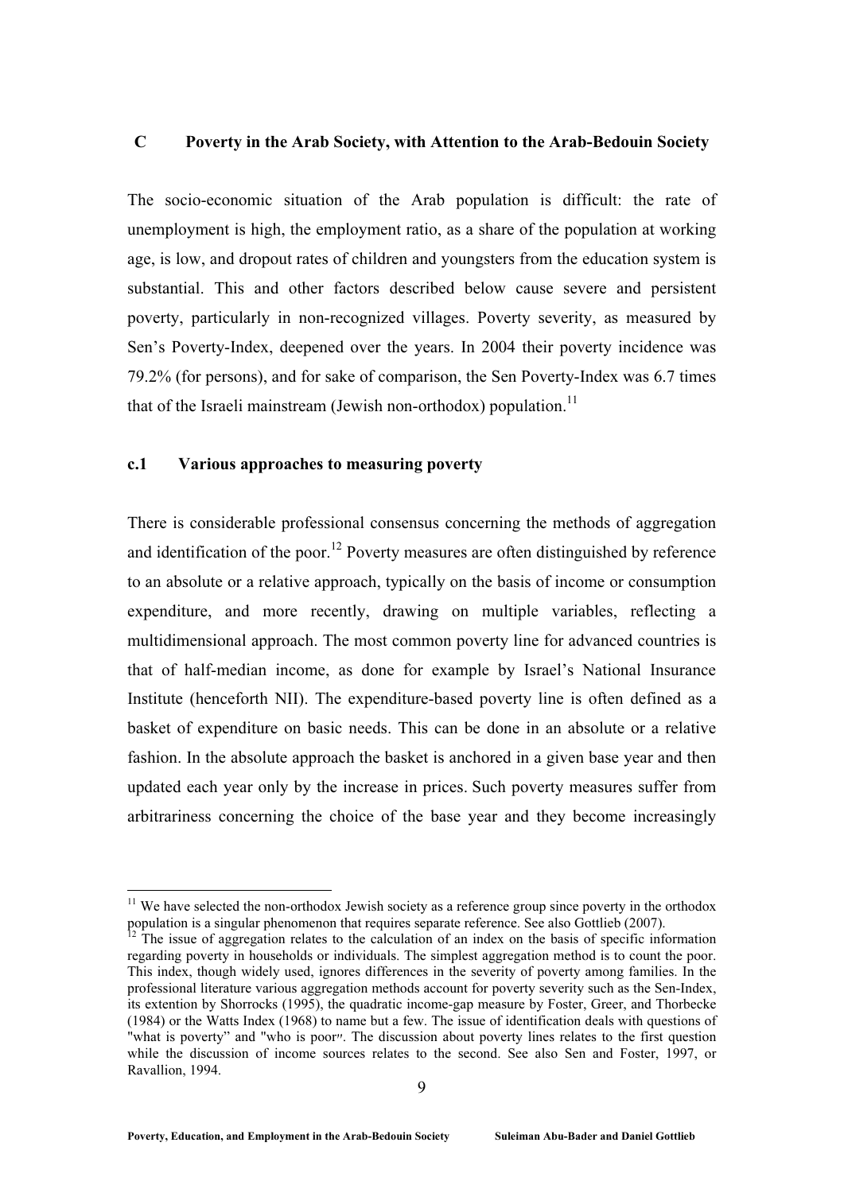## C Poverty in the Arab Society, with Attention to the Arab-Bedouin Society

The socio-economic situation of the Arab population is difficult: the rate of unemployment is high, the employment ratio, as a share of the population at working age, is low, and dropout rates of children and youngsters from the education system is substantial. This and other factors described below cause severe and persistent poverty, particularly in non-recognized villages. Poverty severity, as measured by Sen's Poverty-Index, deepened over the years. In 2004 their poverty incidence was 79.2% (for persons), and for sake of comparison, the Sen Poverty-Index was 6.7 times that of the Israeli mainstream (Jewish non-orthodox) population.[11]

### c.1 Various approaches to measuring poverty

There is considerable professional consensus concerning the methods of aggregation and identification of the poor.[12] Poverty measures are often distinguished by reference to an absolute or a relative approach, typically on the basis of income or consumption expenditure, and more recently, drawing on multiple variables, reflecting a multidimensional approach. The most common poverty line for advanced countries is that of half-median income, as done for example by Israel's National Insurance Institute (henceforth NII). The expenditure-based poverty line is often defined as a basket of expenditure on basic needs. This can be done in an absolute or a relative fashion. In the absolute approach the basket is anchored in a given base year and then updated each year only by the increase in prices. Such poverty measures suffer from arbitrariness concerning the choice of the base year and they become increasingly

---

[11] We have selected the non-orthodox Jewish society as a reference group since poverty in the orthodox population is a singular phenomenon that requires separate reference. See also Gottlieb (2007).

[12] The issue of aggregation relates to the calculation of an index on the basis of specific information regarding poverty in households or individuals. The simplest aggregation method is to count the poor. This index, though widely used, ignores differences in the severity of poverty among families. In the professional literature various aggregation methods account for poverty severity such as the Sen-Index, its extention by Shorrocks (1995), the quadratic income-gap measure by Foster, Greer, and Thorbecke (1984) or the Watts Index (1968) to name but a few. The issue of identification deals with questions of "what is poverty" and "who is poor". The discussion about poverty lines relates to the first question while the discussion of income sources relates to the second. See also Sen and Foster, 1997, or Ravallion, 1994.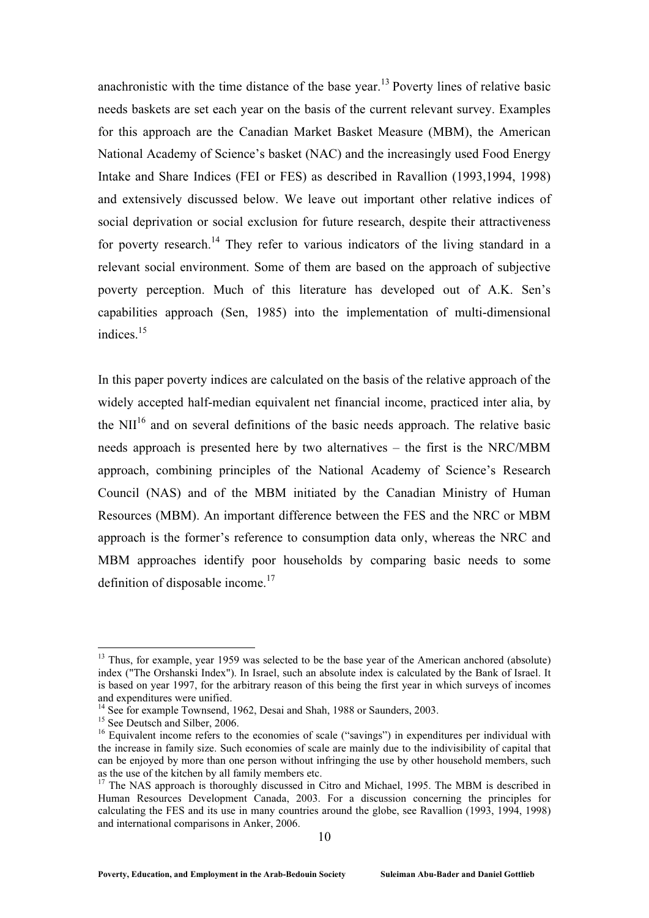anachronistic with the time distance of the base year.[13] Poverty lines of relative basic needs baskets are set each year on the basis of the current relevant survey. Examples for this approach are the Canadian Market Basket Measure (MBM), the American National Academy of Science's basket (NAC) and the increasingly used Food Energy Intake and Share Indices (FEI or FES) as described in Ravallion (1993,1994, 1998) and extensively discussed below. We leave out important other relative indices of social deprivation or social exclusion for future research, despite their attractiveness for poverty research.[14] They refer to various indicators of the living standard in a relevant social environment. Some of them are based on the approach of subjective poverty perception. Much of this literature has developed out of A.K. Sen's capabilities approach (Sen, 1985) into the implementation of multi-dimensional indices.[15]

In this paper poverty indices are calculated on the basis of the relative approach of the widely accepted half-median equivalent net financial income, practiced inter alia, by the NII[16] and on several definitions of the basic needs approach. The relative basic needs approach is presented here by two alternatives – the first is the NRC/MBM approach, combining principles of the National Academy of Science's Research Council (NAS) and of the MBM initiated by the Canadian Ministry of Human Resources (MBM). An important difference between the FES and the NRC or MBM approach is the former's reference to consumption data only, whereas the NRC and MBM approaches identify poor households by comparing basic needs to some definition of disposable income.[17]

---

[13] Thus, for example, year 1959 was selected to be the base year of the American anchored (absolute) index ("The Orshanski Index"). In Israel, such an absolute index is calculated by the Bank of Israel. It is based on year 1997, for the arbitrary reason of this being the first year in which surveys of incomes and expenditures were unified.

[14] See for example Townsend, 1962, Desai and Shah, 1988 or Saunders, 2003.

[15] See Deutsch and Silber, 2006.

[16] Equivalent income refers to the economies of scale ("savings") in expenditures per individual with the increase in family size. Such economies of scale are mainly due to the indivisibility of capital that can be enjoyed by more than one person without infringing the use by other household members, such as the use of the kitchen by all family members etc.

[17] The NAS approach is thoroughly discussed in Citro and Michael, 1995. The MBM is described in Human Resources Development Canada, 2003. For a discussion concerning the principles for calculating the FES and its use in many countries around the globe, see Ravallion (1993, 1994, 1998) and international comparisons in Anker, 2006.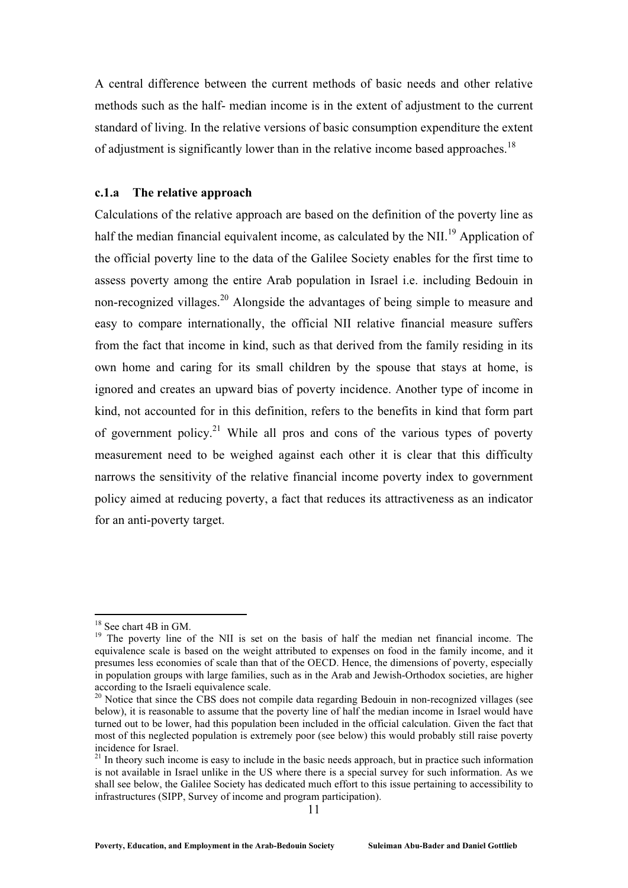A central difference between the current methods of basic needs and other relative methods such as the half- median income is in the extent of adjustment to the current standard of living. In the relative versions of basic consumption expenditure the extent of adjustment is significantly lower than in the relative income based approaches.[18]

### c.1.a The relative approach

Calculations of the relative approach are based on the definition of the poverty line as half the median financial equivalent income, as calculated by the NII.[19] Application of the official poverty line to the data of the Galilee Society enables for the first time to assess poverty among the entire Arab population in Israel i.e. including Bedouin in non-recognized villages.[20] Alongside the advantages of being simple to measure and easy to compare internationally, the official NII relative financial measure suffers from the fact that income in kind, such as that derived from the family residing in its own home and caring for its small children by the spouse that stays at home, is ignored and creates an upward bias of poverty incidence. Another type of income in kind, not accounted for in this definition, refers to the benefits in kind that form part of government policy.[21] While all pros and cons of the various types of poverty measurement need to be weighed against each other it is clear that this difficulty narrows the sensitivity of the relative financial income poverty index to government policy aimed at reducing poverty, a fact that reduces its attractiveness as an indicator for an anti-poverty target.

---

[18] See chart 4B in GM.

[19] The poverty line of the NII is set on the basis of half the median net financial income. The equivalence scale is based on the weight attributed to expenses on food in the family income, and it presumes less economies of scale than that of the OECD. Hence, the dimensions of poverty, especially in population groups with large families, such as in the Arab and Jewish-Orthodox societies, are higher according to the Israeli equivalence scale.

[20] Notice that since the CBS does not compile data regarding Bedouin in non-recognized villages (see below), it is reasonable to assume that the poverty line of half the median income in Israel would have turned out to be lower, had this population been included in the official calculation. Given the fact that most of this neglected population is extremely poor (see below) this would probably still raise poverty incidence for Israel.

[21] In theory such income is easy to include in the basic needs approach, but in practice such information is not available in Israel unlike in the US where there is a special survey for such information. As we shall see below, the Galilee Society has dedicated much effort to this issue pertaining to accessibility to infrastructures (SIPP, Survey of income and program participation).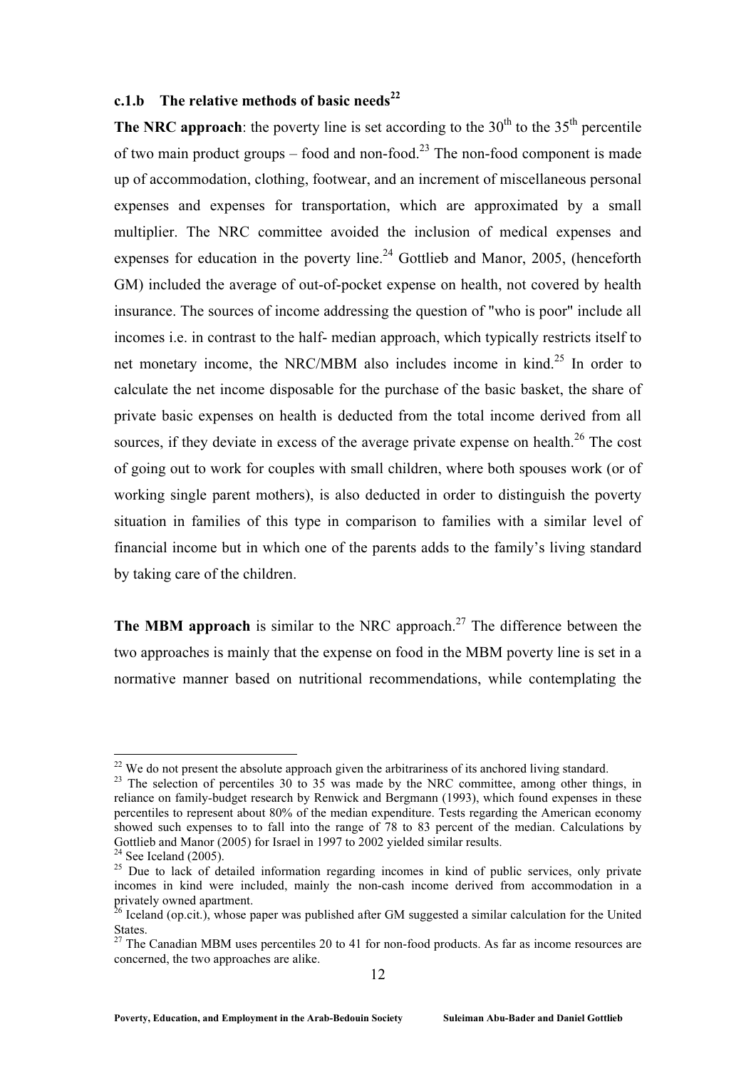### c.1.b The relative methods of basic needs[22]

**The NRC approach**: the poverty line is set according to the 30th to the 35th percentile of two main product groups – food and non-food.[23] The non-food component is made up of accommodation, clothing, footwear, and an increment of miscellaneous personal expenses and expenses for transportation, which are approximated by a small multiplier. The NRC committee avoided the inclusion of medical expenses and expenses for education in the poverty line.[24] Gottlieb and Manor, 2005, (henceforth GM) included the average of out-of-pocket expense on health, not covered by health insurance. The sources of income addressing the question of "who is poor" include all incomes i.e. in contrast to the half- median approach, which typically restricts itself to net monetary income, the NRC/MBM also includes income in kind.[25] In order to calculate the net income disposable for the purchase of the basic basket, the share of private basic expenses on health is deducted from the total income derived from all sources, if they deviate in excess of the average private expense on health.[26] The cost of going out to work for couples with small children, where both spouses work (or of working single parent mothers), is also deducted in order to distinguish the poverty situation in families of this type in comparison to families with a similar level of financial income but in which one of the parents adds to the family's living standard by taking care of the children.

**The MBM approach** is similar to the NRC approach.[27] The difference between the two approaches is mainly that the expense on food in the MBM poverty line is set in a normative manner based on nutritional recommendations, while contemplating the

---

[22] We do not present the absolute approach given the arbitrariness of its anchored living standard.

[23] The selection of percentiles 30 to 35 was made by the NRC committee, among other things, in reliance on family-budget research by Renwick and Bergmann (1993), which found expenses in these percentiles to represent about 80% of the median expenditure. Tests regarding the American economy showed such expenses to to fall into the range of 78 to 83 percent of the median. Calculations by Gottlieb and Manor (2005) for Israel in 1997 to 2002 yielded similar results.

[24] See Iceland (2005).

[25] Due to lack of detailed information regarding incomes in kind of public services, only private incomes in kind were included, mainly the non-cash income derived from accommodation in a privately owned apartment.

[26] Iceland (op.cit.), whose paper was published after GM suggested a similar calculation for the United States.

[27] The Canadian MBM uses percentiles 20 to 41 for non-food products. As far as income resources are concerned, the two approaches are alike.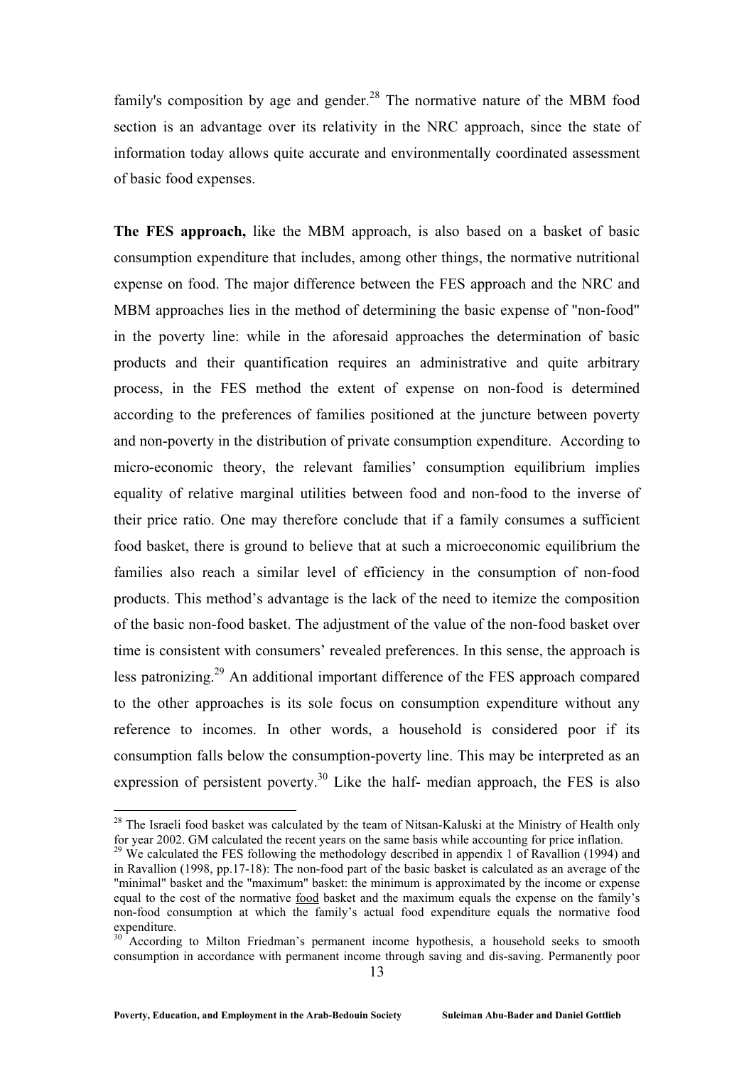family's composition by age and gender.[28] The normative nature of the MBM food section is an advantage over its relativity in the NRC approach, since the state of information today allows quite accurate and environmentally coordinated assessment of basic food expenses.

**The FES approach,** like the MBM approach, is also based on a basket of basic consumption expenditure that includes, among other things, the normative nutritional expense on food. The major difference between the FES approach and the NRC and MBM approaches lies in the method of determining the basic expense of "non-food" in the poverty line: while in the aforesaid approaches the determination of basic products and their quantification requires an administrative and quite arbitrary process, in the FES method the extent of expense on non-food is determined according to the preferences of families positioned at the juncture between poverty and non-poverty in the distribution of private consumption expenditure. According to micro-economic theory, the relevant families' consumption equilibrium implies equality of relative marginal utilities between food and non-food to the inverse of their price ratio. One may therefore conclude that if a family consumes a sufficient food basket, there is ground to believe that at such a microeconomic equilibrium the families also reach a similar level of efficiency in the consumption of non-food products. This method's advantage is the lack of the need to itemize the composition of the basic non-food basket. The adjustment of the value of the non-food basket over time is consistent with consumers' revealed preferences. In this sense, the approach is less patronizing.[29] An additional important difference of the FES approach compared to the other approaches is its sole focus on consumption expenditure without any reference to incomes. In other words, a household is considered poor if its consumption falls below the consumption-poverty line. This may be interpreted as an expression of persistent poverty.[30] Like the half- median approach, the FES is also

---

[28] The Israeli food basket was calculated by the team of Nitsan-Kaluski at the Ministry of Health only for year 2002. GM calculated the recent years on the same basis while accounting for price inflation.

[29] We calculated the FES following the methodology described in appendix 1 of Ravallion (1994) and in Ravallion (1998, pp.17-18): The non-food part of the basic basket is calculated as an average of the "minimal" basket and the "maximum" basket: the minimum is approximated by the income or expense equal to the cost of the normative food basket and the maximum equals the expense on the family's non-food consumption at which the family's actual food expenditure equals the normative food expenditure.

[30] According to Milton Friedman's permanent income hypothesis, a household seeks to smooth consumption in accordance with permanent income through saving and dis-saving. Permanently poor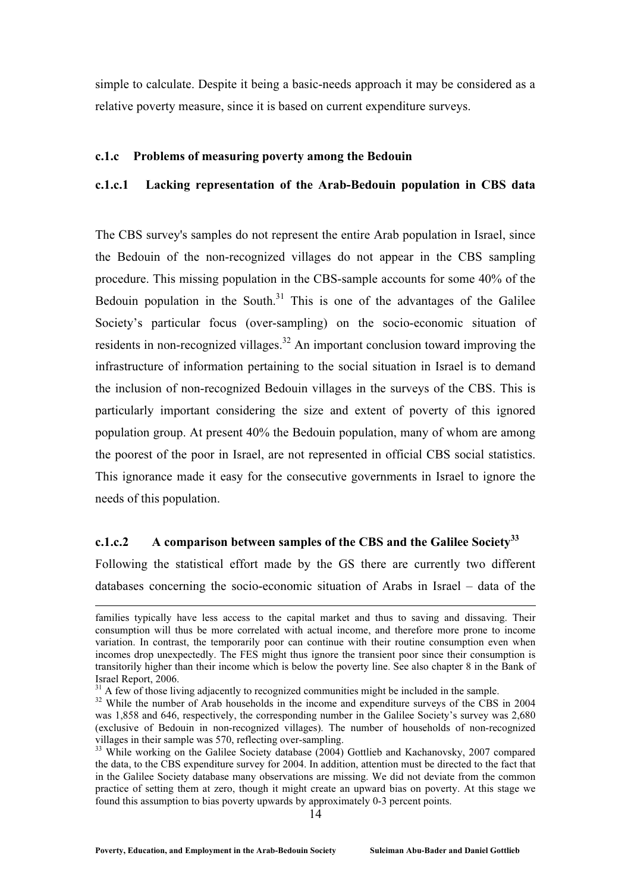simple to calculate. Despite it being a basic-needs approach it may be considered as a relative poverty measure, since it is based on current expenditure surveys.

### c.1.c Problems of measuring poverty among the Bedouin

#### c.1.c.1 Lacking representation of the Arab-Bedouin population in CBS data

The CBS survey's samples do not represent the entire Arab population in Israel, since the Bedouin of the non-recognized villages do not appear in the CBS sampling procedure. This missing population in the CBS-sample accounts for some 40% of the Bedouin population in the South.[31] This is one of the advantages of the Galilee Society's particular focus (over-sampling) on the socio-economic situation of residents in non-recognized villages.[32] An important conclusion toward improving the infrastructure of information pertaining to the social situation in Israel is to demand the inclusion of non-recognized Bedouin villages in the surveys of the CBS. This is particularly important considering the size and extent of poverty of this ignored population group. At present 40% the Bedouin population, many of whom are among the poorest of the poor in Israel, are not represented in official CBS social statistics. This ignorance made it easy for the consecutive governments in Israel to ignore the needs of this population.

#### c.1.c.2 A comparison between samples of the CBS and the Galilee Society[33]

Following the statistical effort made by the GS there are currently two different databases concerning the socio-economic situation of Arabs in Israel – data of the

---

families typically have less access to the capital market and thus to saving and dissaving. Their consumption will thus be more correlated with actual income, and therefore more prone to income variation. In contrast, the temporarily poor can continue with their routine consumption even when incomes drop unexpectedly. The FES might thus ignore the transient poor since their consumption is transitorily higher than their income which is below the poverty line. See also chapter 8 in the Bank of Israel Report, 2006.

[31] A few of those living adjacently to recognized communities might be included in the sample.

[32] While the number of Arab households in the income and expenditure surveys of the CBS in 2004 was 1,858 and 646, respectively, the corresponding number in the Galilee Society's survey was 2,680 (exclusive of Bedouin in non-recognized villages). The number of households of non-recognized villages in their sample was 570, reflecting over-sampling.

[33] While working on the Galilee Society database (2004) Gottlieb and Kachanovsky, 2007 compared the data, to the CBS expenditure survey for 2004. In addition, attention must be directed to the fact that in the Galilee Society database many observations are missing. We did not deviate from the common practice of setting them at zero, though it might create an upward bias on poverty. At this stage we found this assumption to bias poverty upwards by approximately 0-3 percent points.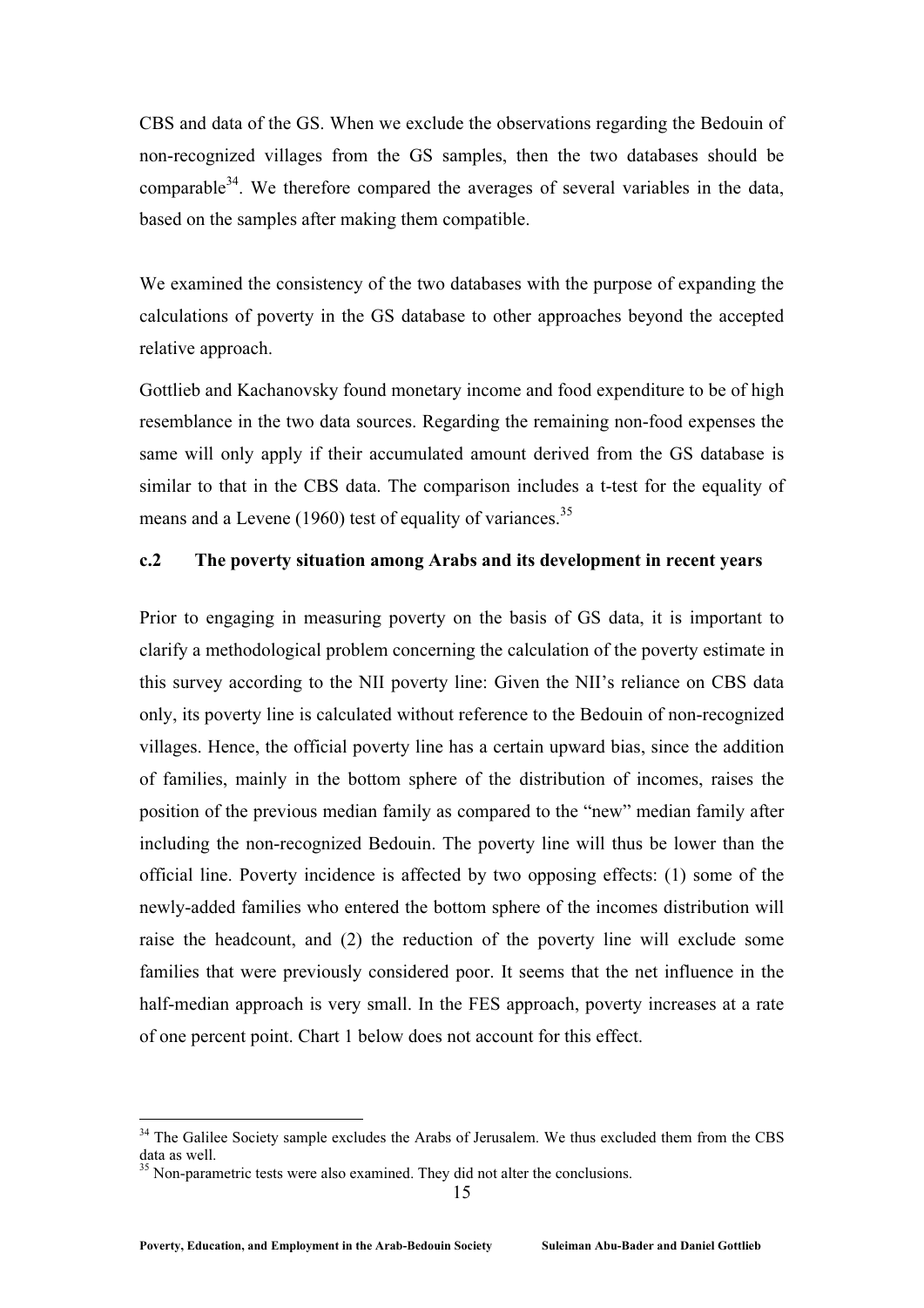CBS and data of the GS. When we exclude the observations regarding the Bedouin of non-recognized villages from the GS samples, then the two databases should be comparable[34]. We therefore compared the averages of several variables in the data, based on the samples after making them compatible.

We examined the consistency of the two databases with the purpose of expanding the calculations of poverty in the GS database to other approaches beyond the accepted relative approach.

Gottlieb and Kachanovsky found monetary income and food expenditure to be of high resemblance in the two data sources. Regarding the remaining non-food expenses the same will only apply if their accumulated amount derived from the GS database is similar to that in the CBS data. The comparison includes a t-test for the equality of means and a Levene (1960) test of equality of variances.[35]

### c.2 The poverty situation among Arabs and its development in recent years

Prior to engaging in measuring poverty on the basis of GS data, it is important to clarify a methodological problem concerning the calculation of the poverty estimate in this survey according to the NII poverty line: Given the NII's reliance on CBS data only, its poverty line is calculated without reference to the Bedouin of non-recognized villages. Hence, the official poverty line has a certain upward bias, since the addition of families, mainly in the bottom sphere of the distribution of incomes, raises the position of the previous median family as compared to the "new" median family after including the non-recognized Bedouin. The poverty line will thus be lower than the official line. Poverty incidence is affected by two opposing effects: (1) some of the newly-added families who entered the bottom sphere of the incomes distribution will raise the headcount, and (2) the reduction of the poverty line will exclude some families that were previously considered poor. It seems that the net influence in the half-median approach is very small. In the FES approach, poverty increases at a rate of one percent point. Chart 1 below does not account for this effect.

---

[34] The Galilee Society sample excludes the Arabs of Jerusalem. We thus excluded them from the CBS data as well.

[35] Non-parametric tests were also examined. They did not alter the conclusions.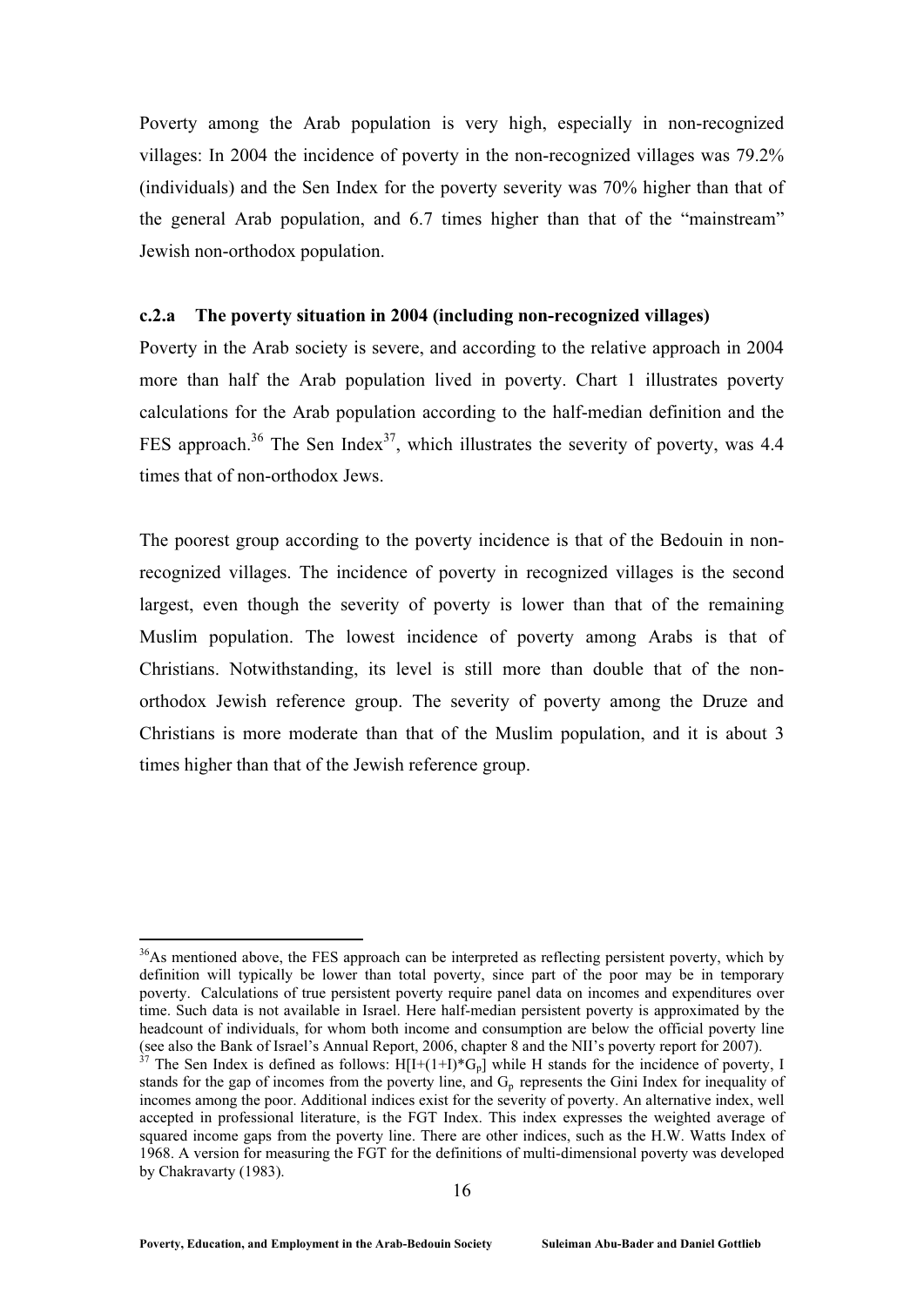Poverty among the Arab population is very high, especially in non-recognized villages: In 2004 the incidence of poverty in the non-recognized villages was 79.2% (individuals) and the Sen Index for the poverty severity was 70% higher than that of the general Arab population, and 6.7 times higher than that of the "mainstream" Jewish non-orthodox population.

### c.2.a The poverty situation in 2004 (including non-recognized villages)

Poverty in the Arab society is severe, and according to the relative approach in 2004 more than half the Arab population lived in poverty. Chart 1 illustrates poverty calculations for the Arab population according to the half-median definition and the FES approach.[36] The Sen Index[37], which illustrates the severity of poverty, was 4.4 times that of non-orthodox Jews.

The poorest group according to the poverty incidence is that of the Bedouin in non-recognized villages. The incidence of poverty in recognized villages is the second largest, even though the severity of poverty is lower than that of the remaining Muslim population. The lowest incidence of poverty among Arabs is that of Christians. Notwithstanding, its level is still more than double that of the non-orthodox Jewish reference group. The severity of poverty among the Druze and Christians is more moderate than that of the Muslim population, and it is about 3 times higher than that of the Jewish reference group.

---

[36]As mentioned above, the FES approach can be interpreted as reflecting persistent poverty, which by definition will typically be lower than total poverty, since part of the poor may be in temporary poverty. Calculations of true persistent poverty require panel data on incomes and expenditures over time. Such data is not available in Israel. Here half-median persistent poverty is approximated by the headcount of individuals, for whom both income and consumption are below the official poverty line (see also the Bank of Israel's Annual Report, 2006, chapter 8 and the NII's poverty report for 2007).

[37] The Sen Index is defined as follows: $H[I+(1+I)*G_p]$ while H stands for the incidence of poverty, I stands for the gap of incomes from the poverty line, and $G_p$ represents the Gini Index for inequality of incomes among the poor. Additional indices exist for the severity of poverty. An alternative index, well accepted in professional literature, is the FGT Index. This index expresses the weighted average of squared income gaps from the poverty line. There are other indices, such as the H.W. Watts Index of 1968. A version for measuring the FGT for the definitions of multi-dimensional poverty was developed by Chakravarty (1983).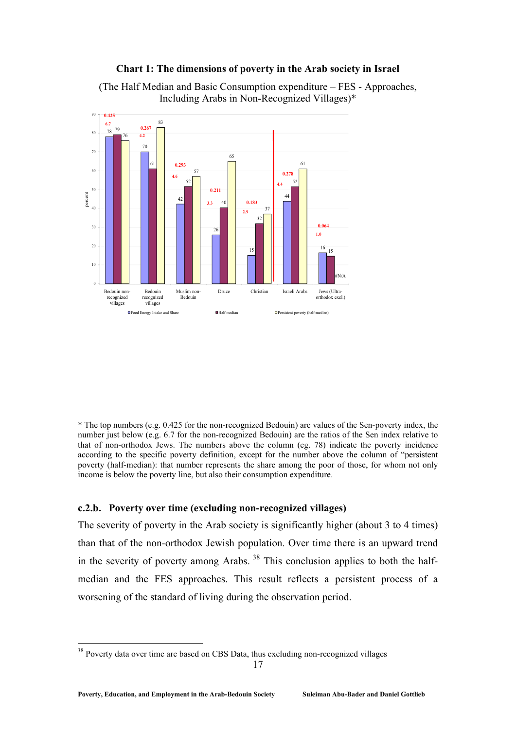**Chart 1: The dimensions of poverty in the Arab society in Israel**

(The Half Median and Basic Consumption expenditure – FES - Approaches, Including Arabs in Non-Recognized Villages)*

| | Bedouin non-recognized villages | Bedouin recognized villages | Muslim non-Bedouin | Druze | Christian | Israeli Arabs | Jews (Ultra-orthodox excl.) |
|---|---|---|---|---|---|---|---|
| Sen-poverty index | 0.425 | 0.267 | 0.293 | 0.211 | 0.183 | 0.278 | 0.064 |
| Ratio to non-orthodox Jews | 6.7 | 4.2 | 4.6 | 3.3 | 2.9 | 4.4 | 1.0 |
| Food Energy Intake and Share | 78 | 70 | 42 | 26 | 15 | 44 | 16 |
| Half median | 79 | 61 | 52 | 40 | 32 | 52 | 15 |
| Persistent poverty (half-median) | 76 | 83 | 57 | 65 | 37 | 61 | #N/A |

\* The top numbers (e.g. 0.425 for the non-recognized Bedouin) are values of the Sen-poverty index, the number just below (e.g. 6.7 for the non-recognized Bedouin) are the ratios of the Sen index relative to that of non-orthodox Jews. The numbers above the column (eg. 78) indicate the poverty incidence according to the specific poverty definition, except for the number above the column of "persistent poverty (half-median): that number represents the share among the poor of those, for whom not only income is below the poverty line, but also their consumption expenditure.

### c.2.b. Poverty over time (excluding non-recognized villages)

The severity of poverty in the Arab society is significantly higher (about 3 to 4 times) than that of the non-orthodox Jewish population. Over time there is an upward trend in the severity of poverty among Arabs. [38] This conclusion applies to both the half-median and the FES approaches. This result reflects a persistent process of a worsening of the standard of living during the observation period.

[38] Poverty data over time are based on CBS Data, thus excluding non-recognized villages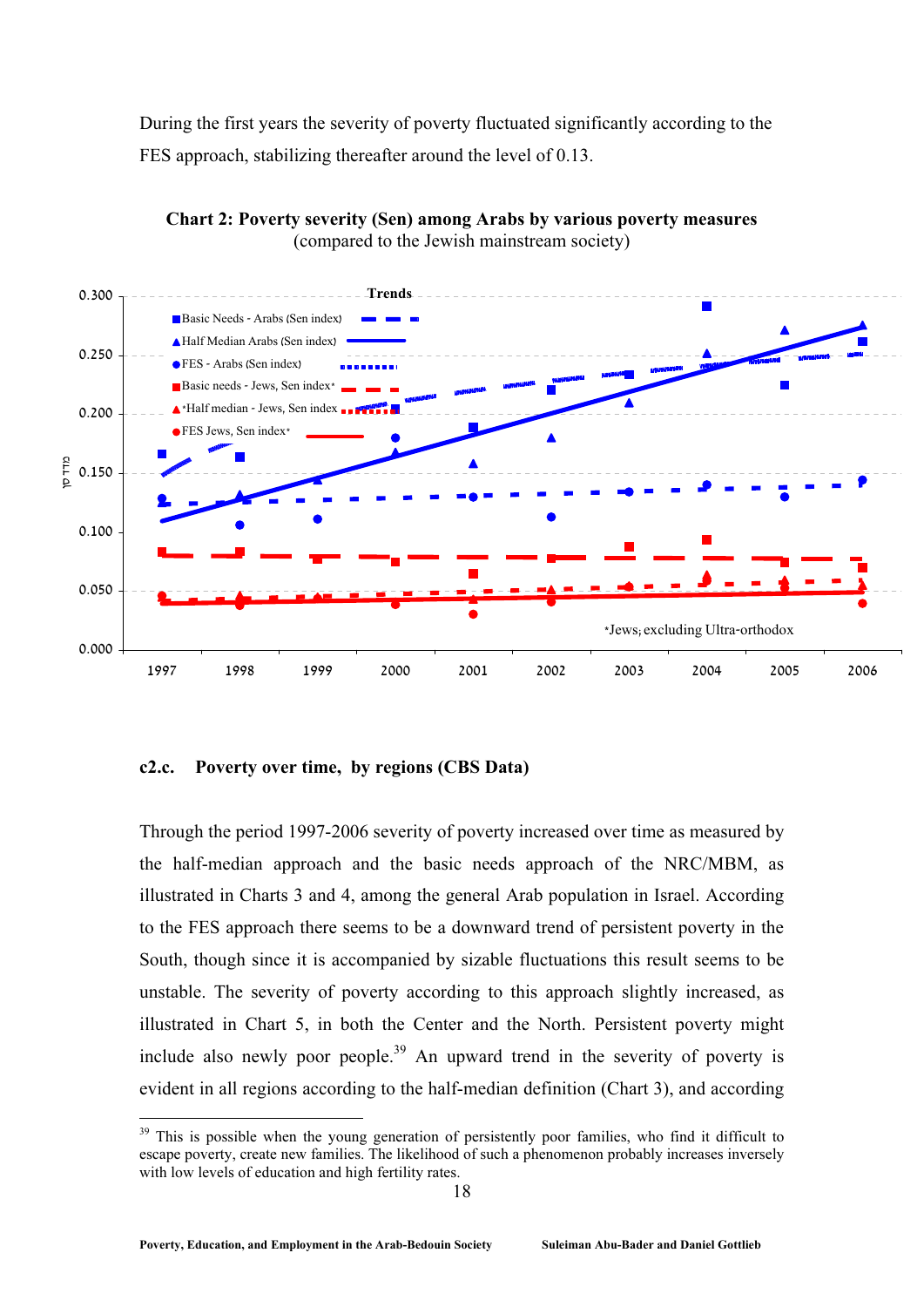During the first years the severity of poverty fluctuated significantly according to the FES approach, stabilizing thereafter around the level of 0.13.

**Chart 2: Poverty severity (Sen) among Arabs by various poverty measures**
(compared to the Jewish mainstream society)

#### c2.c. Poverty over time, by regions (CBS Data)

Through the period 1997-2006 severity of poverty increased over time as measured by the half-median approach and the basic needs approach of the NRC/MBM, as illustrated in Charts 3 and 4, among the general Arab population in Israel. According to the FES approach there seems to be a downward trend of persistent poverty in the South, though since it is accompanied by sizable fluctuations this result seems to be unstable. The severity of poverty according to this approach slightly increased, as illustrated in Chart 5, in both the Center and the North. Persistent poverty might include also newly poor people.[39] An upward trend in the severity of poverty is evident in all regions according to the half-median definition (Chart 3), and according

---

[39] This is possible when the young generation of persistently poor families, who find it difficult to escape poverty, create new families. The likelihood of such a phenomenon probably increases inversely with low levels of education and high fertility rates.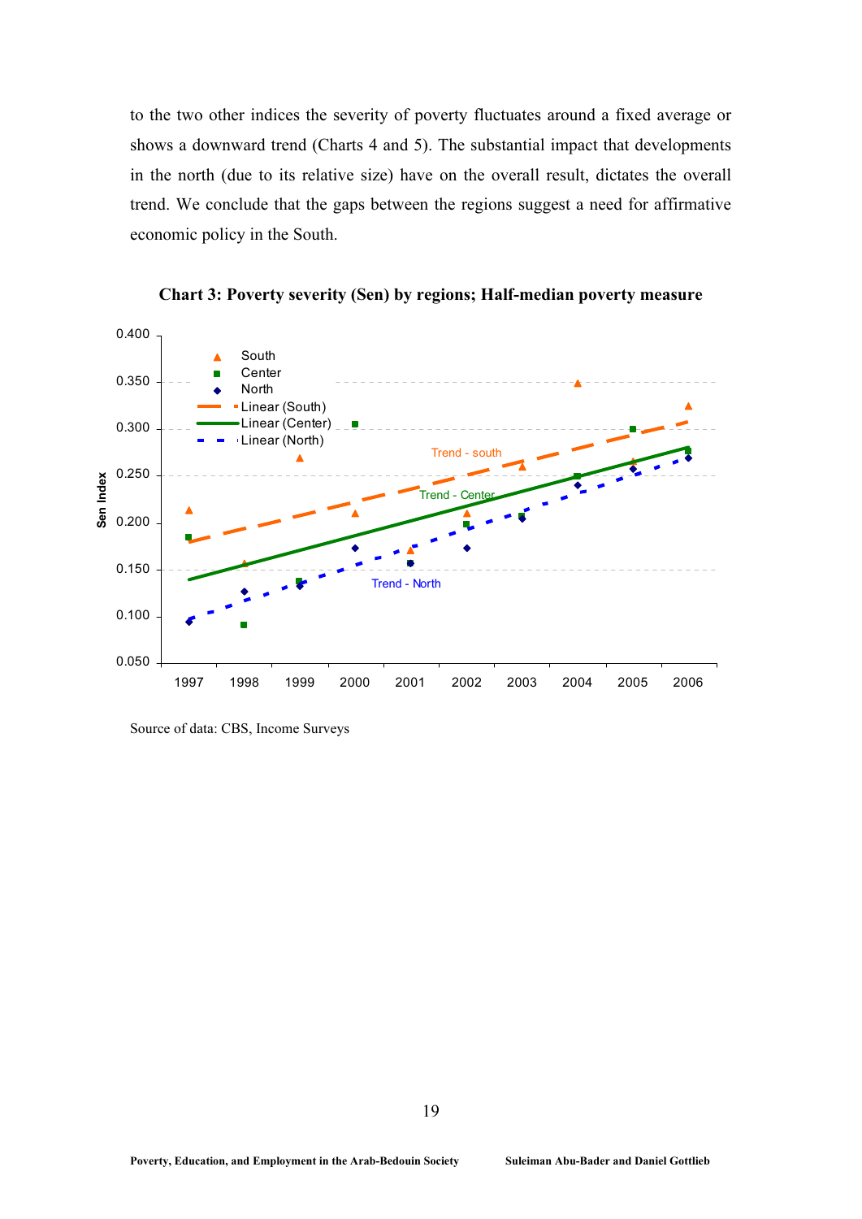to the two other indices the severity of poverty fluctuates around a fixed average or shows a downward trend (Charts 4 and 5). The substantial impact that developments in the north (due to its relative size) have on the overall result, dictates the overall trend. We conclude that the gaps between the regions suggest a need for affirmative economic policy in the South.

**Chart 3: Poverty severity (Sen) by regions; Half-median poverty measure**

Source of data: CBS, Income Surveys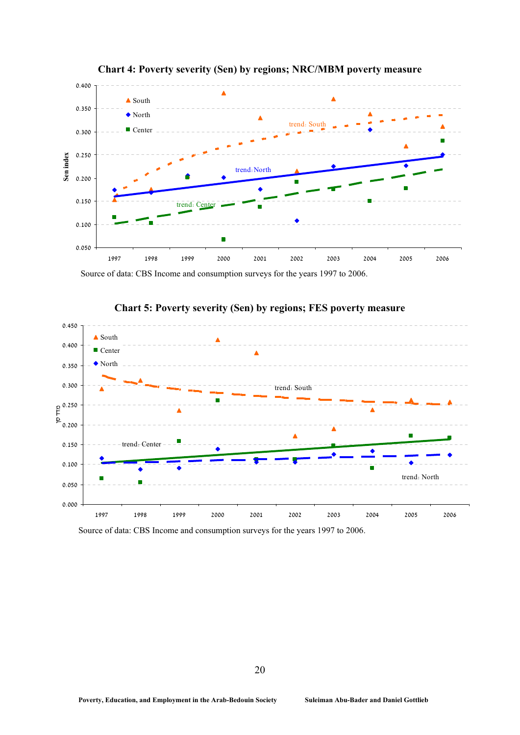**Chart 4: Poverty severity (Sen) by regions; NRC/MBM poverty measure**

Source of data: CBS Income and consumption surveys for the years 1997 to 2006.

**Chart 5: Poverty severity (Sen) by regions; FES poverty measure**

Source of data: CBS Income and consumption surveys for the years 1997 to 2006.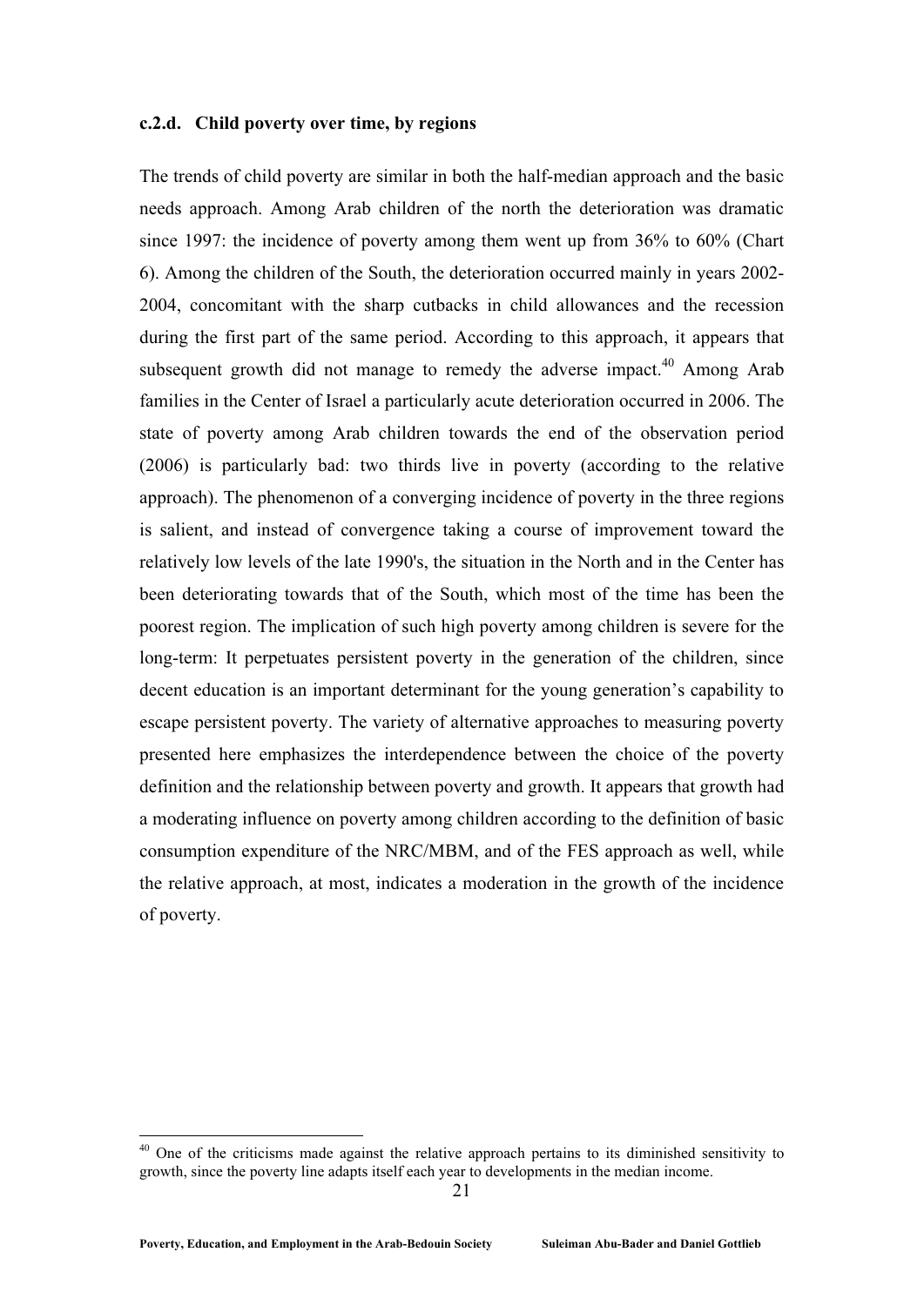#### c.2.d. Child poverty over time, by regions

The trends of child poverty are similar in both the half-median approach and the basic needs approach. Among Arab children of the north the deterioration was dramatic since 1997: the incidence of poverty among them went up from 36% to 60% (Chart 6). Among the children of the South, the deterioration occurred mainly in years 2002-2004, concomitant with the sharp cutbacks in child allowances and the recession during the first part of the same period. According to this approach, it appears that subsequent growth did not manage to remedy the adverse impact.[40] Among Arab families in the Center of Israel a particularly acute deterioration occurred in 2006. The state of poverty among Arab children towards the end of the observation period (2006) is particularly bad: two thirds live in poverty (according to the relative approach). The phenomenon of a converging incidence of poverty in the three regions is salient, and instead of convergence taking a course of improvement toward the relatively low levels of the late 1990's, the situation in the North and in the Center has been deteriorating towards that of the South, which most of the time has been the poorest region. The implication of such high poverty among children is severe for the long-term: It perpetuates persistent poverty in the generation of the children, since decent education is an important determinant for the young generation's capability to escape persistent poverty. The variety of alternative approaches to measuring poverty presented here emphasizes the interdependence between the choice of the poverty definition and the relationship between poverty and growth. It appears that growth had a moderating influence on poverty among children according to the definition of basic consumption expenditure of the NRC/MBM, and of the FES approach as well, while the relative approach, at most, indicates a moderation in the growth of the incidence of poverty.

---

[40] One of the criticisms made against the relative approach pertains to its diminished sensitivity to growth, since the poverty line adapts itself each year to developments in the median income.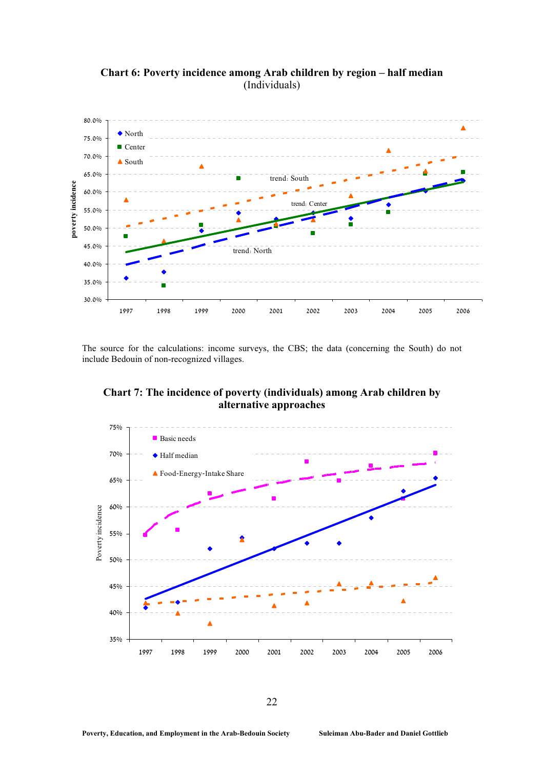**Chart 6: Poverty incidence among Arab children by region – half median**
(Individuals)

The source for the calculations: income surveys, the CBS; the data (concerning the South) do not include Bedouin of non-recognized villages.

**Chart 7: The incidence of poverty (individuals) among Arab children by alternative approaches**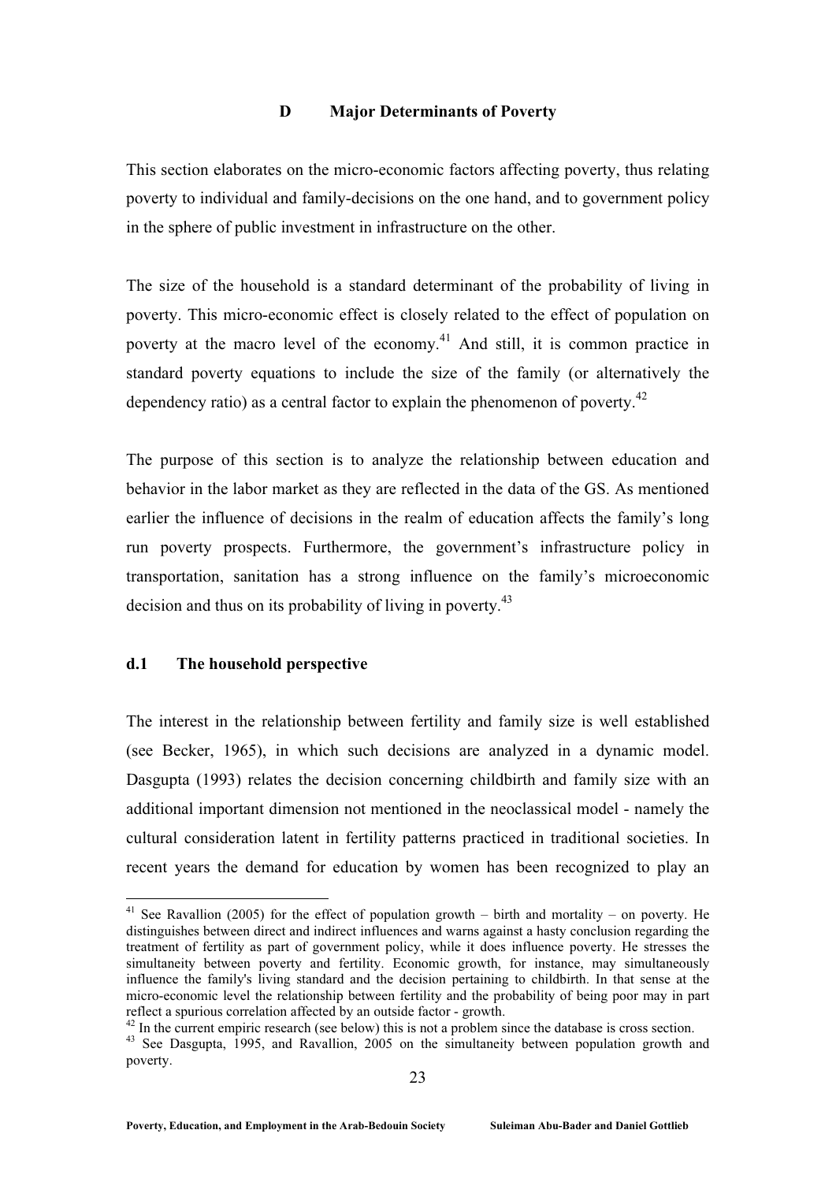## D Major Determinants of Poverty

This section elaborates on the micro-economic factors affecting poverty, thus relating poverty to individual and family-decisions on the one hand, and to government policy in the sphere of public investment in infrastructure on the other.

The size of the household is a standard determinant of the probability of living in poverty. This micro-economic effect is closely related to the effect of population on poverty at the macro level of the economy.[41] And still, it is common practice in standard poverty equations to include the size of the family (or alternatively the dependency ratio) as a central factor to explain the phenomenon of poverty.[42]

The purpose of this section is to analyze the relationship between education and behavior in the labor market as they are reflected in the data of the GS. As mentioned earlier the influence of decisions in the realm of education affects the family's long run poverty prospects. Furthermore, the government's infrastructure policy in transportation, sanitation has a strong influence on the family's microeconomic decision and thus on its probability of living in poverty.[43]

### d.1 The household perspective

The interest in the relationship between fertility and family size is well established (see Becker, 1965), in which such decisions are analyzed in a dynamic model. Dasgupta (1993) relates the decision concerning childbirth and family size with an additional important dimension not mentioned in the neoclassical model - namely the cultural consideration latent in fertility patterns practiced in traditional societies. In recent years the demand for education by women has been recognized to play an

---

[41] See Ravallion (2005) for the effect of population growth – birth and mortality – on poverty. He distinguishes between direct and indirect influences and warns against a hasty conclusion regarding the treatment of fertility as part of government policy, while it does influence poverty. He stresses the simultaneity between poverty and fertility. Economic growth, for instance, may simultaneously influence the family's living standard and the decision pertaining to childbirth. In that sense at the micro-economic level the relationship between fertility and the probability of being poor may in part reflect a spurious correlation affected by an outside factor - growth.

[42] In the current empiric research (see below) this is not a problem since the database is cross section.

[43] See Dasgupta, 1995, and Ravallion, 2005 on the simultaneity between population growth and poverty.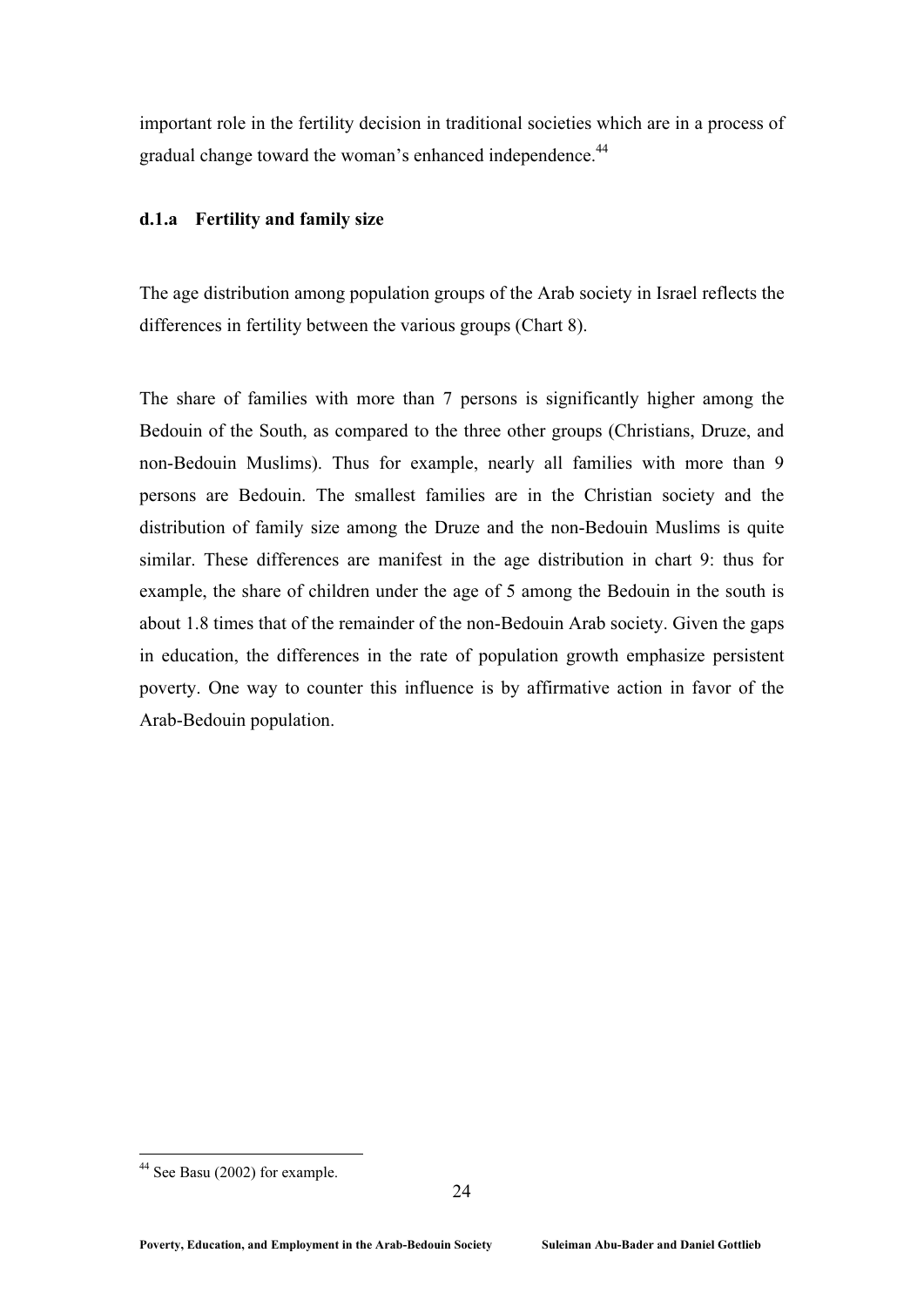important role in the fertility decision in traditional societies which are in a process of gradual change toward the woman's enhanced independence.[44]

### d.1.a Fertility and family size

The age distribution among population groups of the Arab society in Israel reflects the differences in fertility between the various groups (Chart 8).

The share of families with more than 7 persons is significantly higher among the Bedouin of the South, as compared to the three other groups (Christians, Druze, and non-Bedouin Muslims). Thus for example, nearly all families with more than 9 persons are Bedouin. The smallest families are in the Christian society and the distribution of family size among the Druze and the non-Bedouin Muslims is quite similar. These differences are manifest in the age distribution in chart 9: thus for example, the share of children under the age of 5 among the Bedouin in the south is about 1.8 times that of the remainder of the non-Bedouin Arab society. Given the gaps in education, the differences in the rate of population growth emphasize persistent poverty. One way to counter this influence is by affirmative action in favor of the Arab-Bedouin population.

---

[44] See Basu (2002) for example.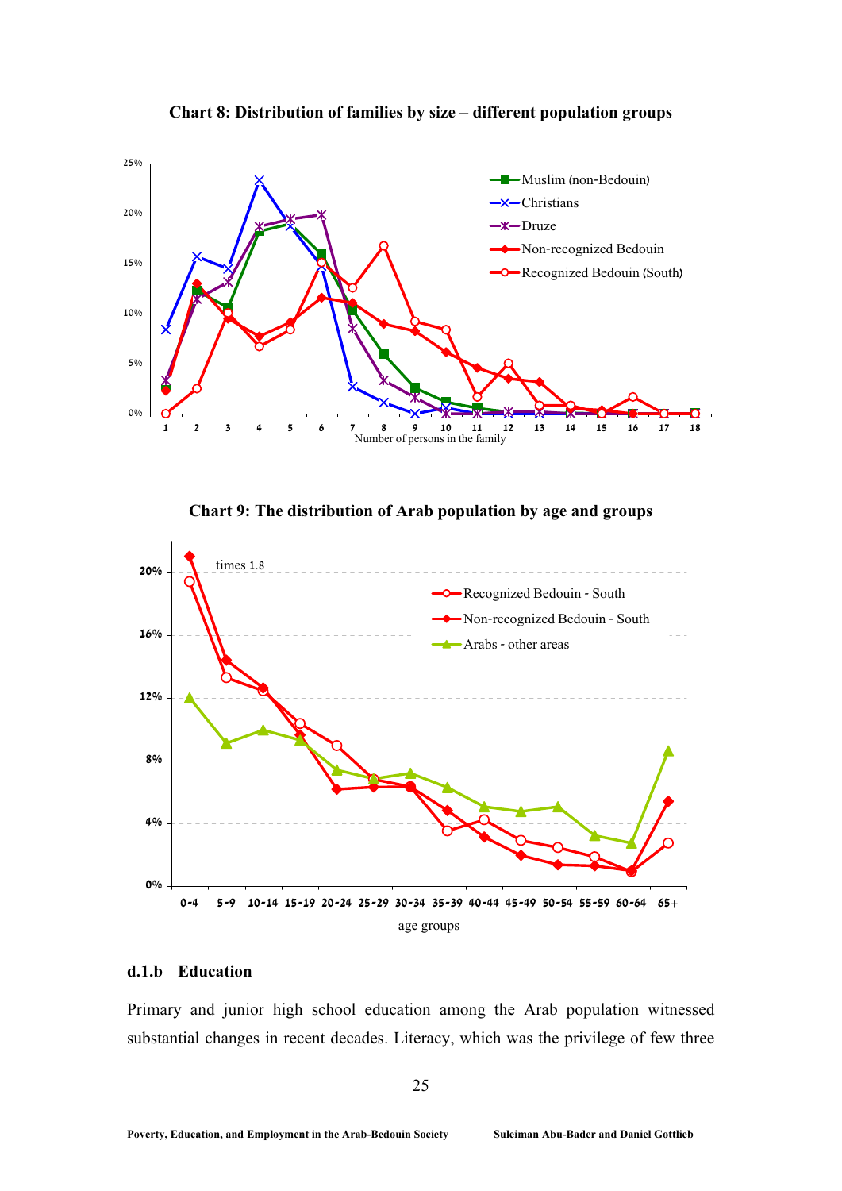**Chart 8: Distribution of families by size – different population groups**

**Chart 9: The distribution of Arab population by age and groups**

### d.1.b Education

Primary and junior high school education among the Arab population witnessed substantial changes in recent decades. Literacy, which was the privilege of few three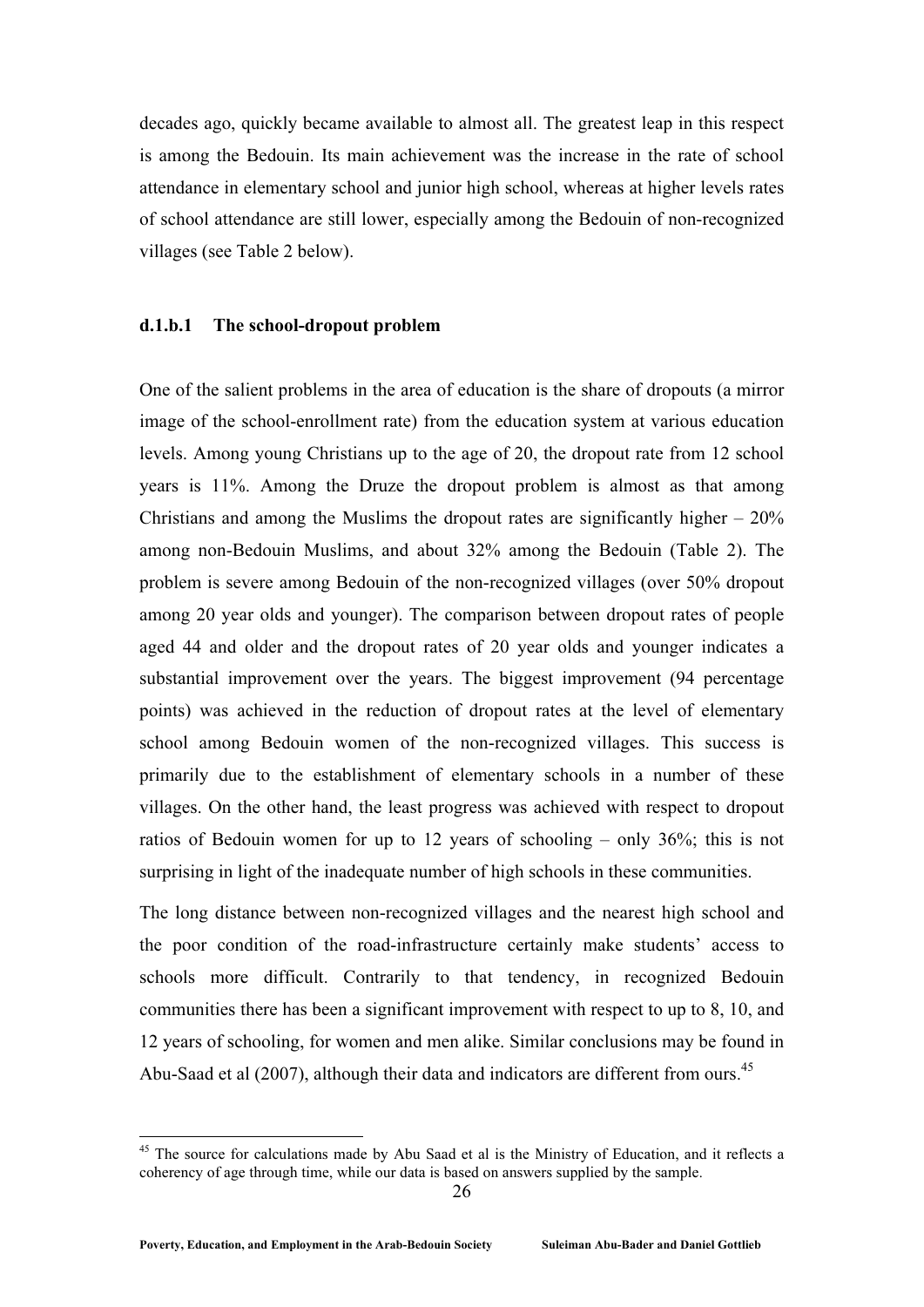decades ago, quickly became available to almost all. The greatest leap in this respect is among the Bedouin. Its main achievement was the increase in the rate of school attendance in elementary school and junior high school, whereas at higher levels rates of school attendance are still lower, especially among the Bedouin of non-recognized villages (see Table 2 below).

#### d.1.b.1 The school-dropout problem

One of the salient problems in the area of education is the share of dropouts (a mirror image of the school-enrollment rate) from the education system at various education levels. Among young Christians up to the age of 20, the dropout rate from 12 school years is 11%. Among the Druze the dropout problem is almost as that among Christians and among the Muslims the dropout rates are significantly higher – 20% among non-Bedouin Muslims, and about 32% among the Bedouin (Table 2). The problem is severe among Bedouin of the non-recognized villages (over 50% dropout among 20 year olds and younger). The comparison between dropout rates of people aged 44 and older and the dropout rates of 20 year olds and younger indicates a substantial improvement over the years. The biggest improvement (94 percentage points) was achieved in the reduction of dropout rates at the level of elementary school among Bedouin women of the non-recognized villages. This success is primarily due to the establishment of elementary schools in a number of these villages. On the other hand, the least progress was achieved with respect to dropout ratios of Bedouin women for up to 12 years of schooling – only 36%; this is not surprising in light of the inadequate number of high schools in these communities.

The long distance between non-recognized villages and the nearest high school and the poor condition of the road-infrastructure certainly make students' access to schools more difficult. Contrarily to that tendency, in recognized Bedouin communities there has been a significant improvement with respect to up to 8, 10, and 12 years of schooling, for women and men alike. Similar conclusions may be found in Abu-Saad et al (2007), although their data and indicators are different from ours.[45]

[45] The source for calculations made by Abu Saad et al is the Ministry of Education, and it reflects a coherency of age through time, while our data is based on answers supplied by the sample.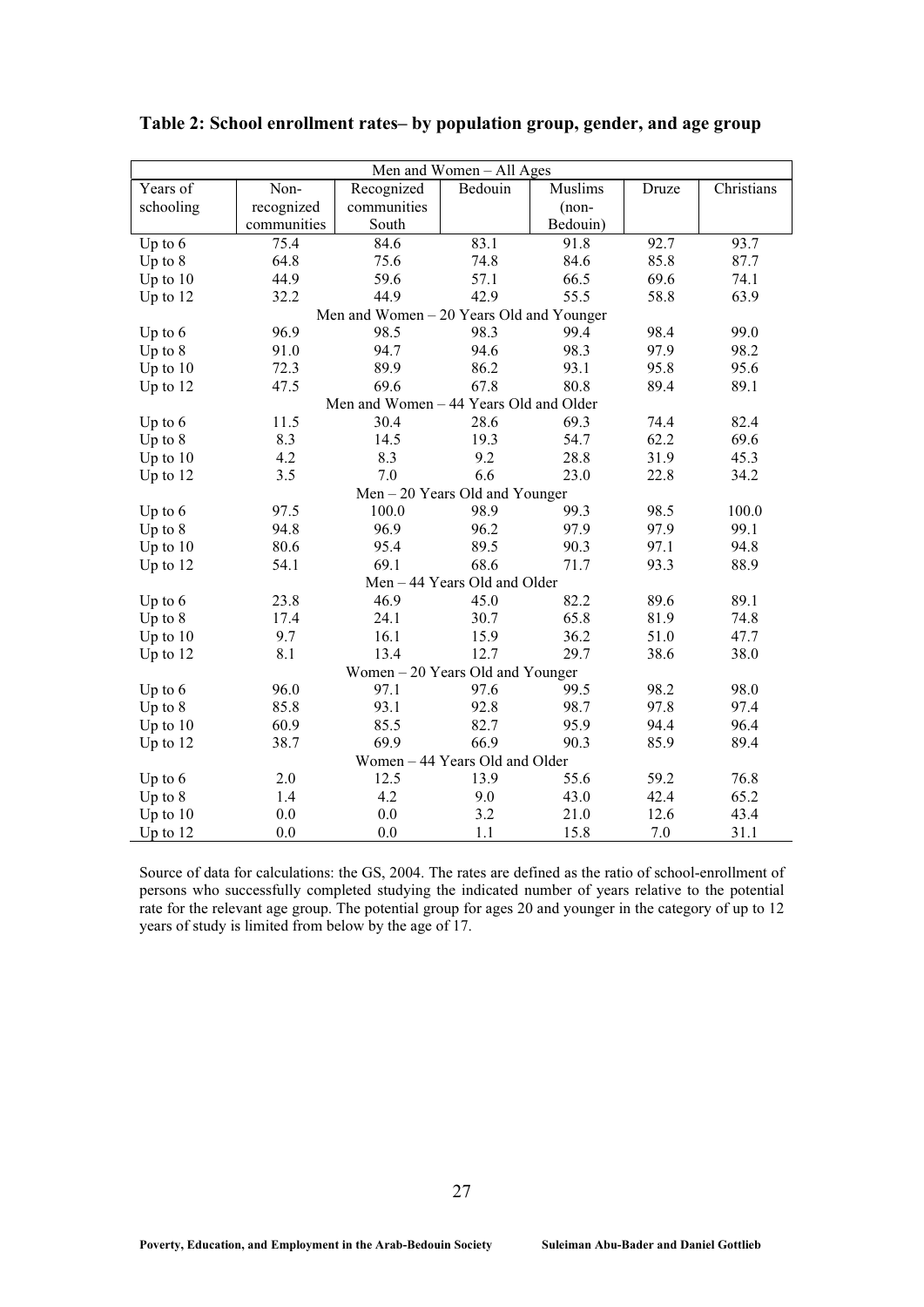**Table 2: School enrollment rates– by population group, gender, and age group**

| Years of schooling | Non-recognized communities | Recognized communities South | Bedouin | Muslims (non-Bedouin) | Druze | Christians |
|---|---|---|---|---|---|---|
| **Men and Women – All Ages** | | | | | | |
| Up to 6 | 75.4 | 84.6 | 83.1 | 91.8 | 92.7 | 93.7 |
| Up to 8 | 64.8 | 75.6 | 74.8 | 84.6 | 85.8 | 87.7 |
| Up to 10 | 44.9 | 59.6 | 57.1 | 66.5 | 69.6 | 74.1 |
| Up to 12 | 32.2 | 44.9 | 42.9 | 55.5 | 58.8 | 63.9 |
| **Men and Women – 20 Years Old and Younger** | | | | | | |
| Up to 6 | 96.9 | 98.5 | 98.3 | 99.4 | 98.4 | 99.0 |
| Up to 8 | 91.0 | 94.7 | 94.6 | 98.3 | 97.9 | 98.2 |
| Up to 10 | 72.3 | 89.9 | 86.2 | 93.1 | 95.8 | 95.6 |
| Up to 12 | 47.5 | 69.6 | 67.8 | 80.8 | 89.4 | 89.1 |
| **Men and Women – 44 Years Old and Older** | | | | | | |
| Up to 6 | 11.5 | 30.4 | 28.6 | 69.3 | 74.4 | 82.4 |
| Up to 8 | 8.3 | 14.5 | 19.3 | 54.7 | 62.2 | 69.6 |
| Up to 10 | 4.2 | 8.3 | 9.2 | 28.8 | 31.9 | 45.3 |
| Up to 12 | 3.5 | 7.0 | 6.6 | 23.0 | 22.8 | 34.2 |
| **Men – 20 Years Old and Younger** | | | | | | |
| Up to 6 | 97.5 | 100.0 | 98.9 | 99.3 | 98.5 | 100.0 |
| Up to 8 | 94.8 | 96.9 | 96.2 | 97.9 | 97.9 | 99.1 |
| Up to 10 | 80.6 | 95.4 | 89.5 | 90.3 | 97.1 | 94.8 |
| Up to 12 | 54.1 | 69.1 | 68.6 | 71.7 | 93.3 | 88.9 |
| **Men – 44 Years Old and Older** | | | | | | |
| Up to 6 | 23.8 | 46.9 | 45.0 | 82.2 | 89.6 | 89.1 |
| Up to 8 | 17.4 | 24.1 | 30.7 | 65.8 | 81.9 | 74.8 |
| Up to 10 | 9.7 | 16.1 | 15.9 | 36.2 | 51.0 | 47.7 |
| Up to 12 | 8.1 | 13.4 | 12.7 | 29.7 | 38.6 | 38.0 |
| **Women – 20 Years Old and Younger** | | | | | | |
| Up to 6 | 96.0 | 97.1 | 97.6 | 99.5 | 98.2 | 98.0 |
| Up to 8 | 85.8 | 93.1 | 92.8 | 98.7 | 97.8 | 97.4 |
| Up to 10 | 60.9 | 85.5 | 82.7 | 95.9 | 94.4 | 96.4 |
| Up to 12 | 38.7 | 69.9 | 66.9 | 90.3 | 85.9 | 89.4 |
| **Women – 44 Years Old and Older** | | | | | | |
| Up to 6 | 2.0 | 12.5 | 13.9 | 55.6 | 59.2 | 76.8 |
| Up to 8 | 1.4 | 4.2 | 9.0 | 43.0 | 42.4 | 65.2 |
| Up to 10 | 0.0 | 0.0 | 3.2 | 21.0 | 12.6 | 43.4 |
| Up to 12 | 0.0 | 0.0 | 1.1 | 15.8 | 7.0 | 31.1 |

Source of data for calculations: the GS, 2004. The rates are defined as the ratio of school-enrollment of persons who successfully completed studying the indicated number of years relative to the potential rate for the relevant age group. The potential group for ages 20 and younger in the category of up to 12 years of study is limited from below by the age of 17.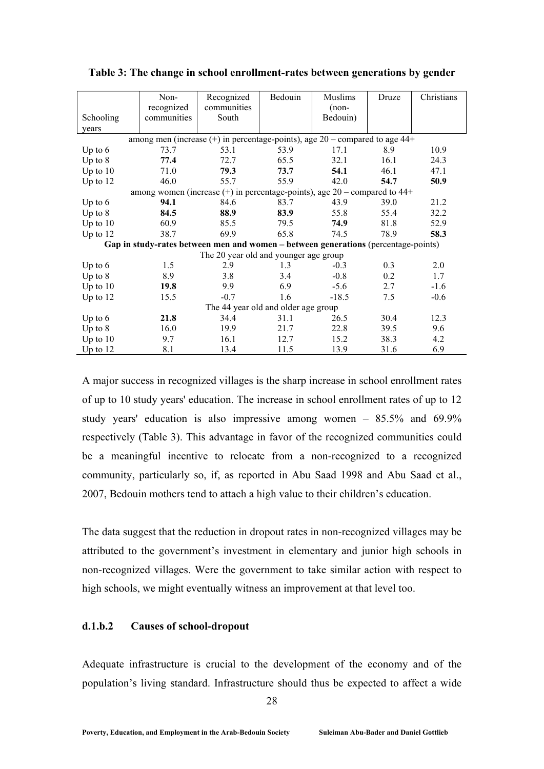**Table 3: The change in school enrollment-rates between generations by gender**

| Schooling years | Non-recognized communities | Recognized communities South | Bedouin | Muslims (non-Bedouin) | Druze | Christians |
|---|---|---|---|---|---|---|
| among men (increase (+) in percentage-points), age 20 – compared to age 44+ | | | | | | |
| Up to 6 | 73.7 | 53.1 | 53.9 | 17.1 | 8.9 | 10.9 |
| Up to 8 | **77.4** | 72.7 | 65.5 | 32.1 | 16.1 | 24.3 |
| Up to 10 | 71.0 | **79.3** | **73.7** | **54.1** | 46.1 | 47.1 |
| Up to 12 | 46.0 | 55.7 | 55.9 | 42.0 | **54.7** | **50.9** |
| among women (increase (+) in percentage-points), age 20 – compared to 44+ | | | | | | |
| Up to 6 | **94.1** | 84.6 | 83.7 | 43.9 | 39.0 | 21.2 |
| Up to 8 | **84.5** | **88.9** | **83.9** | 55.8 | 55.4 | 32.2 |
| Up to 10 | 60.9 | 85.5 | 79.5 | **74.9** | 81.8 | 52.9 |
| Up to 12 | 38.7 | 69.9 | 65.8 | 74.5 | 78.9 | **58.3** |
| **Gap in study-rates between men and women – between generations** (percentage-points) | | | | | | |
| The 20 year old and younger age group | | | | | | |
| Up to 6 | 1.5 | 2.9 | 1.3 | -0.3 | 0.3 | 2.0 |
| Up to 8 | 8.9 | 3.8 | 3.4 | -0.8 | 0.2 | 1.7 |
| Up to 10 | **19.8** | 9.9 | 6.9 | -5.6 | 2.7 | -1.6 |
| Up to 12 | 15.5 | -0.7 | 1.6 | -18.5 | 7.5 | -0.6 |
| The 44 year old and older age group | | | | | | |
| Up to 6 | **21.8** | 34.4 | 31.1 | 26.5 | 30.4 | 12.3 |
| Up to 8 | 16.0 | 19.9 | 21.7 | 22.8 | 39.5 | 9.6 |
| Up to 10 | 9.7 | 16.1 | 12.7 | 15.2 | 38.3 | 4.2 |
| Up to 12 | 8.1 | 13.4 | 11.5 | 13.9 | 31.6 | 6.9 |

A major success in recognized villages is the sharp increase in school enrollment rates of up to 10 study years' education. The increase in school enrollment rates of up to 12 study years' education is also impressive among women – 85.5% and 69.9% respectively (Table 3). This advantage in favor of the recognized communities could be a meaningful incentive to relocate from a non-recognized to a recognized community, particularly so, if, as reported in Abu Saad 1998 and Abu Saad et al., 2007, Bedouin mothers tend to attach a high value to their children's education.

The data suggest that the reduction in dropout rates in non-recognized villages may be attributed to the government's investment in elementary and junior high schools in non-recognized villages. Were the government to take similar action with respect to high schools, we might eventually witness an improvement at that level too.

#### d.1.b.2 Causes of school-dropout

Adequate infrastructure is crucial to the development of the economy and of the population's living standard. Infrastructure should thus be expected to affect a wide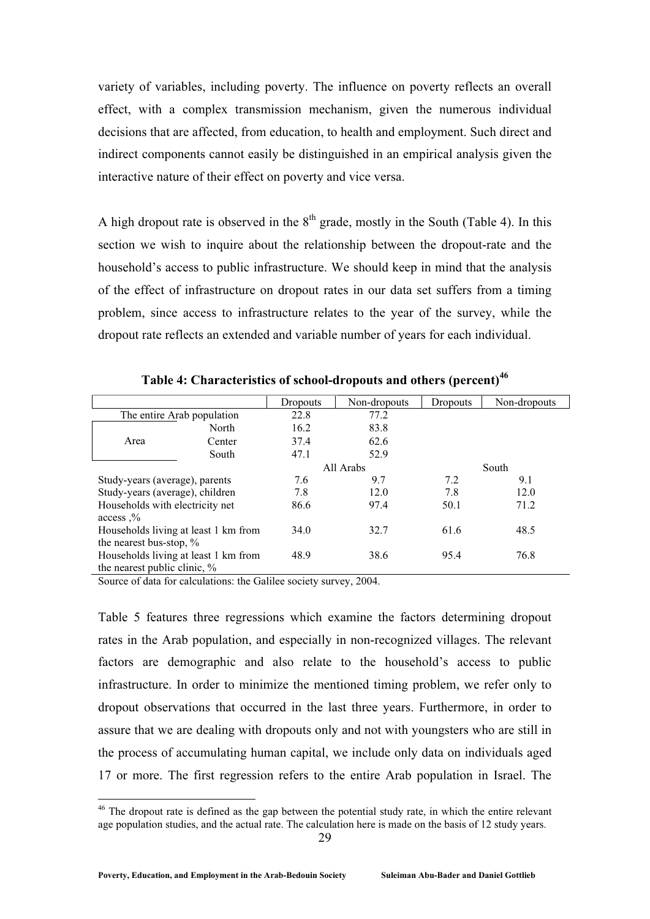variety of variables, including poverty. The influence on poverty reflects an overall effect, with a complex transmission mechanism, given the numerous individual decisions that are affected, from education, to health and employment. Such direct and indirect components cannot easily be distinguished in an empirical analysis given the interactive nature of their effect on poverty and vice versa.

A high dropout rate is observed in the 8th grade, mostly in the South (Table 4). In this section we wish to inquire about the relationship between the dropout-rate and the household's access to public infrastructure. We should keep in mind that the analysis of the effect of infrastructure on dropout rates in our data set suffers from a timing problem, since access to infrastructure relates to the year of the survey, while the dropout rate reflects an extended and variable number of years for each individual.

**Table 4: Characteristics of school-dropouts and others (percent)[46]**

| | | Dropouts | Non-dropouts | Dropouts | Non-dropouts |
|---|---|---|---|---|---|
| The entire Arab population | | 22.8 | 77.2 | | |
| Area | North | 16.2 | 83.8 | | |
| | Center | 37.4 | 62.6 | | |
| | South | 47.1 | 52.9 | | |
| | | All Arabs | | South | |
| Study-years (average), parents | | 7.6 | 9.7 | 7.2 | 9.1 |
| Study-years (average), children | | 7.8 | 12.0 | 7.8 | 12.0 |
| Households with electricity net access ,% | | 86.6 | 97.4 | 50.1 | 71.2 |
| Households living at least 1 km from the nearest bus-stop, % | | 34.0 | 32.7 | 61.6 | 48.5 |
| Households living at least 1 km from the nearest public clinic, % | | 48.9 | 38.6 | 95.4 | 76.8 |

Source of data for calculations: the Galilee society survey, 2004.

Table 5 features three regressions which examine the factors determining dropout rates in the Arab population, and especially in non-recognized villages. The relevant factors are demographic and also relate to the household's access to public infrastructure. In order to minimize the mentioned timing problem, we refer only to dropout observations that occurred in the last three years. Furthermore, in order to assure that we are dealing with dropouts only and not with youngsters who are still in the process of accumulating human capital, we include only data on individuals aged 17 or more. The first regression refers to the entire Arab population in Israel. The

[46] The dropout rate is defined as the gap between the potential study rate, in which the entire relevant age population studies, and the actual rate. The calculation here is made on the basis of 12 study years.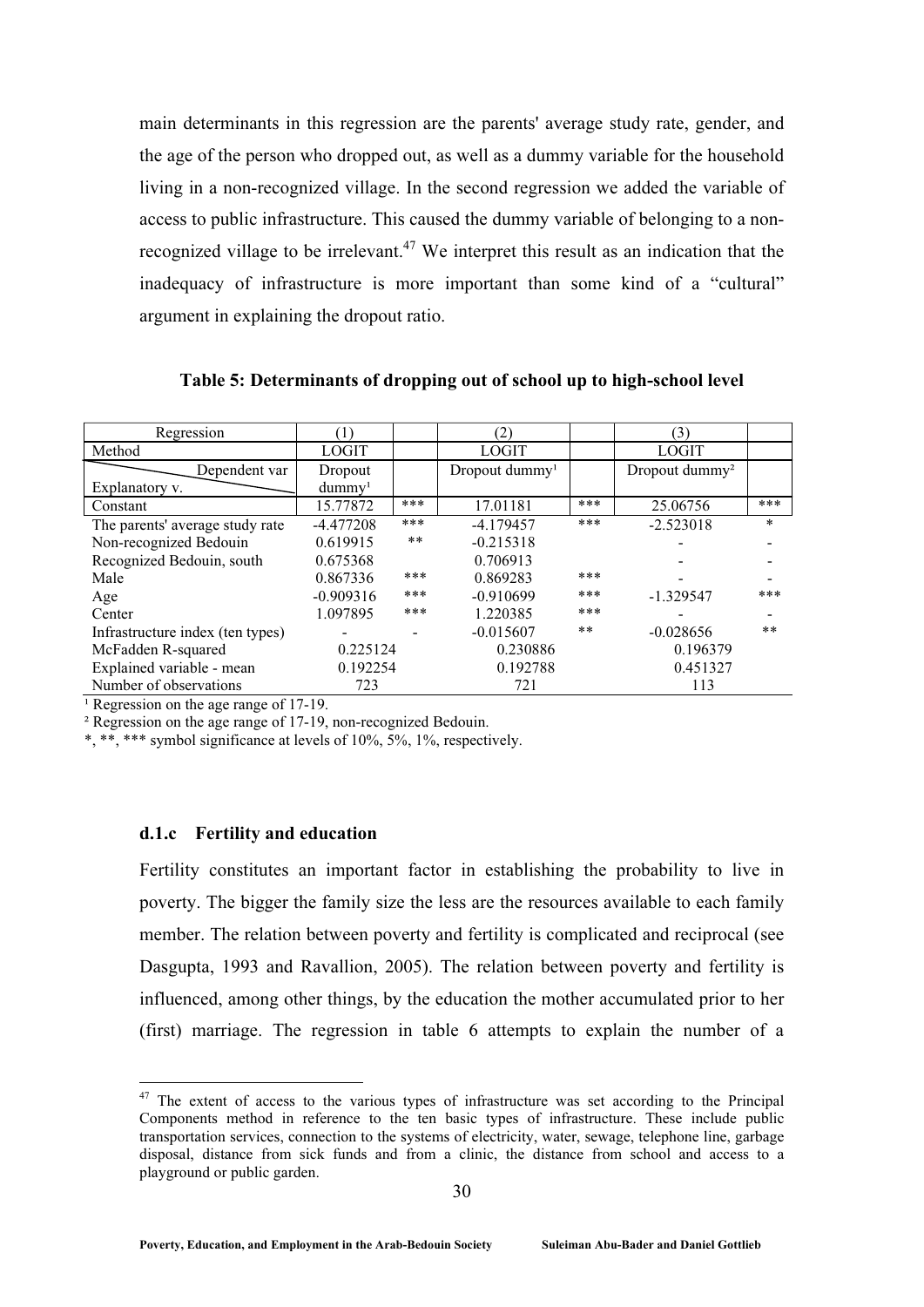main determinants in this regression are the parents' average study rate, gender, and the age of the person who dropped out, as well as a dummy variable for the household living in a non-recognized village. In the second regression we added the variable of access to public infrastructure. This caused the dummy variable of belonging to a non-recognized village to be irrelevant.[47] We interpret this result as an indication that the inadequacy of infrastructure is more important than some kind of a "cultural" argument in explaining the dropout ratio.

**Table 5: Determinants of dropping out of school up to high-school level**

| Regression | (1) | | (2) | | (3) | |
|---|---|---|---|---|---|---|
| Method | LOGIT | | LOGIT | | LOGIT | |
| Dependent var / Explanatory v. | Dropout dummy[1] | | Dropout dummy[1] | | Dropout dummy[2] | |
| Constant | 15.77872 | *** | 17.01181 | *** | 25.06756 | *** |
| The parents' average study rate | -4.477208 | *** | -4.179457 | *** | -2.523018 | * |
| Non-recognized Bedouin | 0.619915 | ** | -0.215318 | | - | - |
| Recognized Bedouin, south | 0.675368 | | 0.706913 | | - | - |
| Male | 0.867336 | *** | 0.869283 | *** | - | - |
| Age | -0.909316 | *** | -0.910699 | *** | -1.329547 | *** |
| Center | 1.097895 | *** | 1.220385 | *** | - | - |
| Infrastructure index (ten types) | - | - | -0.015607 | ** | -0.028656 | ** |
| McFadden R-squared | 0.225124 | | 0.230886 | | 0.196379 | |
| Explained variable - mean | 0.192254 | | 0.192788 | | 0.451327 | |
| Number of observations | 723 | | 721 | | 113 | |

[1] Regression on the age range of 17-19.

[2] Regression on the age range of 17-19, non-recognized Bedouin.

*, **, *** symbol significance at levels of 10%, 5%, 1%, respectively.

### d.1.c Fertility and education

Fertility constitutes an important factor in establishing the probability to live in poverty. The bigger the family size the less are the resources available to each family member. The relation between poverty and fertility is complicated and reciprocal (see Dasgupta, 1993 and Ravallion, 2005). The relation between poverty and fertility is influenced, among other things, by the education the mother accumulated prior to her (first) marriage. The regression in table 6 attempts to explain the number of a

[47] The extent of access to the various types of infrastructure was set according to the Principal Components method in reference to the ten basic types of infrastructure. These include public transportation services, connection to the systems of electricity, water, sewage, telephone line, garbage disposal, distance from sick funds and from a clinic, the distance from school and access to a playground or public garden.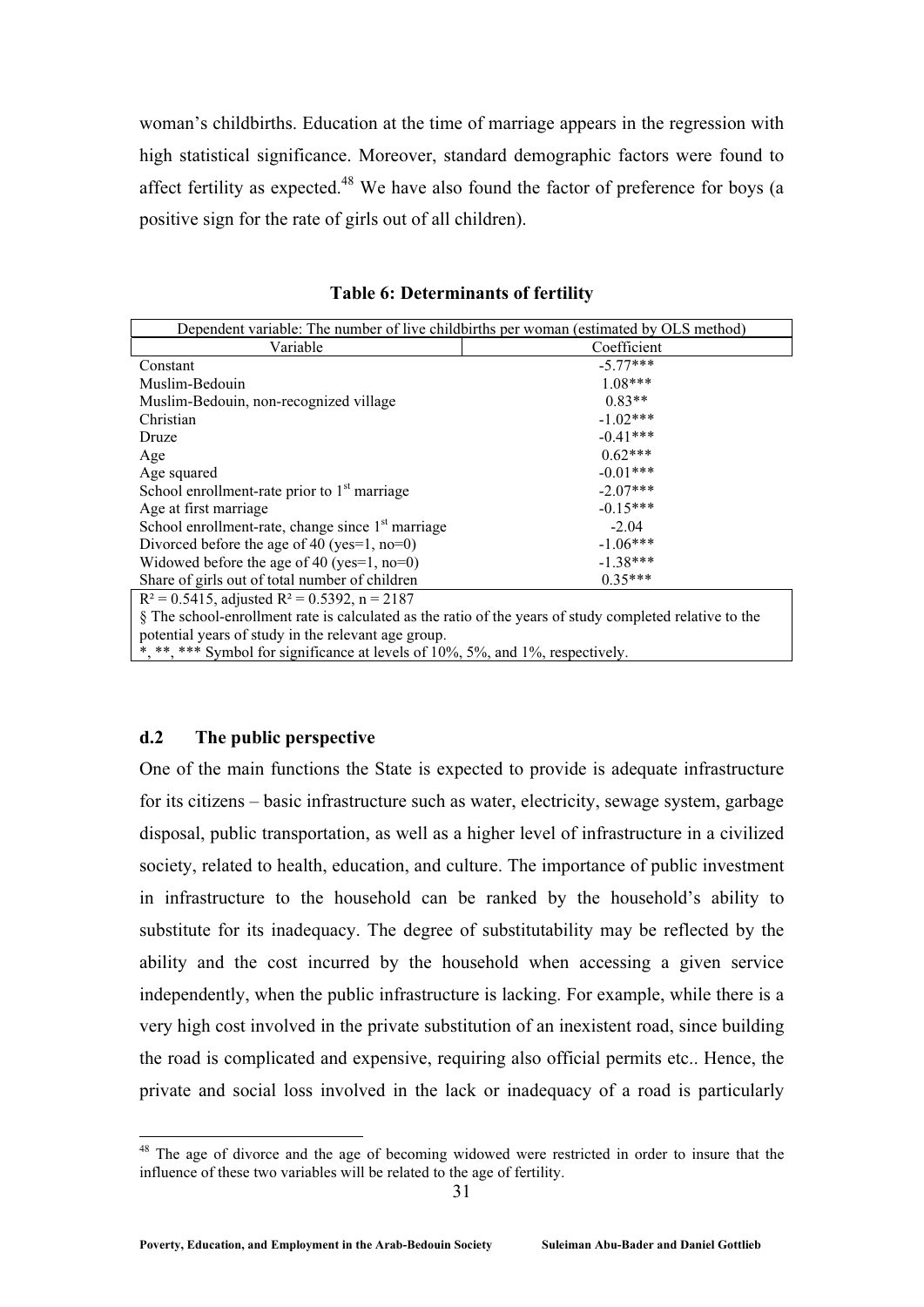woman's childbirths. Education at the time of marriage appears in the regression with high statistical significance. Moreover, standard demographic factors were found to affect fertility as expected.[48] We have also found the factor of preference for boys (a positive sign for the rate of girls out of all children).

**Table 6: Determinants of fertility**

| Dependent variable: The number of live childbirths per woman (estimated by OLS method) | |
|---|---|
| Variable | Coefficient |
| Constant | -5.77*** |
| Muslim-Bedouin | 1.08*** |
| Muslim-Bedouin, non-recognized village | 0.83** |
| Christian | -1.02*** |
| Druze | -0.41*** |
| Age | 0.62*** |
| Age squared | -0.01*** |
| School enrollment-rate prior to 1st marriage | -2.07*** |
| Age at first marriage | -0.15*** |
| School enrollment-rate, change since 1st marriage | -2.04 |
| Divorced before the age of 40 (yes=1, no=0) | -1.06*** |
| Widowed before the age of 40 (yes=1, no=0) | -1.38*** |
| Share of girls out of total number of children | 0.35*** |

$R^2 = 0.5415$, adjusted $R^2 = 0.5392$, n = 2187

§ The school-enrollment rate is calculated as the ratio of the years of study completed relative to the potential years of study in the relevant age group.

*, **, *** Symbol for significance at levels of 10%, 5%, and 1%, respectively.

### d.2 The public perspective

One of the main functions the State is expected to provide is adequate infrastructure for its citizens – basic infrastructure such as water, electricity, sewage system, garbage disposal, public transportation, as well as a higher level of infrastructure in a civilized society, related to health, education, and culture. The importance of public investment in infrastructure to the household can be ranked by the household's ability to substitute for its inadequacy. The degree of substitutability may be reflected by the ability and the cost incurred by the household when accessing a given service independently, when the public infrastructure is lacking. For example, while there is a very high cost involved in the private substitution of an inexistent road, since building the road is complicated and expensive, requiring also official permits etc.. Hence, the private and social loss involved in the lack or inadequacy of a road is particularly

[48] The age of divorce and the age of becoming widowed were restricted in order to insure that the influence of these two variables will be related to the age of fertility.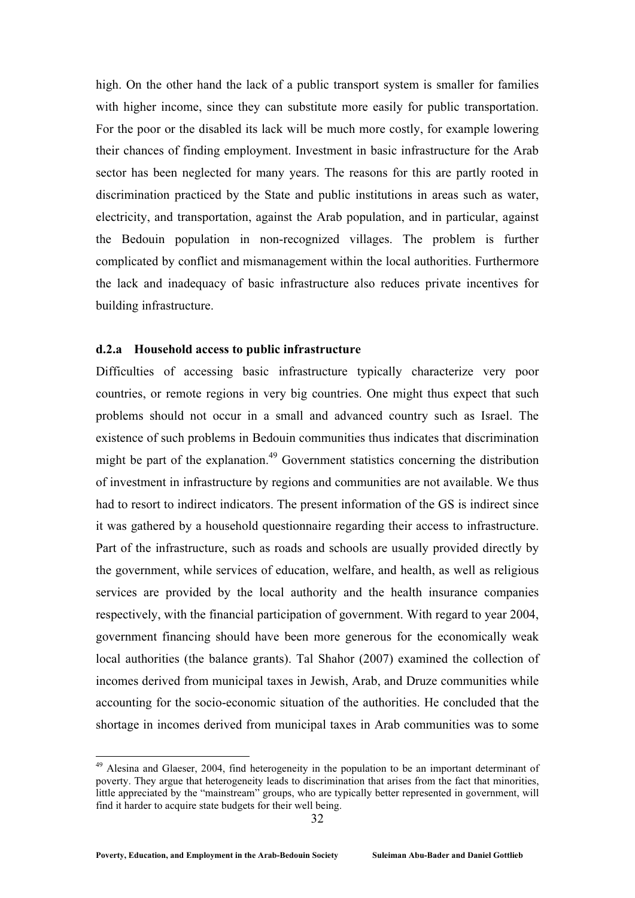high. On the other hand the lack of a public transport system is smaller for families with higher income, since they can substitute more easily for public transportation. For the poor or the disabled its lack will be much more costly, for example lowering their chances of finding employment. Investment in basic infrastructure for the Arab sector has been neglected for many years. The reasons for this are partly rooted in discrimination practiced by the State and public institutions in areas such as water, electricity, and transportation, against the Arab population, and in particular, against the Bedouin population in non-recognized villages. The problem is further complicated by conflict and mismanagement within the local authorities. Furthermore the lack and inadequacy of basic infrastructure also reduces private incentives for building infrastructure.

#### d.2.a Household access to public infrastructure

Difficulties of accessing basic infrastructure typically characterize very poor countries, or remote regions in very big countries. One might thus expect that such problems should not occur in a small and advanced country such as Israel. The existence of such problems in Bedouin communities thus indicates that discrimination might be part of the explanation.[49] Government statistics concerning the distribution of investment in infrastructure by regions and communities are not available. We thus had to resort to indirect indicators. The present information of the GS is indirect since it was gathered by a household questionnaire regarding their access to infrastructure. Part of the infrastructure, such as roads and schools are usually provided directly by the government, while services of education, welfare, and health, as well as religious services are provided by the local authority and the health insurance companies respectively, with the financial participation of government. With regard to year 2004, government financing should have been more generous for the economically weak local authorities (the balance grants). Tal Shahor (2007) examined the collection of incomes derived from municipal taxes in Jewish, Arab, and Druze communities while accounting for the socio-economic situation of the authorities. He concluded that the shortage in incomes derived from municipal taxes in Arab communities was to some

[49] Alesina and Glaeser, 2004, find heterogeneity in the population to be an important determinant of poverty. They argue that heterogeneity leads to discrimination that arises from the fact that minorities, little appreciated by the "mainstream" groups, who are typically better represented in government, will find it harder to acquire state budgets for their well being.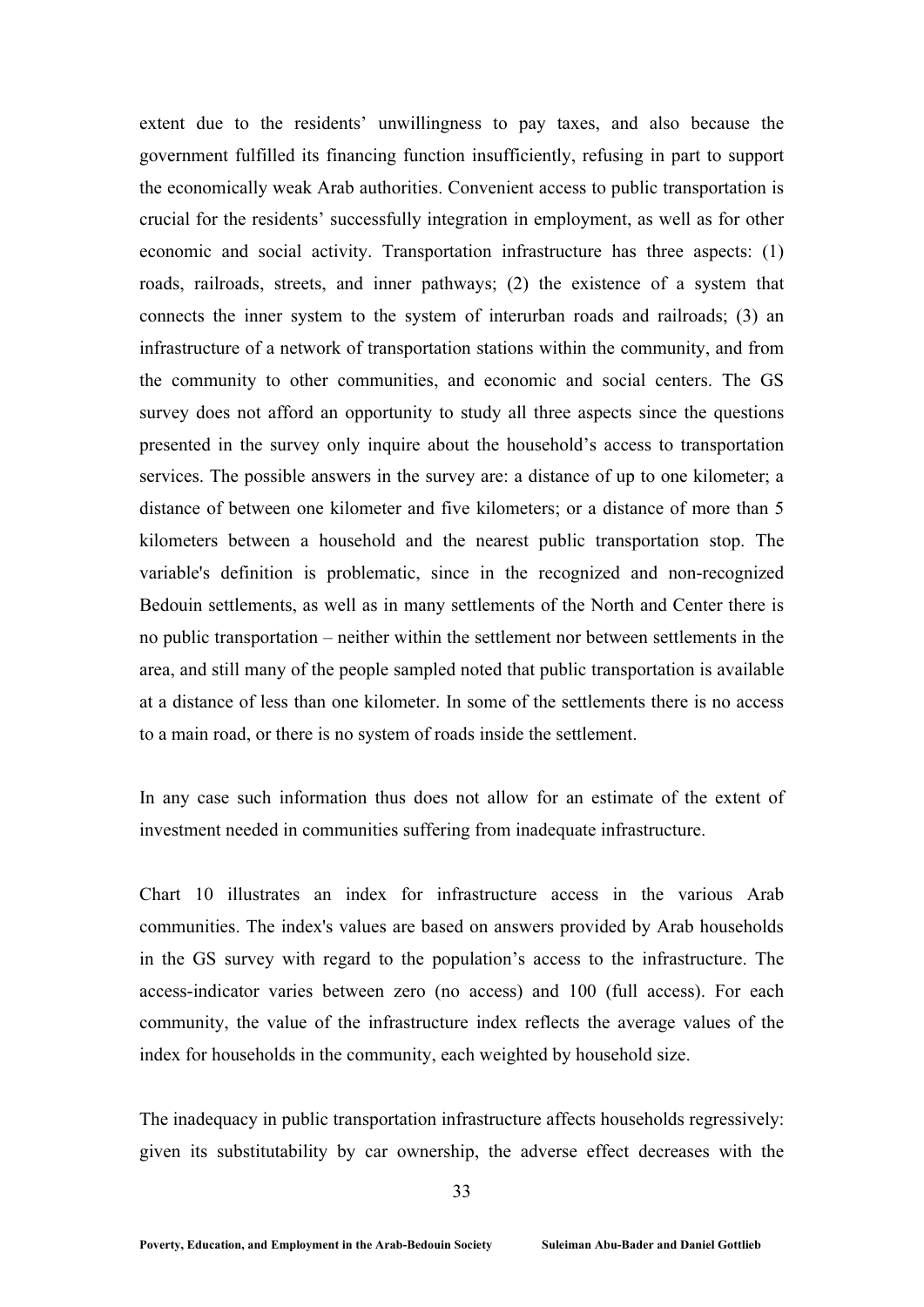extent due to the residents' unwillingness to pay taxes, and also because the government fulfilled its financing function insufficiently, refusing in part to support the economically weak Arab authorities. Convenient access to public transportation is crucial for the residents' successfully integration in employment, as well as for other economic and social activity. Transportation infrastructure has three aspects: (1) roads, railroads, streets, and inner pathways; (2) the existence of a system that connects the inner system to the system of interurban roads and railroads; (3) an infrastructure of a network of transportation stations within the community, and from the community to other communities, and economic and social centers. The GS survey does not afford an opportunity to study all three aspects since the questions presented in the survey only inquire about the household's access to transportation services. The possible answers in the survey are: a distance of up to one kilometer; a distance of between one kilometer and five kilometers; or a distance of more than 5 kilometers between a household and the nearest public transportation stop. The variable's definition is problematic, since in the recognized and non-recognized Bedouin settlements, as well as in many settlements of the North and Center there is no public transportation – neither within the settlement nor between settlements in the area, and still many of the people sampled noted that public transportation is available at a distance of less than one kilometer. In some of the settlements there is no access to a main road, or there is no system of roads inside the settlement.

In any case such information thus does not allow for an estimate of the extent of investment needed in communities suffering from inadequate infrastructure.

Chart 10 illustrates an index for infrastructure access in the various Arab communities. The index's values are based on answers provided by Arab households in the GS survey with regard to the population's access to the infrastructure. The access-indicator varies between zero (no access) and 100 (full access). For each community, the value of the infrastructure index reflects the average values of the index for households in the community, each weighted by household size.

The inadequacy in public transportation infrastructure affects households regressively: given its substitutability by car ownership, the adverse effect decreases with the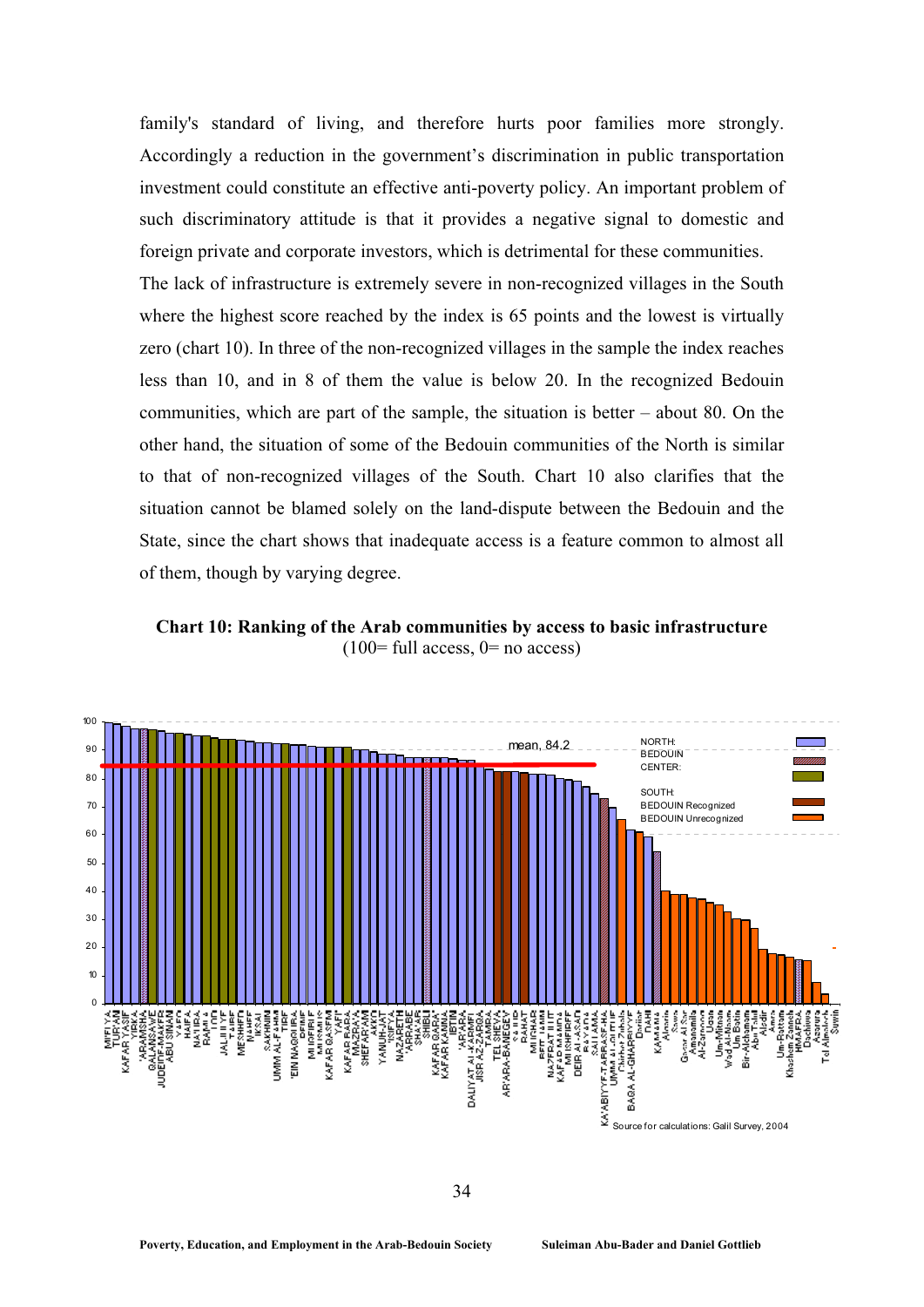family's standard of living, and therefore hurts poor families more strongly. Accordingly a reduction in the government's discrimination in public transportation investment could constitute an effective anti-poverty policy. An important problem of such discriminatory attitude is that it provides a negative signal to domestic and foreign private and corporate investors, which is detrimental for these communities.

The lack of infrastructure is extremely severe in non-recognized villages in the South where the highest score reached by the index is 65 points and the lowest is virtually zero (chart 10). In three of the non-recognized villages in the sample the index reaches less than 10, and in 8 of them the value is below 20. In the recognized Bedouin communities, which are part of the sample, the situation is better – about 80. On the other hand, the situation of some of the Bedouin communities of the North is similar to that of non-recognized villages of the South. Chart 10 also clarifies that the situation cannot be blamed solely on the land-dispute between the Bedouin and the State, since the chart shows that inadequate access is a feature common to almost all of them, though by varying degree.

**Chart 10: Ranking of the Arab communities by access to basic infrastructure**
(100= full access, 0= no access)

Source for calculations: Galil Survey, 2004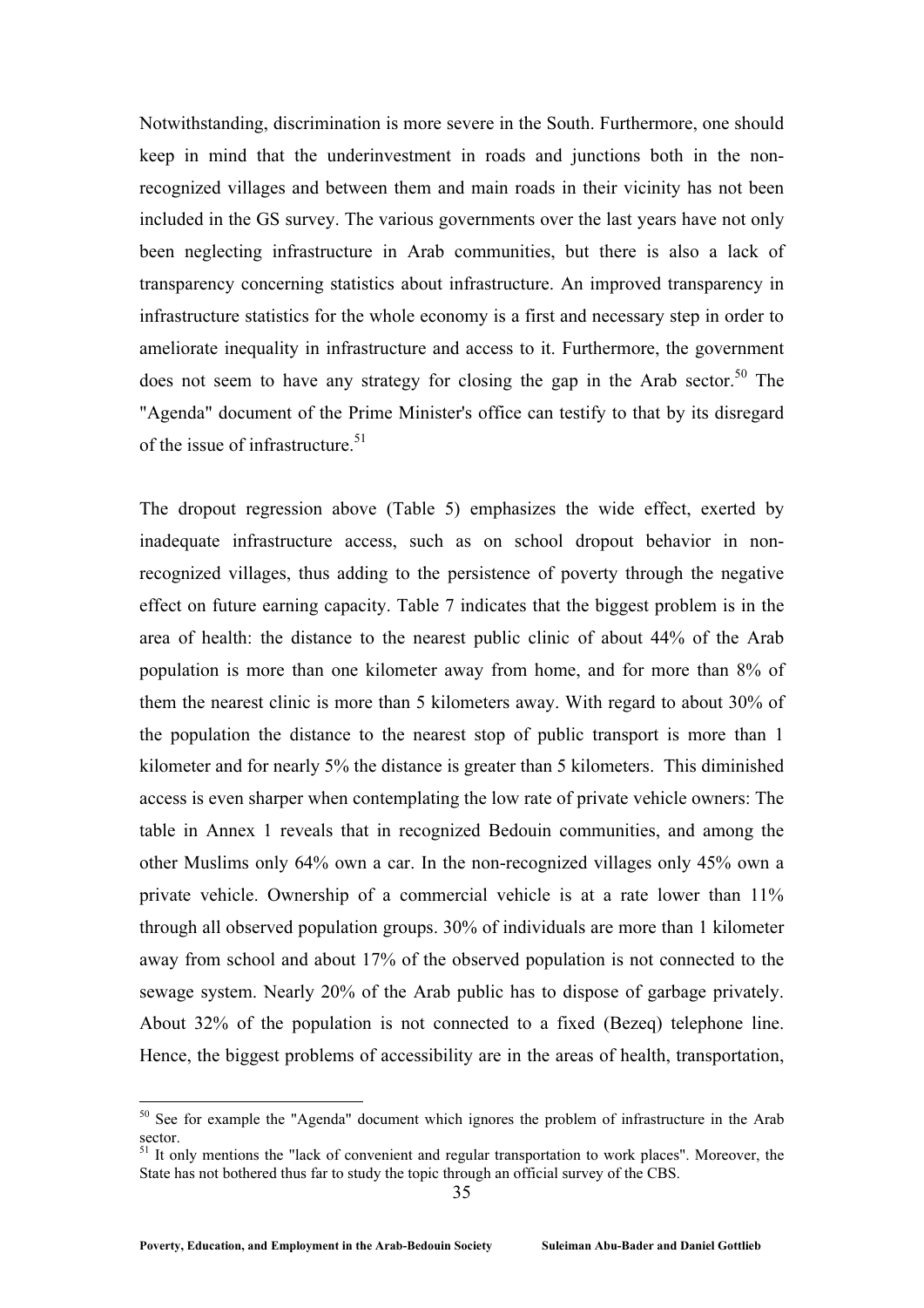Notwithstanding, discrimination is more severe in the South. Furthermore, one should keep in mind that the underinvestment in roads and junctions both in the non-recognized villages and between them and main roads in their vicinity has not been included in the GS survey. The various governments over the last years have not only been neglecting infrastructure in Arab communities, but there is also a lack of transparency concerning statistics about infrastructure. An improved transparency in infrastructure statistics for the whole economy is a first and necessary step in order to ameliorate inequality in infrastructure and access to it. Furthermore, the government does not seem to have any strategy for closing the gap in the Arab sector.[50] The "Agenda" document of the Prime Minister's office can testify to that by its disregard of the issue of infrastructure.[51]

The dropout regression above (Table 5) emphasizes the wide effect, exerted by inadequate infrastructure access, such as on school dropout behavior in non-recognized villages, thus adding to the persistence of poverty through the negative effect on future earning capacity. Table 7 indicates that the biggest problem is in the area of health: the distance to the nearest public clinic of about 44% of the Arab population is more than one kilometer away from home, and for more than 8% of them the nearest clinic is more than 5 kilometers away. With regard to about 30% of the population the distance to the nearest stop of public transport is more than 1 kilometer and for nearly 5% the distance is greater than 5 kilometers. This diminished access is even sharper when contemplating the low rate of private vehicle owners: The table in Annex 1 reveals that in recognized Bedouin communities, and among the other Muslims only 64% own a car. In the non-recognized villages only 45% own a private vehicle. Ownership of a commercial vehicle is at a rate lower than 11% through all observed population groups. 30% of individuals are more than 1 kilometer away from school and about 17% of the observed population is not connected to the sewage system. Nearly 20% of the Arab public has to dispose of garbage privately. About 32% of the population is not connected to a fixed (Bezeq) telephone line. Hence, the biggest problems of accessibility are in the areas of health, transportation,

---

[50] See for example the "Agenda" document which ignores the problem of infrastructure in the Arab sector.

[51] It only mentions the "lack of convenient and regular transportation to work places". Moreover, the State has not bothered thus far to study the topic through an official survey of the CBS.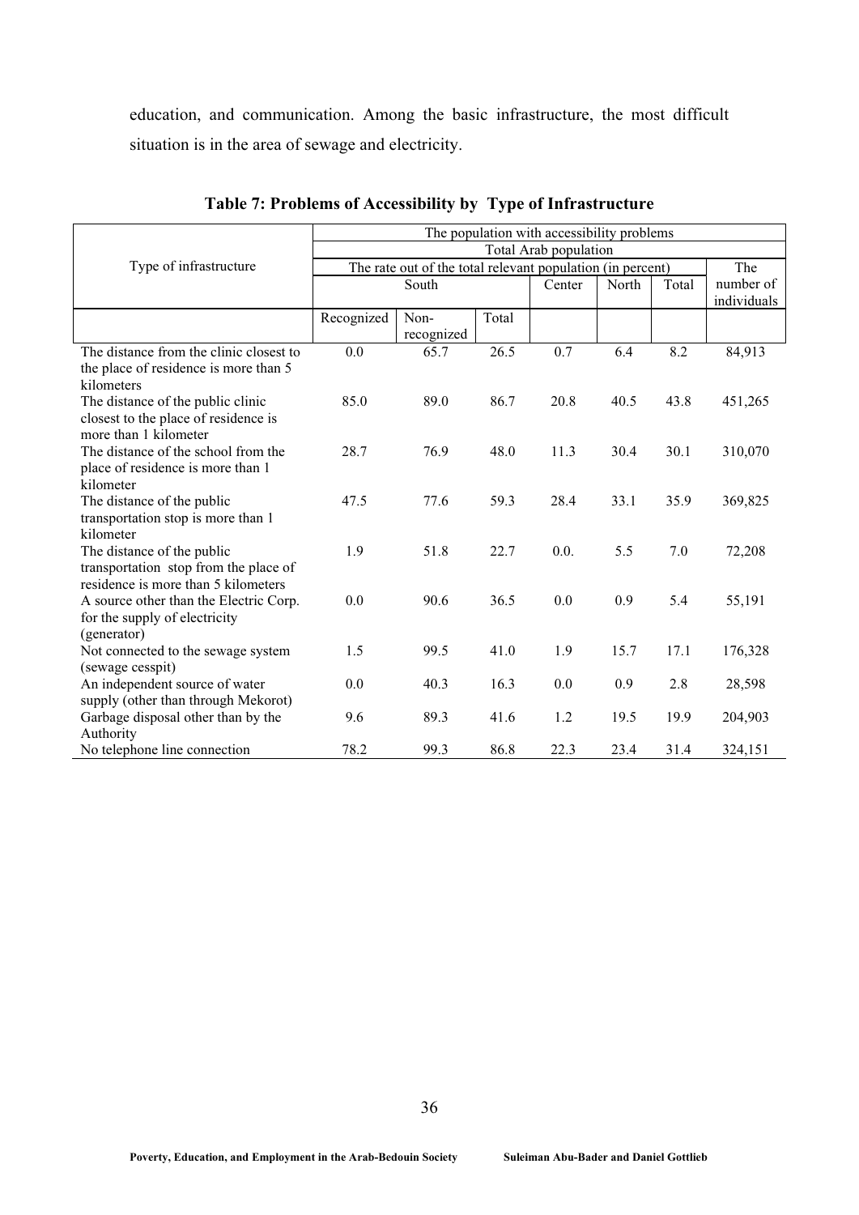education, and communication. Among the basic infrastructure, the most difficult situation is in the area of sewage and electricity.

**Table 7: Problems of Accessibility by Type of Infrastructure**

| Type of infrastructure | The population with accessibility problems | | | | | | |
|---|---|---|---|---|---|---|---|
| | Total Arab population | | | | | | |
| | The rate out of the total relevant population (in percent) | | | | | | The number of individuals |
| | South | | | Center | North | Total | |
| | Recognized | Non-recognized | Total | | | | |
| The distance from the clinic closest to the place of residence is more than 5 kilometers | 0.0 | 65.7 | 26.5 | 0.7 | 6.4 | 8.2 | 84,913 |
| The distance of the public clinic closest to the place of residence is more than 1 kilometer | 85.0 | 89.0 | 86.7 | 20.8 | 40.5 | 43.8 | 451,265 |
| The distance of the school from the place of residence is more than 1 kilometer | 28.7 | 76.9 | 48.0 | 11.3 | 30.4 | 30.1 | 310,070 |
| The distance of the public transportation stop is more than 1 kilometer | 47.5 | 77.6 | 59.3 | 28.4 | 33.1 | 35.9 | 369,825 |
| The distance of the public transportation stop from the place of residence is more than 5 kilometers | 1.9 | 51.8 | 22.7 | 0.0. | 5.5 | 7.0 | 72,208 |
| A source other than the Electric Corp. for the supply of electricity (generator) | 0.0 | 90.6 | 36.5 | 0.0 | 0.9 | 5.4 | 55,191 |
| Not connected to the sewage system (sewage cesspit) | 1.5 | 99.5 | 41.0 | 1.9 | 15.7 | 17.1 | 176,328 |
| An independent source of water supply (other than through Mekorot) | 0.0 | 40.3 | 16.3 | 0.0 | 0.9 | 2.8 | 28,598 |
| Garbage disposal other than by the Authority | 9.6 | 89.3 | 41.6 | 1.2 | 19.5 | 19.9 | 204,903 |
| No telephone line connection | 78.2 | 99.3 | 86.8 | 22.3 | 23.4 | 31.4 | 324,151 |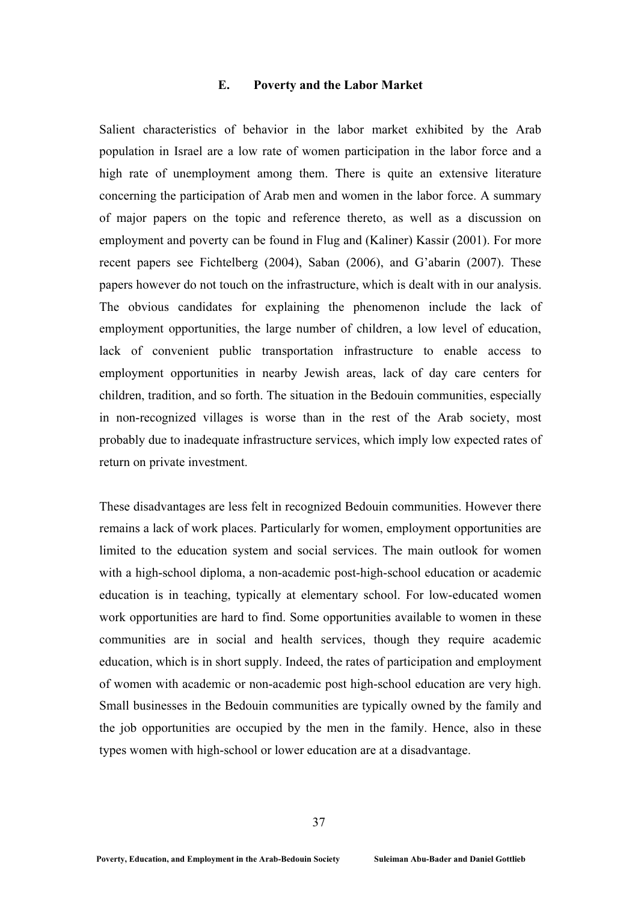## E. Poverty and the Labor Market

Salient characteristics of behavior in the labor market exhibited by the Arab population in Israel are a low rate of women participation in the labor force and a high rate of unemployment among them. There is quite an extensive literature concerning the participation of Arab men and women in the labor force. A summary of major papers on the topic and reference thereto, as well as a discussion on employment and poverty can be found in Flug and (Kaliner) Kassir (2001). For more recent papers see Fichtelberg (2004), Saban (2006), and G'abarin (2007). These papers however do not touch on the infrastructure, which is dealt with in our analysis. The obvious candidates for explaining the phenomenon include the lack of employment opportunities, the large number of children, a low level of education, lack of convenient public transportation infrastructure to enable access to employment opportunities in nearby Jewish areas, lack of day care centers for children, tradition, and so forth. The situation in the Bedouin communities, especially in non-recognized villages is worse than in the rest of the Arab society, most probably due to inadequate infrastructure services, which imply low expected rates of return on private investment.

These disadvantages are less felt in recognized Bedouin communities. However there remains a lack of work places. Particularly for women, employment opportunities are limited to the education system and social services. The main outlook for women with a high-school diploma, a non-academic post-high-school education or academic education is in teaching, typically at elementary school. For low-educated women work opportunities are hard to find. Some opportunities available to women in these communities are in social and health services, though they require academic education, which is in short supply. Indeed, the rates of participation and employment of women with academic or non-academic post high-school education are very high. Small businesses in the Bedouin communities are typically owned by the family and the job opportunities are occupied by the men in the family. Hence, also in these types women with high-school or lower education are at a disadvantage.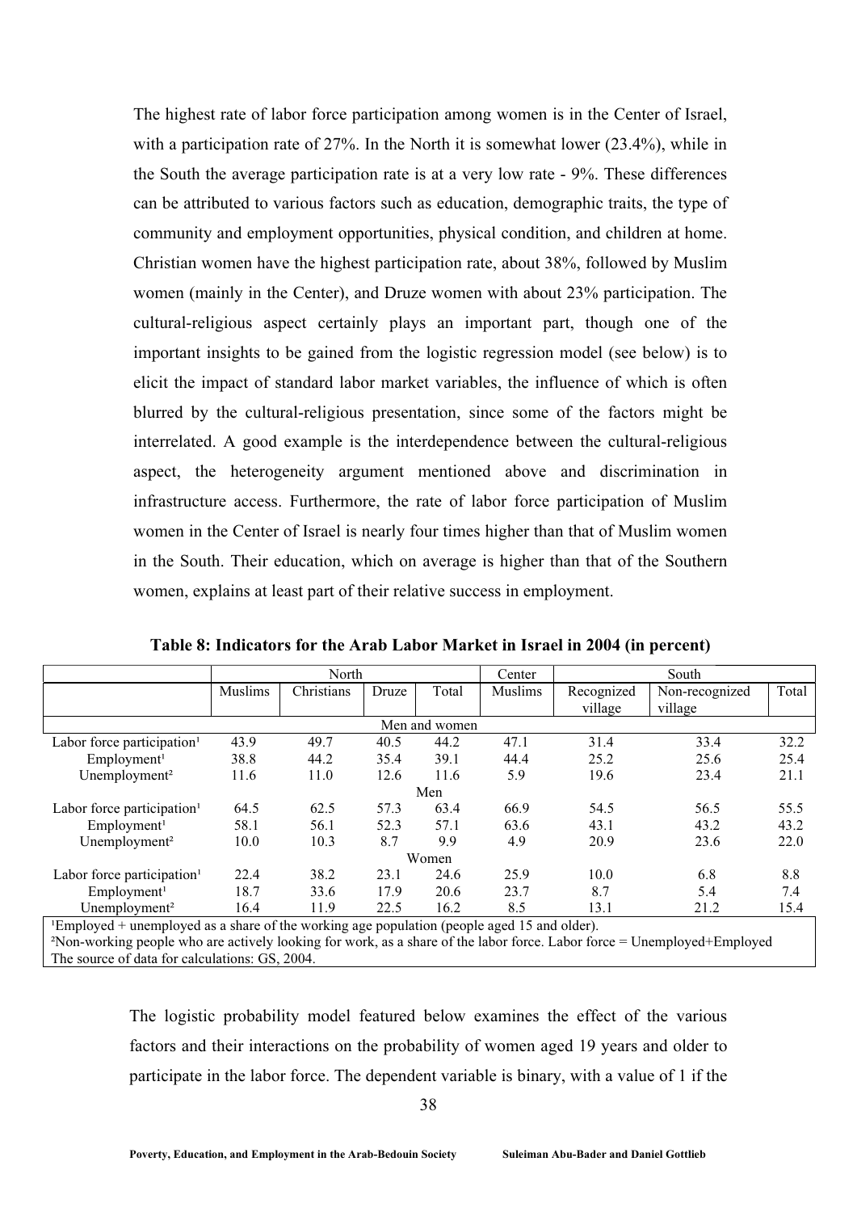The highest rate of labor force participation among women is in the Center of Israel, with a participation rate of 27%. In the North it is somewhat lower (23.4%), while in the South the average participation rate is at a very low rate - 9%. These differences can be attributed to various factors such as education, demographic traits, the type of community and employment opportunities, physical condition, and children at home. Christian women have the highest participation rate, about 38%, followed by Muslim women (mainly in the Center), and Druze women with about 23% participation. The cultural-religious aspect certainly plays an important part, though one of the important insights to be gained from the logistic regression model (see below) is to elicit the impact of standard labor market variables, the influence of which is often blurred by the cultural-religious presentation, since some of the factors might be interrelated. A good example is the interdependence between the cultural-religious aspect, the heterogeneity argument mentioned above and discrimination in infrastructure access. Furthermore, the rate of labor force participation of Muslim women in the Center of Israel is nearly four times higher than that of Muslim women in the South. Their education, which on average is higher than that of the Southern women, explains at least part of their relative success in employment.

**Table 8: Indicators for the Arab Labor Market in Israel in 2004 (in percent)**

| | North | | | | Center | South | | |
|---|---|---|---|---|---|---|---|---|
| | Muslims | Christians | Druze | Total | Muslims | Recognized village | Non-recognized village | Total |
| **Men and women** | | | | | | | | |
| Labor force participation[1] | 43.9 | 49.7 | 40.5 | 44.2 | 47.1 | 31.4 | 33.4 | 32.2 |
| Employment[1] | 38.8 | 44.2 | 35.4 | 39.1 | 44.4 | 25.2 | 25.6 | 25.4 |
| Unemployment[2] | 11.6 | 11.0 | 12.6 | 11.6 | 5.9 | 19.6 | 23.4 | 21.1 |
| **Men** | | | | | | | | |
| Labor force participation[1] | 64.5 | 62.5 | 57.3 | 63.4 | 66.9 | 54.5 | 56.5 | 55.5 |
| Employment[1] | 58.1 | 56.1 | 52.3 | 57.1 | 63.6 | 43.1 | 43.2 | 43.2 |
| Unemployment[2] | 10.0 | 10.3 | 8.7 | 9.9 | 4.9 | 20.9 | 23.6 | 22.0 |
| **Women** | | | | | | | | |
| Labor force participation[1] | 22.4 | 38.2 | 23.1 | 24.6 | 25.9 | 10.0 | 6.8 | 8.8 |
| Employment[1] | 18.7 | 33.6 | 17.9 | 20.6 | 23.7 | 8.7 | 5.4 | 7.4 |
| Unemployment[2] | 16.4 | 11.9 | 22.5 | 16.2 | 8.5 | 13.1 | 21.2 | 15.4 |

[1]Employed + unemployed as a share of the working age population (people aged 15 and older).
[2]Non-working people who are actively looking for work, as a share of the labor force. Labor force = Unemployed+Employed
The source of data for calculations: GS, 2004.

The logistic probability model featured below examines the effect of the various factors and their interactions on the probability of women aged 19 years and older to participate in the labor force. The dependent variable is binary, with a value of 1 if the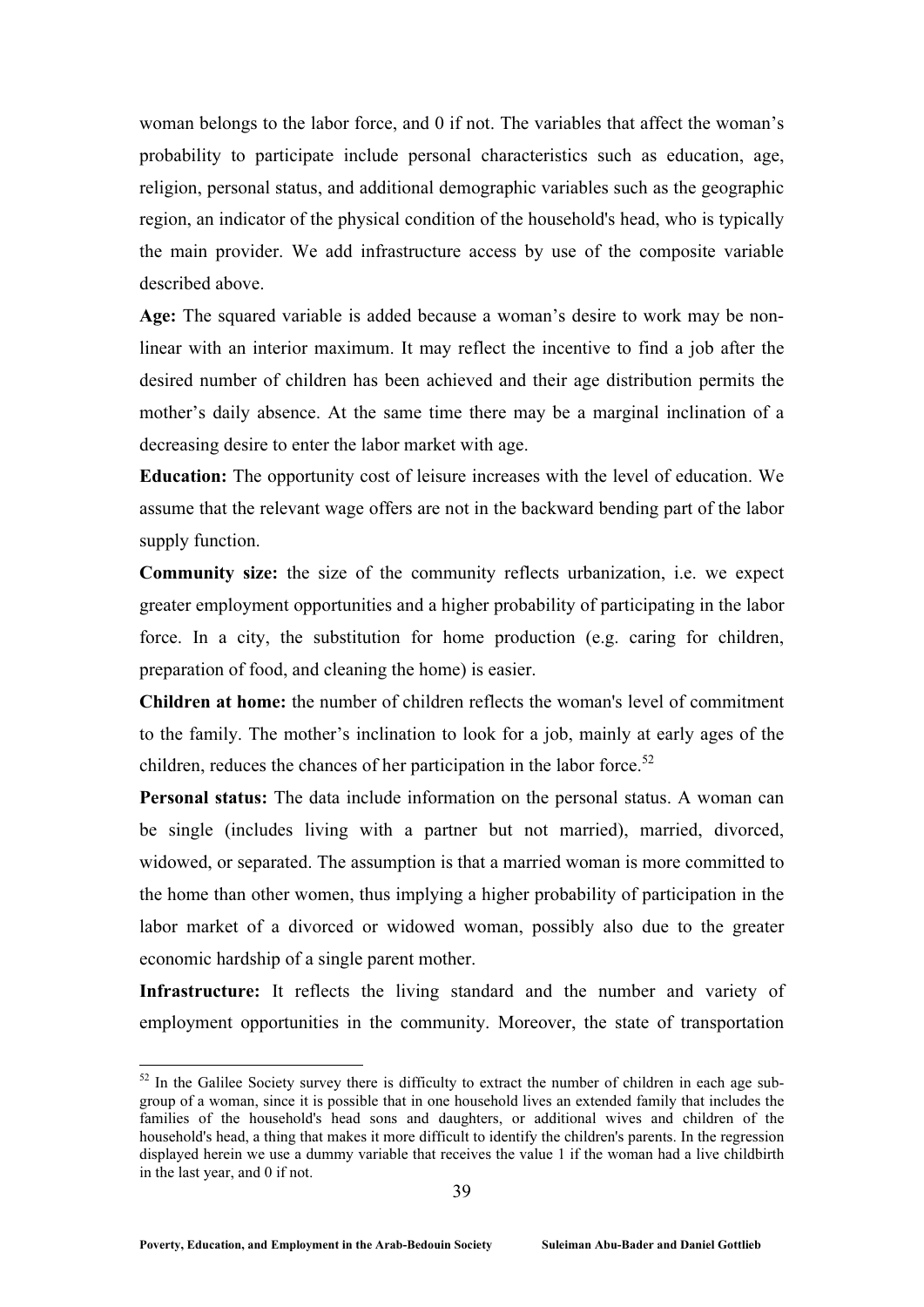woman belongs to the labor force, and 0 if not. The variables that affect the woman's probability to participate include personal characteristics such as education, age, religion, personal status, and additional demographic variables such as the geographic region, an indicator of the physical condition of the household's head, who is typically the main provider. We add infrastructure access by use of the composite variable described above.

**Age:** The squared variable is added because a woman's desire to work may be non-linear with an interior maximum. It may reflect the incentive to find a job after the desired number of children has been achieved and their age distribution permits the mother's daily absence. At the same time there may be a marginal inclination of a decreasing desire to enter the labor market with age.

**Education:** The opportunity cost of leisure increases with the level of education. We assume that the relevant wage offers are not in the backward bending part of the labor supply function.

**Community size:** the size of the community reflects urbanization, i.e. we expect greater employment opportunities and a higher probability of participating in the labor force. In a city, the substitution for home production (e.g. caring for children, preparation of food, and cleaning the home) is easier.

**Children at home:** the number of children reflects the woman's level of commitment to the family. The mother's inclination to look for a job, mainly at early ages of the children, reduces the chances of her participation in the labor force.[52]

**Personal status:** The data include information on the personal status. A woman can be single (includes living with a partner but not married), married, divorced, widowed, or separated. The assumption is that a married woman is more committed to the home than other women, thus implying a higher probability of participation in the labor market of a divorced or widowed woman, possibly also due to the greater economic hardship of a single parent mother.

**Infrastructure:** It reflects the living standard and the number and variety of employment opportunities in the community. Moreover, the state of transportation

[52] In the Galilee Society survey there is difficulty to extract the number of children in each age sub-group of a woman, since it is possible that in one household lives an extended family that includes the families of the household's head sons and daughters, or additional wives and children of the household's head, a thing that makes it more difficult to identify the children's parents. In the regression displayed herein we use a dummy variable that receives the value 1 if the woman had a live childbirth in the last year, and 0 if not.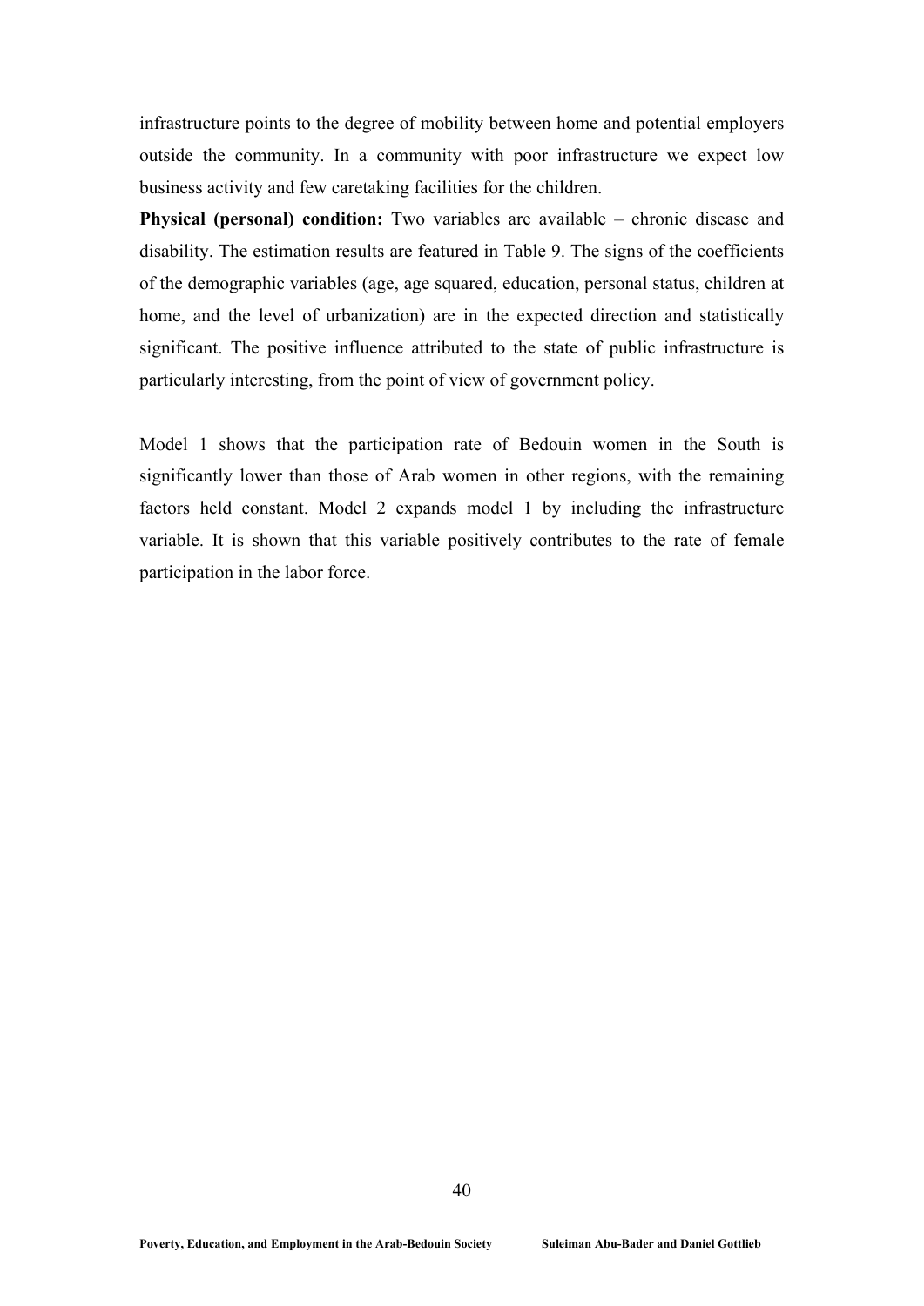infrastructure points to the degree of mobility between home and potential employers outside the community. In a community with poor infrastructure we expect low business activity and few caretaking facilities for the children.

**Physical (personal) condition:** Two variables are available – chronic disease and disability. The estimation results are featured in Table 9. The signs of the coefficients of the demographic variables (age, age squared, education, personal status, children at home, and the level of urbanization) are in the expected direction and statistically significant. The positive influence attributed to the state of public infrastructure is particularly interesting, from the point of view of government policy.

Model 1 shows that the participation rate of Bedouin women in the South is significantly lower than those of Arab women in other regions, with the remaining factors held constant. Model 2 expands model 1 by including the infrastructure variable. It is shown that this variable positively contributes to the rate of female participation in the labor force.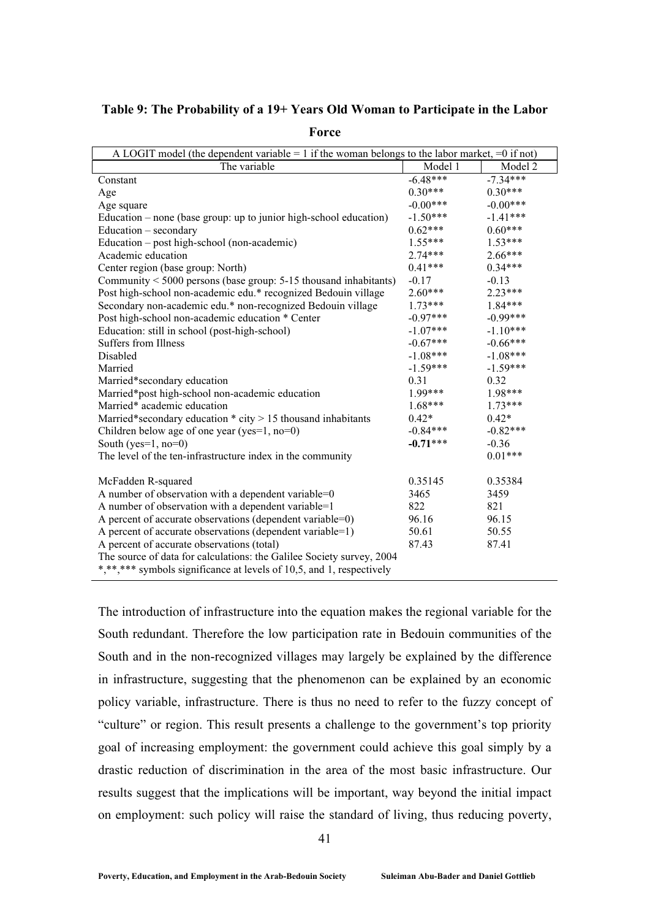**Table 9: The Probability of a 19+ Years Old Woman to Participate in the Labor Force**

| A LOGIT model (the dependent variable = 1 if the woman belongs to the labor market, =0 if not) | | |
|---|---|---|
| The variable | Model 1 | Model 2 |
| Constant | -6.48*** | -7.34*** |
| Age | 0.30*** | 0.30*** |
| Age square | -0.00*** | -0.00*** |
| Education – none (base group: up to junior high-school education) | -1.50*** | -1.41*** |
| Education – secondary | 0.62*** | 0.60*** |
| Education – post high-school (non-academic) | 1.55*** | 1.53*** |
| Academic education | 2.74*** | 2.66*** |
| Center region (base group: North) | 0.41*** | 0.34*** |
| Community < 5000 persons (base group: 5-15 thousand inhabitants) | -0.17 | -0.13 |
| Post high-school non-academic edu.* recognized Bedouin village | 2.60*** | 2.23*** |
| Secondary non-academic edu.* non-recognized Bedouin village | 1.73*** | 1.84*** |
| Post high-school non-academic education * Center | -0.97*** | -0.99*** |
| Education: still in school (post-high-school) | -1.07*** | -1.10*** |
| Suffers from Illness | -0.67*** | -0.66*** |
| Disabled | -1.08*** | -1.08*** |
| Married | -1.59*** | -1.59*** |
| Married*secondary education | 0.31 | 0.32 |
| Married*post high-school non-academic education | 1.99*** | 1.98*** |
| Married* academic education | 1.68*** | 1.73*** |
| Married*secondary education * city > 15 thousand inhabitants | 0.42* | 0.42* |
| Children below age of one year (yes=1, no=0) | -0.84*** | -0.82*** |
| South (yes=1, no=0) | **-0.71**\*\*\* | -0.36 |
| The level of the ten-infrastructure index in the community | | 0.01*** |
| | | |
| McFadden R-squared | 0.35145 | 0.35384 |
| A number of observation with a dependent variable=0 | 3465 | 3459 |
| A number of observation with a dependent variable=1 | 822 | 821 |
| A percent of accurate observations (dependent variable=0) | 96.16 | 96.15 |
| A percent of accurate observations (dependent variable=1) | 50.61 | 50.55 |
| A percent of accurate observations (total) | 87.43 | 87.41 |

The source of data for calculations: the Galilee Society survey, 2004
*,**,*** symbols significance at levels of 10,5, and 1, respectively

The introduction of infrastructure into the equation makes the regional variable for the South redundant. Therefore the low participation rate in Bedouin communities of the South and in the non-recognized villages may largely be explained by the difference in infrastructure, suggesting that the phenomenon can be explained by an economic policy variable, infrastructure. There is thus no need to refer to the fuzzy concept of "culture" or region. This result presents a challenge to the government's top priority goal of increasing employment: the government could achieve this goal simply by a drastic reduction of discrimination in the area of the most basic infrastructure. Our results suggest that the implications will be important, way beyond the initial impact on employment: such policy will raise the standard of living, thus reducing poverty,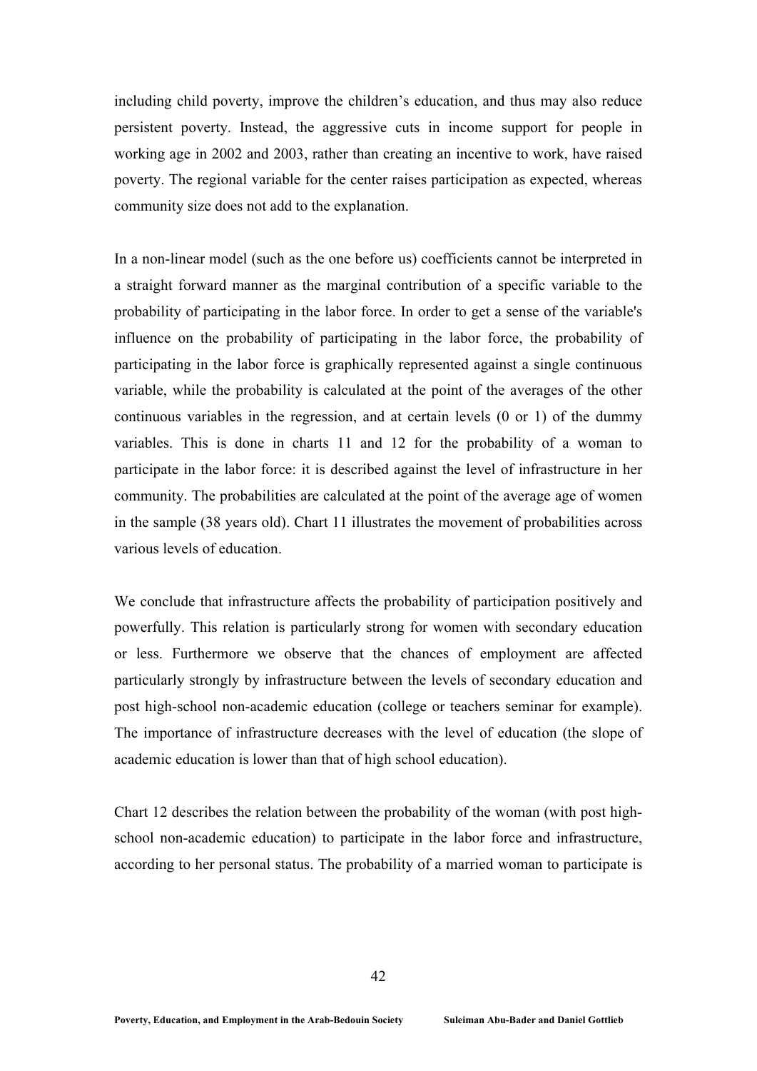including child poverty, improve the children's education, and thus may also reduce persistent poverty. Instead, the aggressive cuts in income support for people in working age in 2002 and 2003, rather than creating an incentive to work, have raised poverty. The regional variable for the center raises participation as expected, whereas community size does not add to the explanation.

In a non-linear model (such as the one before us) coefficients cannot be interpreted in a straight forward manner as the marginal contribution of a specific variable to the probability of participating in the labor force. In order to get a sense of the variable's influence on the probability of participating in the labor force, the probability of participating in the labor force is graphically represented against a single continuous variable, while the probability is calculated at the point of the averages of the other continuous variables in the regression, and at certain levels (0 or 1) of the dummy variables. This is done in charts 11 and 12 for the probability of a woman to participate in the labor force: it is described against the level of infrastructure in her community. The probabilities are calculated at the point of the average age of women in the sample (38 years old). Chart 11 illustrates the movement of probabilities across various levels of education.

We conclude that infrastructure affects the probability of participation positively and powerfully. This relation is particularly strong for women with secondary education or less. Furthermore we observe that the chances of employment are affected particularly strongly by infrastructure between the levels of secondary education and post high-school non-academic education (college or teachers seminar for example). The importance of infrastructure decreases with the level of education (the slope of academic education is lower than that of high school education).

Chart 12 describes the relation between the probability of the woman (with post high-school non-academic education) to participate in the labor force and infrastructure, according to her personal status. The probability of a married woman to participate is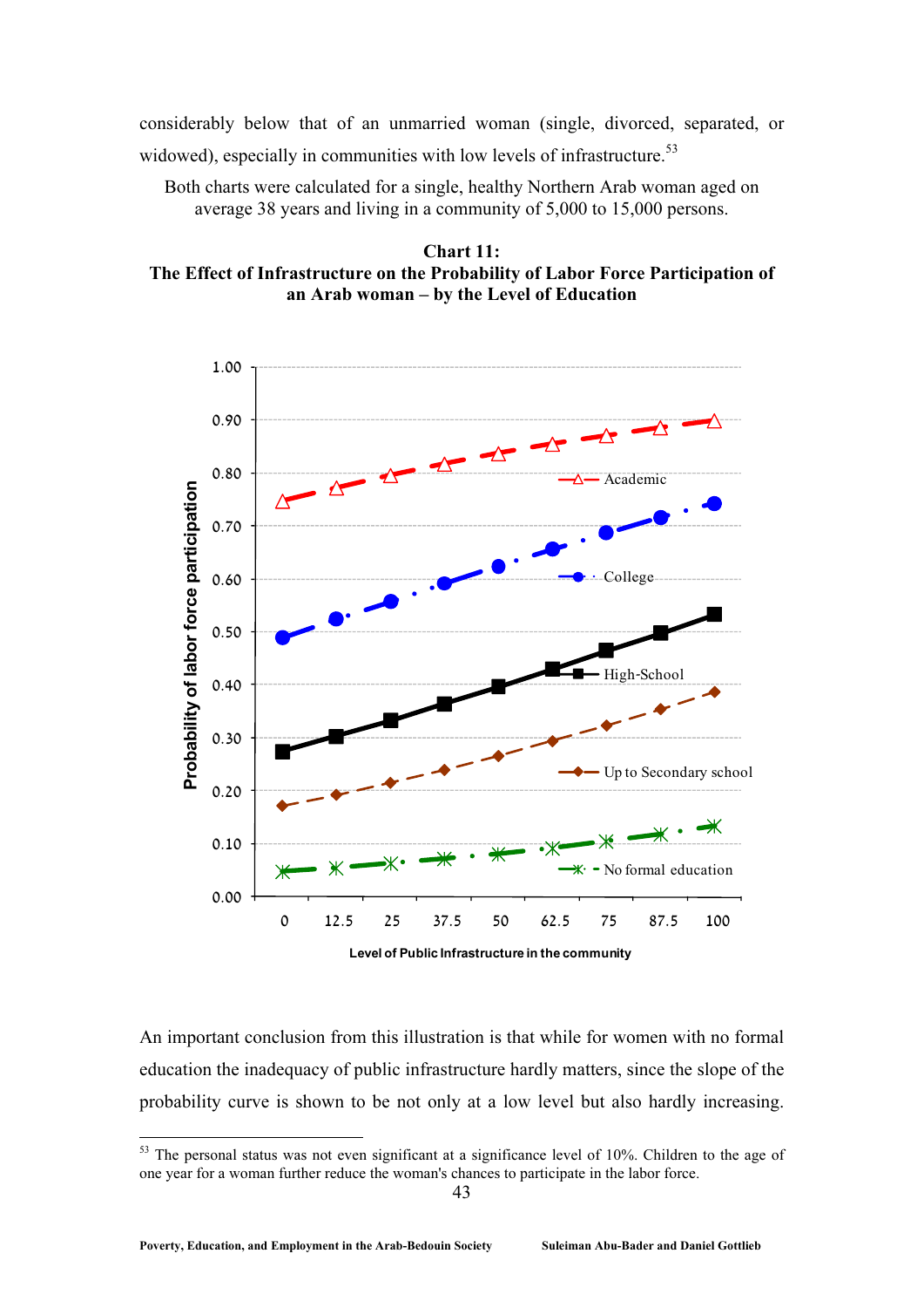considerably below that of an unmarried woman (single, divorced, separated, or widowed), especially in communities with low levels of infrastructure.[53]

Both charts were calculated for a single, healthy Northern Arab woman aged on average 38 years and living in a community of 5,000 to 15,000 persons.

**Chart 11:**
**The Effect of Infrastructure on the Probability of Labor Force Participation of an Arab woman – by the Level of Education**

An important conclusion from this illustration is that while for women with no formal education the inadequacy of public infrastructure hardly matters, since the slope of the probability curve is shown to be not only at a low level but also hardly increasing.

---

[53] The personal status was not even significant at a significance level of 10%. Children to the age of one year for a woman further reduce the woman's chances to participate in the labor force.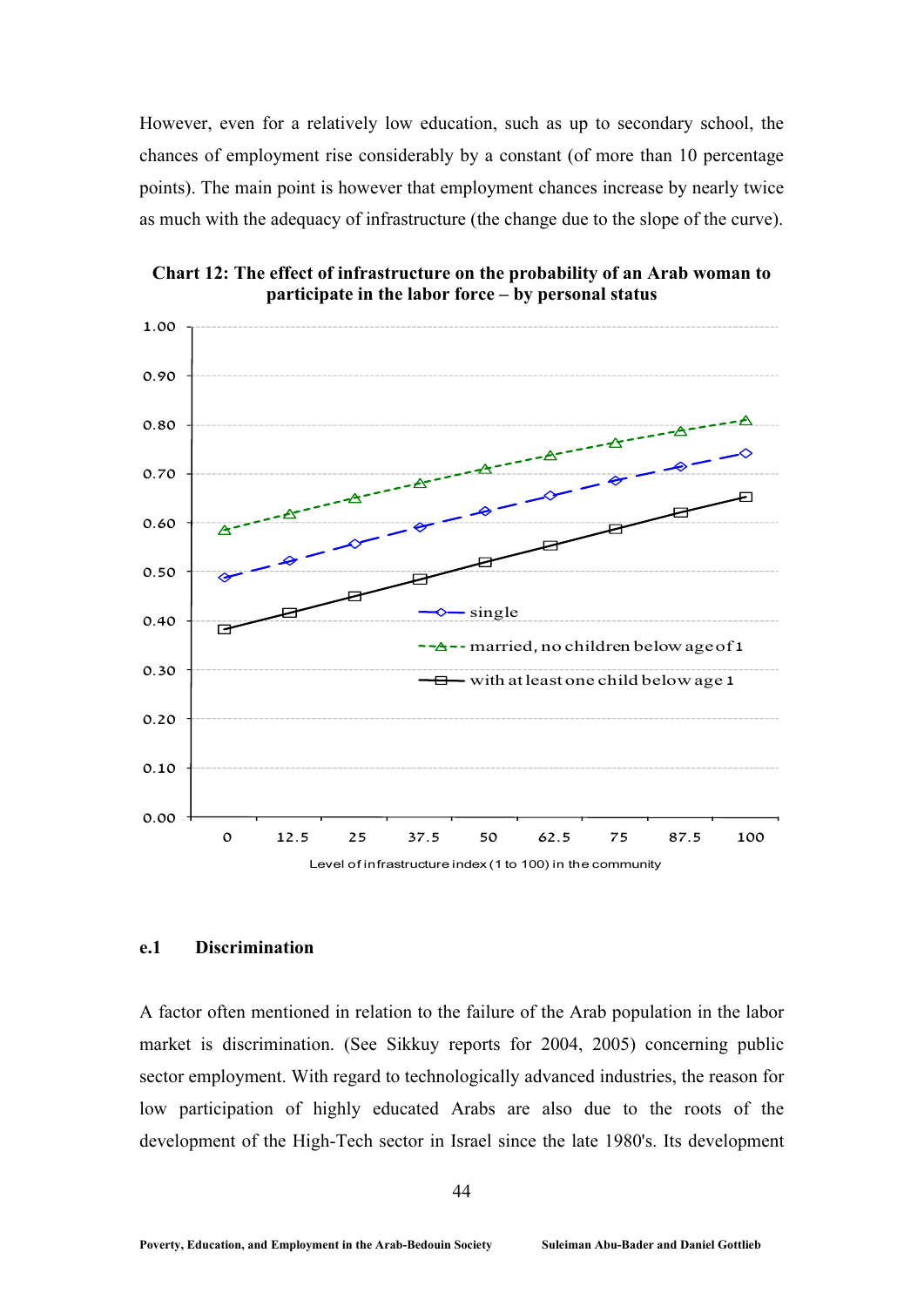However, even for a relatively low education, such as up to secondary school, the chances of employment rise considerably by a constant (of more than 10 percentage points). The main point is however that employment chances increase by nearly twice as much with the adequacy of infrastructure (the change due to the slope of the curve).

**Chart 12: The effect of infrastructure on the probability of an Arab woman to participate in the labor force – by personal status**

#### e.1 Discrimination

A factor often mentioned in relation to the failure of the Arab population in the labor market is discrimination. (See Sikkuy reports for 2004, 2005) concerning public sector employment. With regard to technologically advanced industries, the reason for low participation of highly educated Arabs are also due to the roots of the development of the High-Tech sector in Israel since the late 1980's. Its development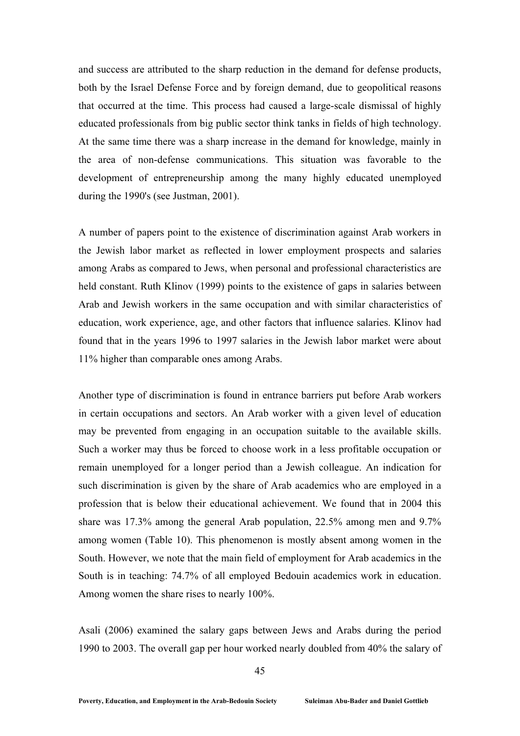and success are attributed to the sharp reduction in the demand for defense products, both by the Israel Defense Force and by foreign demand, due to geopolitical reasons that occurred at the time. This process had caused a large-scale dismissal of highly educated professionals from big public sector think tanks in fields of high technology. At the same time there was a sharp increase in the demand for knowledge, mainly in the area of non-defense communications. This situation was favorable to the development of entrepreneurship among the many highly educated unemployed during the 1990's (see Justman, 2001).

A number of papers point to the existence of discrimination against Arab workers in the Jewish labor market as reflected in lower employment prospects and salaries among Arabs as compared to Jews, when personal and professional characteristics are held constant. Ruth Klinov (1999) points to the existence of gaps in salaries between Arab and Jewish workers in the same occupation and with similar characteristics of education, work experience, age, and other factors that influence salaries. Klinov had found that in the years 1996 to 1997 salaries in the Jewish labor market were about 11% higher than comparable ones among Arabs.

Another type of discrimination is found in entrance barriers put before Arab workers in certain occupations and sectors. An Arab worker with a given level of education may be prevented from engaging in an occupation suitable to the available skills. Such a worker may thus be forced to choose work in a less profitable occupation or remain unemployed for a longer period than a Jewish colleague. An indication for such discrimination is given by the share of Arab academics who are employed in a profession that is below their educational achievement. We found that in 2004 this share was 17.3% among the general Arab population, 22.5% among men and 9.7% among women (Table 10). This phenomenon is mostly absent among women in the South. However, we note that the main field of employment for Arab academics in the South is in teaching: 74.7% of all employed Bedouin academics work in education. Among women the share rises to nearly 100%.

Asali (2006) examined the salary gaps between Jews and Arabs during the period 1990 to 2003. The overall gap per hour worked nearly doubled from 40% the salary of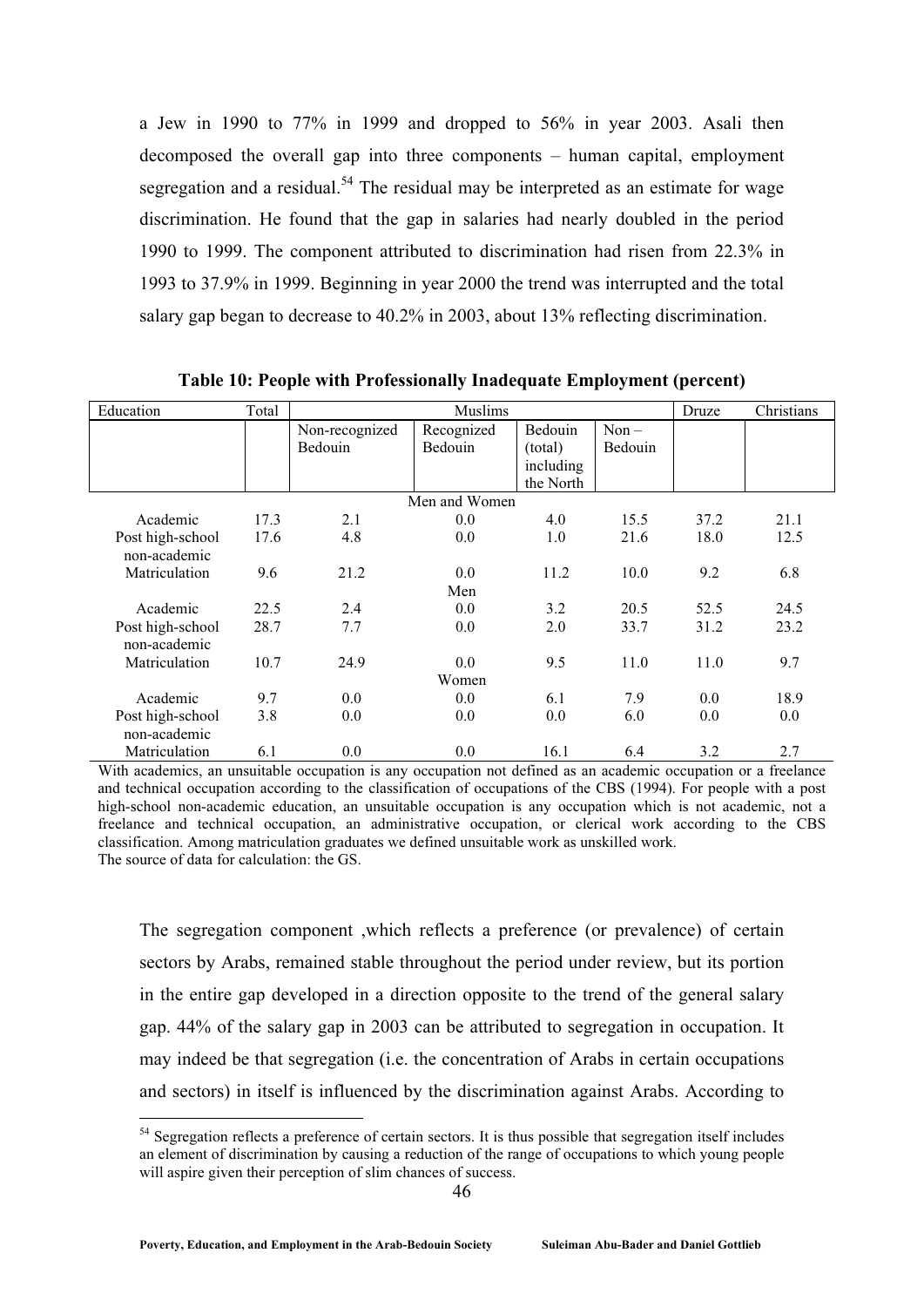a Jew in 1990 to 77% in 1999 and dropped to 56% in year 2003. Asali then decomposed the overall gap into three components – human capital, employment segregation and a residual.[54] The residual may be interpreted as an estimate for wage discrimination. He found that the gap in salaries had nearly doubled in the period 1990 to 1999. The component attributed to discrimination had risen from 22.3% in 1993 to 37.9% in 1999. Beginning in year 2000 the trend was interrupted and the total salary gap began to decrease to 40.2% in 2003, about 13% reflecting discrimination.

**Table 10: People with Professionally Inadequate Employment (percent)**

| Education | Total | Muslims | | | | Druze | Christians |
|---|---|---|---|---|---|---|---|
| | | Non-recognized Bedouin | Recognized Bedouin | Bedouin (total) including the North | Non – Bedouin | | |
| | | | Men and Women | | | | |
| Academic | 17.3 | 2.1 | 0.0 | 4.0 | 15.5 | 37.2 | 21.1 |
| Post high-school non-academic | 17.6 | 4.8 | 0.0 | 1.0 | 21.6 | 18.0 | 12.5 |
| Matriculation | 9.6 | 21.2 | 0.0 | 11.2 | 10.0 | 9.2 | 6.8 |
| | | | Men | | | | |
| Academic | 22.5 | 2.4 | 0.0 | 3.2 | 20.5 | 52.5 | 24.5 |
| Post high-school non-academic | 28.7 | 7.7 | 0.0 | 2.0 | 33.7 | 31.2 | 23.2 |
| Matriculation | 10.7 | 24.9 | 0.0 | 9.5 | 11.0 | 11.0 | 9.7 |
| | | | Women | | | | |
| Academic | 9.7 | 0.0 | 0.0 | 6.1 | 7.9 | 0.0 | 18.9 |
| Post high-school non-academic | 3.8 | 0.0 | 0.0 | 0.0 | 6.0 | 0.0 | 0.0 |
| Matriculation | 6.1 | 0.0 | 0.0 | 16.1 | 6.4 | 3.2 | 2.7 |

With academics, an unsuitable occupation is any occupation not defined as an academic occupation or a freelance and technical occupation according to the classification of occupations of the CBS (1994). For people with a post high-school non-academic education, an unsuitable occupation is any occupation which is not academic, not a freelance and technical occupation, an administrative occupation, or clerical work according to the CBS classification. Among matriculation graduates we defined unsuitable work as unskilled work.
The source of data for calculation: the GS.

The segregation component ,which reflects a preference (or prevalence) of certain sectors by Arabs, remained stable throughout the period under review, but its portion in the entire gap developed in a direction opposite to the trend of the general salary gap. 44% of the salary gap in 2003 can be attributed to segregation in occupation. It may indeed be that segregation (i.e. the concentration of Arabs in certain occupations and sectors) in itself is influenced by the discrimination against Arabs. According to

[54] Segregation reflects a preference of certain sectors. It is thus possible that segregation itself includes an element of discrimination by causing a reduction of the range of occupations to which young people will aspire given their perception of slim chances of success.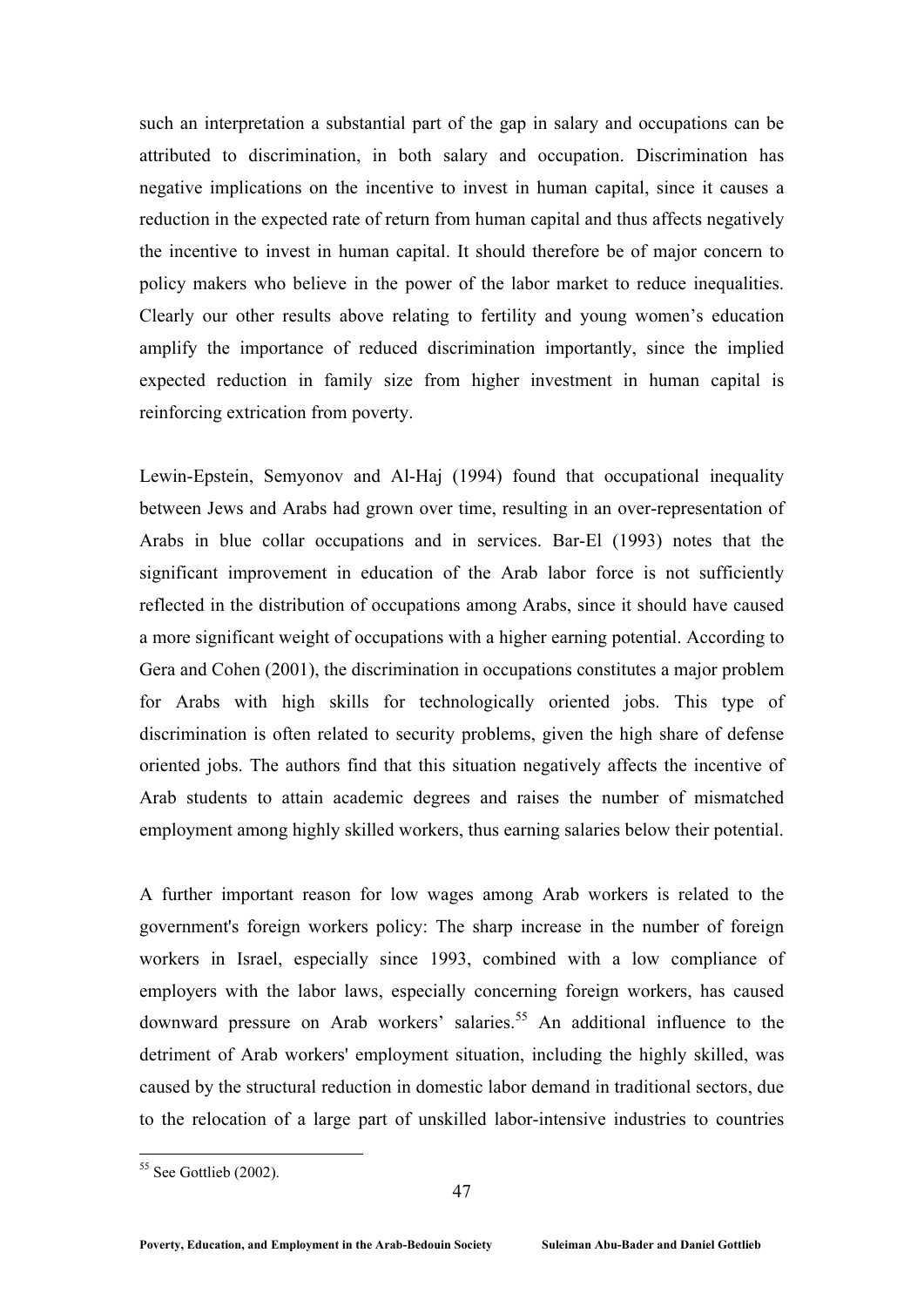such an interpretation a substantial part of the gap in salary and occupations can be attributed to discrimination, in both salary and occupation. Discrimination has negative implications on the incentive to invest in human capital, since it causes a reduction in the expected rate of return from human capital and thus affects negatively the incentive to invest in human capital. It should therefore be of major concern to policy makers who believe in the power of the labor market to reduce inequalities. Clearly our other results above relating to fertility and young women's education amplify the importance of reduced discrimination importantly, since the implied expected reduction in family size from higher investment in human capital is reinforcing extrication from poverty.

Lewin-Epstein, Semyonov and Al-Haj (1994) found that occupational inequality between Jews and Arabs had grown over time, resulting in an over-representation of Arabs in blue collar occupations and in services. Bar-El (1993) notes that the significant improvement in education of the Arab labor force is not sufficiently reflected in the distribution of occupations among Arabs, since it should have caused a more significant weight of occupations with a higher earning potential. According to Gera and Cohen (2001), the discrimination in occupations constitutes a major problem for Arabs with high skills for technologically oriented jobs. This type of discrimination is often related to security problems, given the high share of defense oriented jobs. The authors find that this situation negatively affects the incentive of Arab students to attain academic degrees and raises the number of mismatched employment among highly skilled workers, thus earning salaries below their potential.

A further important reason for low wages among Arab workers is related to the government's foreign workers policy: The sharp increase in the number of foreign workers in Israel, especially since 1993, combined with a low compliance of employers with the labor laws, especially concerning foreign workers, has caused downward pressure on Arab workers' salaries.[55] An additional influence to the detriment of Arab workers' employment situation, including the highly skilled, was caused by the structural reduction in domestic labor demand in traditional sectors, due to the relocation of a large part of unskilled labor-intensive industries to countries

[55] See Gottlieb (2002).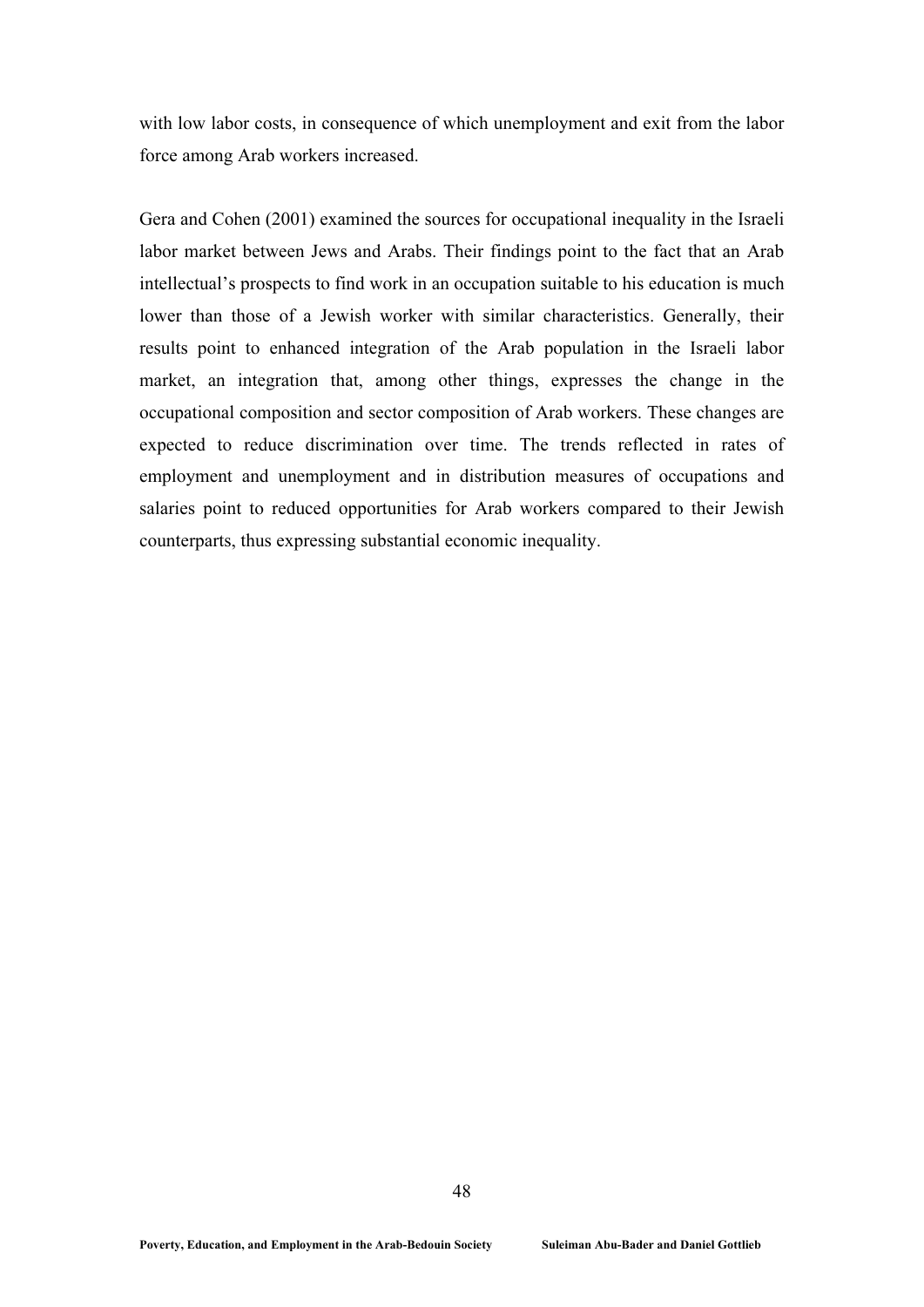with low labor costs, in consequence of which unemployment and exit from the labor force among Arab workers increased.

Gera and Cohen (2001) examined the sources for occupational inequality in the Israeli labor market between Jews and Arabs. Their findings point to the fact that an Arab intellectual's prospects to find work in an occupation suitable to his education is much lower than those of a Jewish worker with similar characteristics. Generally, their results point to enhanced integration of the Arab population in the Israeli labor market, an integration that, among other things, expresses the change in the occupational composition and sector composition of Arab workers. These changes are expected to reduce discrimination over time. The trends reflected in rates of employment and unemployment and in distribution measures of occupations and salaries point to reduced opportunities for Arab workers compared to their Jewish counterparts, thus expressing substantial economic inequality.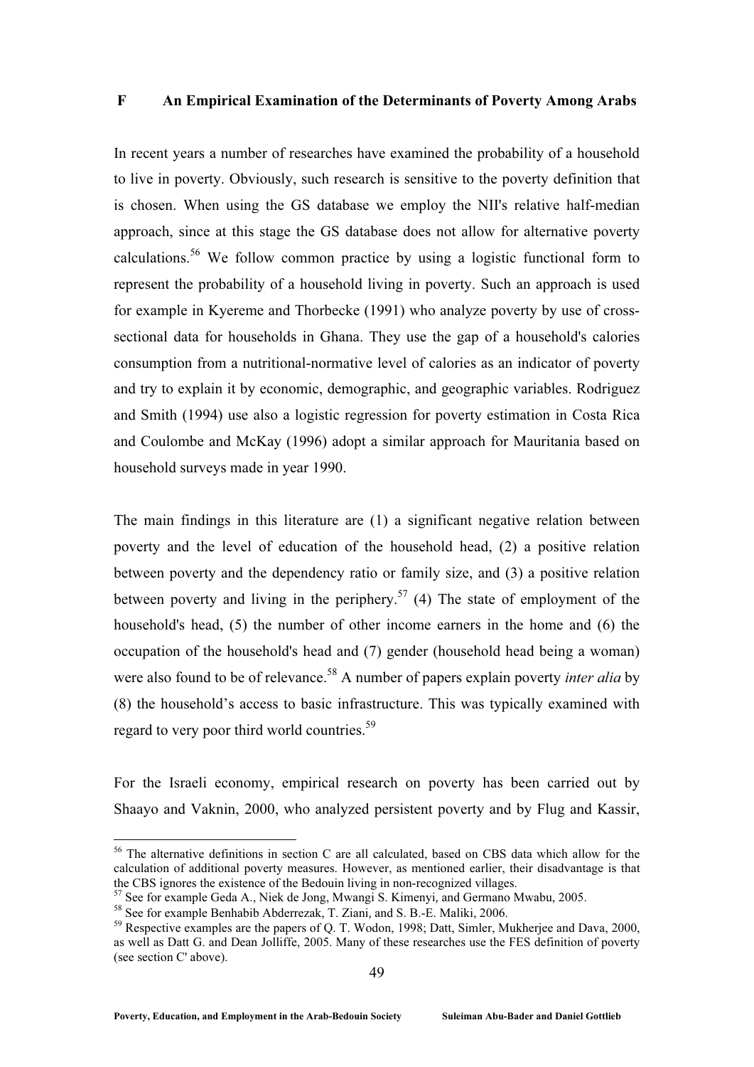## F An Empirical Examination of the Determinants of Poverty Among Arabs

In recent years a number of researches have examined the probability of a household to live in poverty. Obviously, such research is sensitive to the poverty definition that is chosen. When using the GS database we employ the NII's relative half-median approach, since at this stage the GS database does not allow for alternative poverty calculations.[56] We follow common practice by using a logistic functional form to represent the probability of a household living in poverty. Such an approach is used for example in Kyereme and Thorbecke (1991) who analyze poverty by use of cross-sectional data for households in Ghana. They use the gap of a household's calories consumption from a nutritional-normative level of calories as an indicator of poverty and try to explain it by economic, demographic, and geographic variables. Rodriguez and Smith (1994) use also a logistic regression for poverty estimation in Costa Rica and Coulombe and McKay (1996) adopt a similar approach for Mauritania based on household surveys made in year 1990.

The main findings in this literature are (1) a significant negative relation between poverty and the level of education of the household head, (2) a positive relation between poverty and the dependency ratio or family size, and (3) a positive relation between poverty and living in the periphery.[57] (4) The state of employment of the household's head, (5) the number of other income earners in the home and (6) the occupation of the household's head and (7) gender (household head being a woman) were also found to be of relevance.[58] A number of papers explain poverty *inter alia* by (8) the household's access to basic infrastructure. This was typically examined with regard to very poor third world countries.[59]

For the Israeli economy, empirical research on poverty has been carried out by Shaayo and Vaknin, 2000, who analyzed persistent poverty and by Flug and Kassir,

---

[56] The alternative definitions in section C are all calculated, based on CBS data which allow for the calculation of additional poverty measures. However, as mentioned earlier, their disadvantage is that the CBS ignores the existence of the Bedouin living in non-recognized villages.

[57] See for example Geda A., Niek de Jong, Mwangi S. Kimenyi, and Germano Mwabu, 2005.

[58] See for example Benhabib Abderrezak, T. Ziani, and S. B.-E. Maliki, 2006.

[59] Respective examples are the papers of Q. T. Wodon, 1998; Datt, Simler, Mukherjee and Dava, 2000, as well as Datt G. and Dean Jolliffe, 2005. Many of these researches use the FES definition of poverty (see section C' above).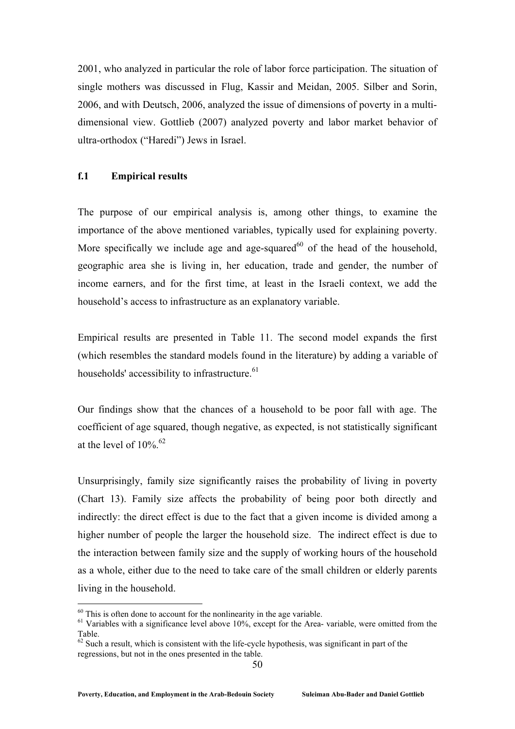2001, who analyzed in particular the role of labor force participation. The situation of single mothers was discussed in Flug, Kassir and Meidan, 2005. Silber and Sorin, 2006, and with Deutsch, 2006, analyzed the issue of dimensions of poverty in a multi-dimensional view. Gottlieb (2007) analyzed poverty and labor market behavior of ultra-orthodox ("Haredi") Jews in Israel.

### f.1 Empirical results

The purpose of our empirical analysis is, among other things, to examine the importance of the above mentioned variables, typically used for explaining poverty. More specifically we include age and age-squared[60] of the head of the household, geographic area she is living in, her education, trade and gender, the number of income earners, and for the first time, at least in the Israeli context, we add the household's access to infrastructure as an explanatory variable.

Empirical results are presented in Table 11. The second model expands the first (which resembles the standard models found in the literature) by adding a variable of households' accessibility to infrastructure.[61]

Our findings show that the chances of a household to be poor fall with age. The coefficient of age squared, though negative, as expected, is not statistically significant at the level of 10%.[62]

Unsurprisingly, family size significantly raises the probability of living in poverty (Chart 13). Family size affects the probability of being poor both directly and indirectly: the direct effect is due to the fact that a given income is divided among a higher number of people the larger the household size. The indirect effect is due to the interaction between family size and the supply of working hours of the household as a whole, either due to the need to take care of the small children or elderly parents living in the household.

---

[60] This is often done to account for the nonlinearity in the age variable.

[61] Variables with a significance level above 10%, except for the Area- variable, were omitted from the Table.

[62] Such a result, which is consistent with the life-cycle hypothesis, was significant in part of the regressions, but not in the ones presented in the table.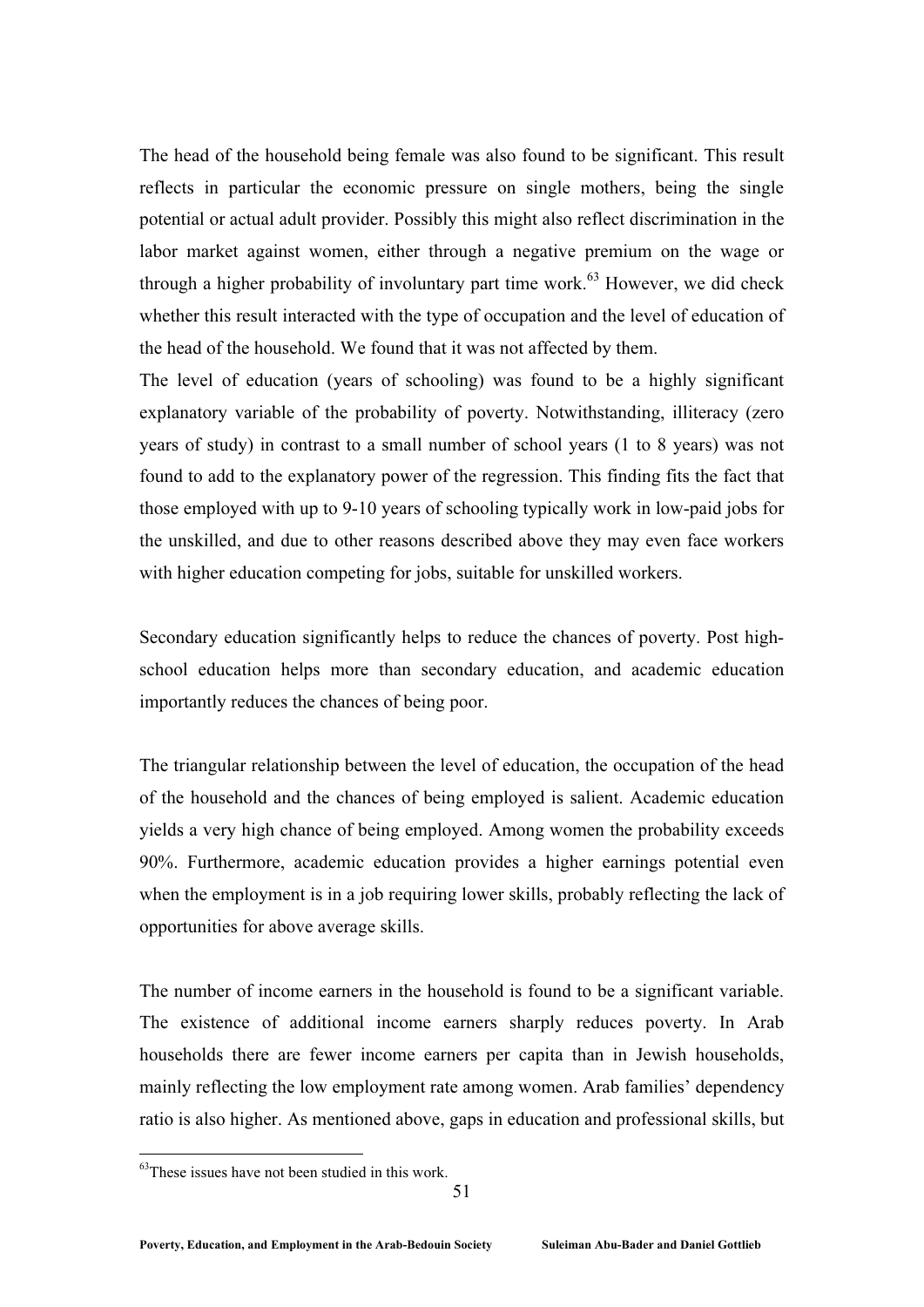The head of the household being female was also found to be significant. This result reflects in particular the economic pressure on single mothers, being the single potential or actual adult provider. Possibly this might also reflect discrimination in the labor market against women, either through a negative premium on the wage or through a higher probability of involuntary part time work.[63] However, we did check whether this result interacted with the type of occupation and the level of education of the head of the household. We found that it was not affected by them.
The level of education (years of schooling) was found to be a highly significant explanatory variable of the probability of poverty. Notwithstanding, illiteracy (zero years of study) in contrast to a small number of school years (1 to 8 years) was not found to add to the explanatory power of the regression. This finding fits the fact that those employed with up to 9-10 years of schooling typically work in low-paid jobs for the unskilled, and due to other reasons described above they may even face workers with higher education competing for jobs, suitable for unskilled workers.

Secondary education significantly helps to reduce the chances of poverty. Post high-school education helps more than secondary education, and academic education importantly reduces the chances of being poor.

The triangular relationship between the level of education, the occupation of the head of the household and the chances of being employed is salient. Academic education yields a very high chance of being employed. Among women the probability exceeds 90%. Furthermore, academic education provides a higher earnings potential even when the employment is in a job requiring lower skills, probably reflecting the lack of opportunities for above average skills.

The number of income earners in the household is found to be a significant variable. The existence of additional income earners sharply reduces poverty. In Arab households there are fewer income earners per capita than in Jewish households, mainly reflecting the low employment rate among women. Arab families' dependency ratio is also higher. As mentioned above, gaps in education and professional skills, but

[63] These issues have not been studied in this work.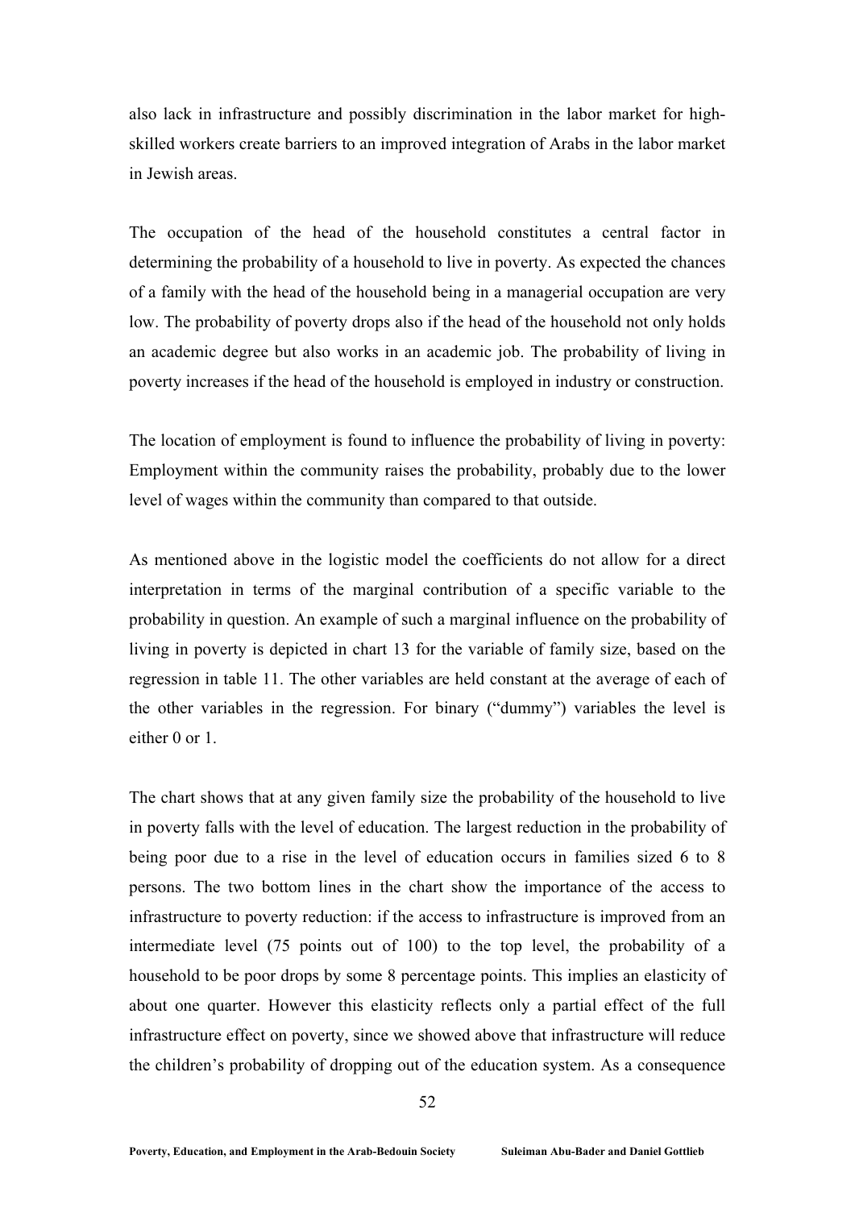also lack in infrastructure and possibly discrimination in the labor market for high-skilled workers create barriers to an improved integration of Arabs in the labor market in Jewish areas.

The occupation of the head of the household constitutes a central factor in determining the probability of a household to live in poverty. As expected the chances of a family with the head of the household being in a managerial occupation are very low. The probability of poverty drops also if the head of the household not only holds an academic degree but also works in an academic job. The probability of living in poverty increases if the head of the household is employed in industry or construction.

The location of employment is found to influence the probability of living in poverty: Employment within the community raises the probability, probably due to the lower level of wages within the community than compared to that outside.

As mentioned above in the logistic model the coefficients do not allow for a direct interpretation in terms of the marginal contribution of a specific variable to the probability in question. An example of such a marginal influence on the probability of living in poverty is depicted in chart 13 for the variable of family size, based on the regression in table 11. The other variables are held constant at the average of each of the other variables in the regression. For binary ("dummy") variables the level is either 0 or 1.

The chart shows that at any given family size the probability of the household to live in poverty falls with the level of education. The largest reduction in the probability of being poor due to a rise in the level of education occurs in families sized 6 to 8 persons. The two bottom lines in the chart show the importance of the access to infrastructure to poverty reduction: if the access to infrastructure is improved from an intermediate level (75 points out of 100) to the top level, the probability of a household to be poor drops by some 8 percentage points. This implies an elasticity of about one quarter. However this elasticity reflects only a partial effect of the full infrastructure effect on poverty, since we showed above that infrastructure will reduce the children's probability of dropping out of the education system. As a consequence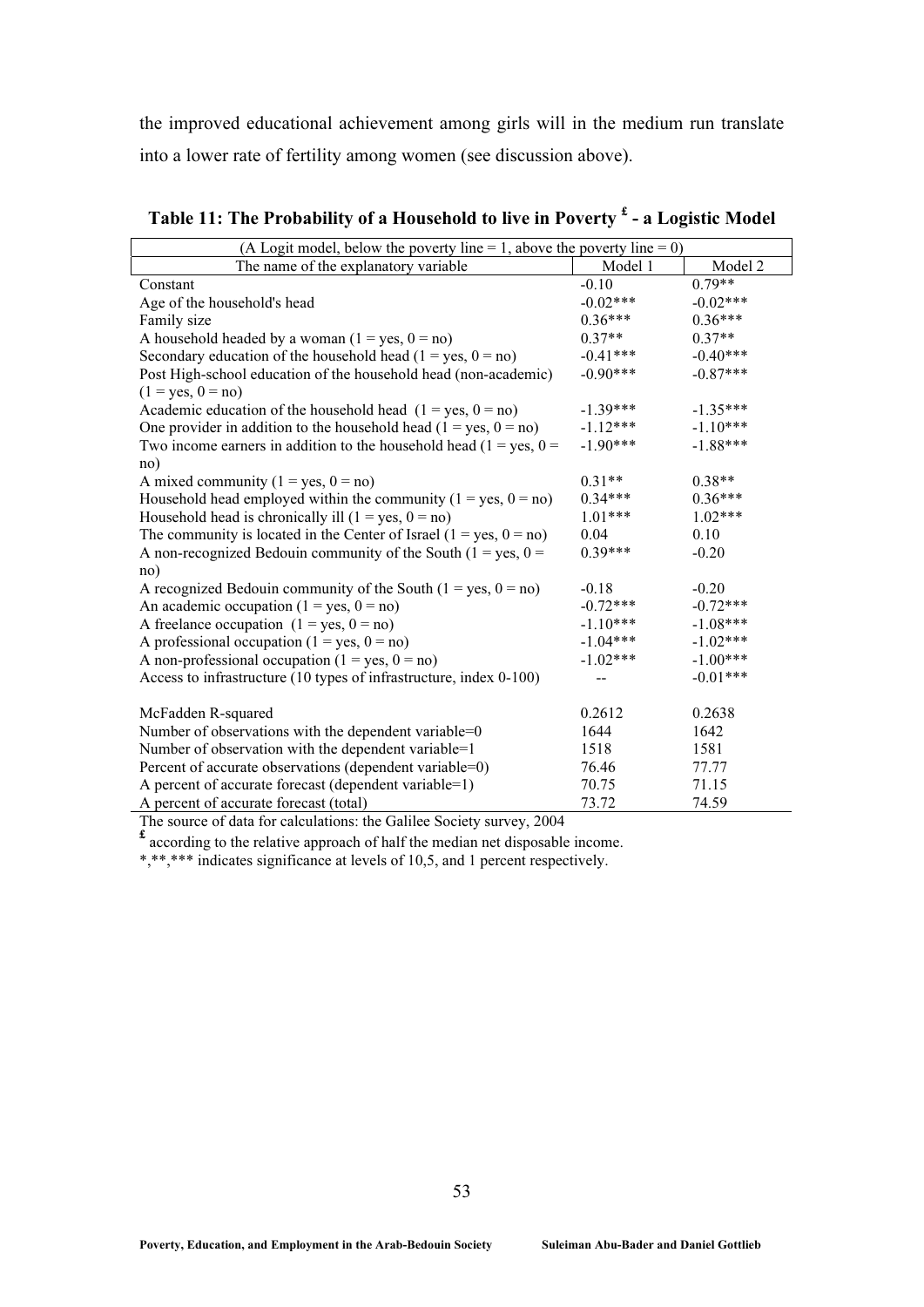the improved educational achievement among girls will in the medium run translate into a lower rate of fertility among women (see discussion above).

**Table 11: The Probability of a Household to live in Poverty £ - a Logistic Model**

| (A Logit model, below the poverty line = 1, above the poverty line = 0) | | |
|---|---|---|
| The name of the explanatory variable | Model 1 | Model 2 |
| Constant | -0.10 | 0.79** |
| Age of the household's head | -0.02*** | -0.02*** |
| Family size | 0.36*** | 0.36*** |
| A household headed by a woman (1 = yes, 0 = no) | 0.37** | 0.37** |
| Secondary education of the household head (1 = yes, 0 = no) | -0.41*** | -0.40*** |
| Post High-school education of the household head (non-academic) (1 = yes, 0 = no) | -0.90*** | -0.87*** |
| Academic education of the household head (1 = yes, 0 = no) | -1.39*** | -1.35*** |
| One provider in addition to the household head (1 = yes, 0 = no) | -1.12*** | -1.10*** |
| Two income earners in addition to the household head (1 = yes, 0 = no) | -1.90*** | -1.88*** |
| A mixed community (1 = yes, 0 = no) | 0.31** | 0.38** |
| Household head employed within the community (1 = yes, 0 = no) | 0.34*** | 0.36*** |
| Household head is chronically ill (1 = yes, 0 = no) | 1.01*** | 1.02*** |
| The community is located in the Center of Israel (1 = yes, 0 = no) | 0.04 | 0.10 |
| A non-recognized Bedouin community of the South (1 = yes, 0 = no) | 0.39*** | -0.20 |
| A recognized Bedouin community of the South (1 = yes, 0 = no) | -0.18 | -0.20 |
| An academic occupation (1 = yes, 0 = no) | -0.72*** | -0.72*** |
| A freelance occupation (1 = yes, 0 = no) | -1.10*** | -1.08*** |
| A professional occupation (1 = yes, 0 = no) | -1.04*** | -1.02*** |
| A non-professional occupation (1 = yes, 0 = no) | -1.02*** | -1.00*** |
| Access to infrastructure (10 types of infrastructure, index 0-100) | -- | -0.01*** |
| McFadden R-squared | 0.2612 | 0.2638 |
| Number of observations with the dependent variable=0 | 1644 | 1642 |
| Number of observation with the dependent variable=1 | 1518 | 1581 |
| Percent of accurate observations (dependent variable=0) | 76.46 | 77.77 |
| A percent of accurate forecast (dependent variable=1) | 70.75 | 71.15 |
| A percent of accurate forecast (total) | 73.72 | 74.59 |

The source of data for calculations: the Galilee Society survey, 2004

£ according to the relative approach of half the median net disposable income.

*,**,*** indicates significance at levels of 10,5, and 1 percent respectively.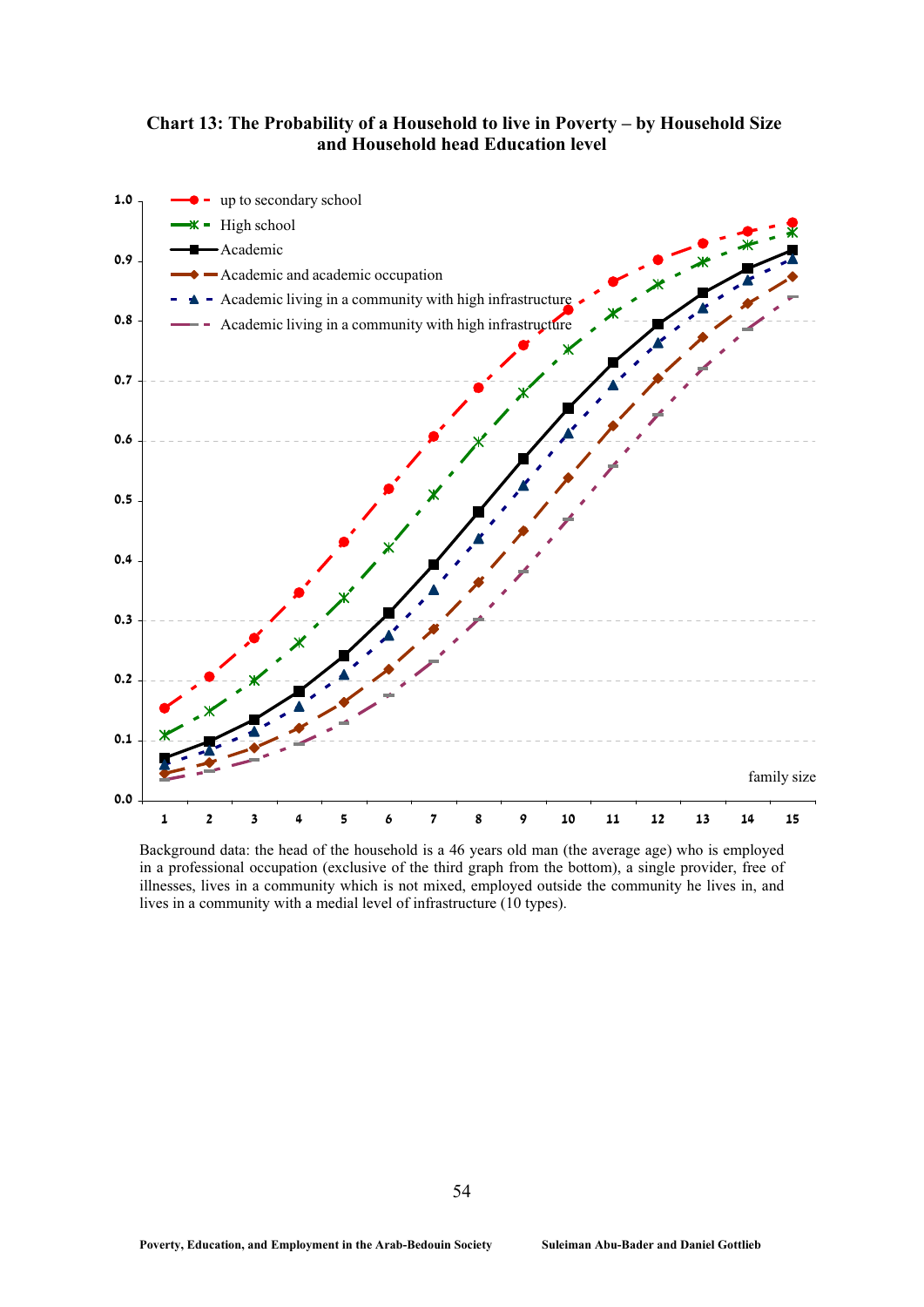**Chart 13: The Probability of a Household to live in Poverty – by Household Size and Household head Education level**

Background data: the head of the household is a 46 years old man (the average age) who is employed in a professional occupation (exclusive of the third graph from the bottom), a single provider, free of illnesses, lives in a community which is not mixed, employed outside the community he lives in, and lives in a community with a medial level of infrastructure (10 types).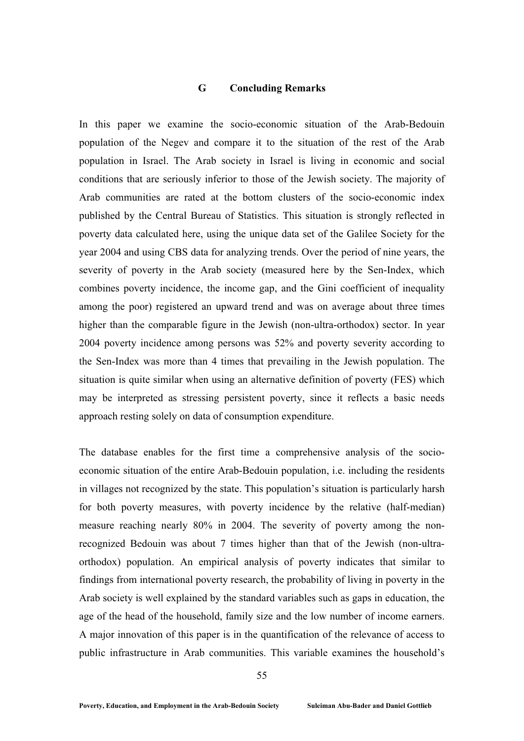## G Concluding Remarks

In this paper we examine the socio-economic situation of the Arab-Bedouin population of the Negev and compare it to the situation of the rest of the Arab population in Israel. The Arab society in Israel is living in economic and social conditions that are seriously inferior to those of the Jewish society. The majority of Arab communities are rated at the bottom clusters of the socio-economic index published by the Central Bureau of Statistics. This situation is strongly reflected in poverty data calculated here, using the unique data set of the Galilee Society for the year 2004 and using CBS data for analyzing trends. Over the period of nine years, the severity of poverty in the Arab society (measured here by the Sen-Index, which combines poverty incidence, the income gap, and the Gini coefficient of inequality among the poor) registered an upward trend and was on average about three times higher than the comparable figure in the Jewish (non-ultra-orthodox) sector. In year 2004 poverty incidence among persons was 52% and poverty severity according to the Sen-Index was more than 4 times that prevailing in the Jewish population. The situation is quite similar when using an alternative definition of poverty (FES) which may be interpreted as stressing persistent poverty, since it reflects a basic needs approach resting solely on data of consumption expenditure.

The database enables for the first time a comprehensive analysis of the socio-economic situation of the entire Arab-Bedouin population, i.e. including the residents in villages not recognized by the state. This population's situation is particularly harsh for both poverty measures, with poverty incidence by the relative (half-median) measure reaching nearly 80% in 2004. The severity of poverty among the non-recognized Bedouin was about 7 times higher than that of the Jewish (non-ultra-orthodox) population. An empirical analysis of poverty indicates that similar to findings from international poverty research, the probability of living in poverty in the Arab society is well explained by the standard variables such as gaps in education, the age of the head of the household, family size and the low number of income earners. A major innovation of this paper is in the quantification of the relevance of access to public infrastructure in Arab communities. This variable examines the household's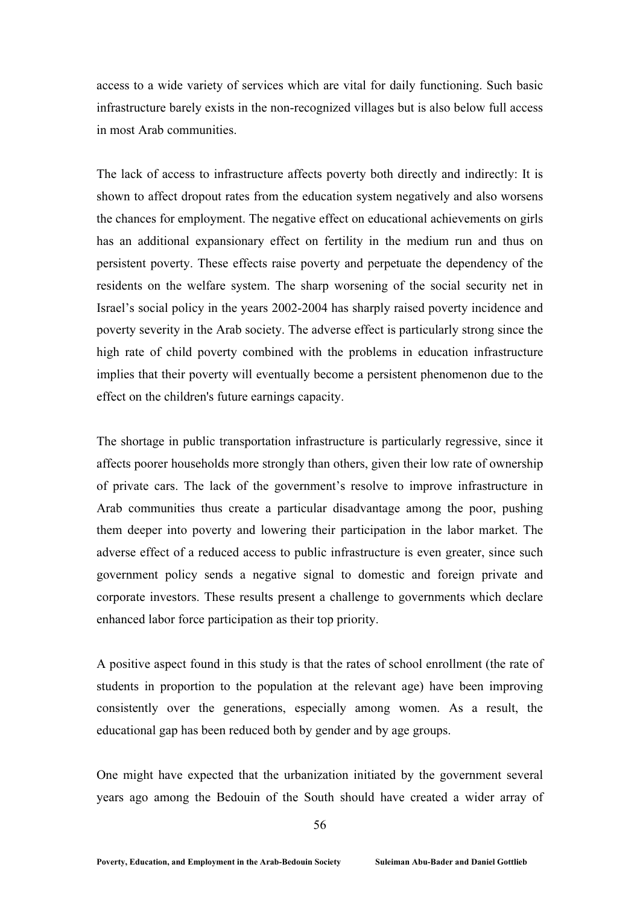access to a wide variety of services which are vital for daily functioning. Such basic infrastructure barely exists in the non-recognized villages but is also below full access in most Arab communities.

The lack of access to infrastructure affects poverty both directly and indirectly: It is shown to affect dropout rates from the education system negatively and also worsens the chances for employment. The negative effect on educational achievements on girls has an additional expansionary effect on fertility in the medium run and thus on persistent poverty. These effects raise poverty and perpetuate the dependency of the residents on the welfare system. The sharp worsening of the social security net in Israel's social policy in the years 2002-2004 has sharply raised poverty incidence and poverty severity in the Arab society. The adverse effect is particularly strong since the high rate of child poverty combined with the problems in education infrastructure implies that their poverty will eventually become a persistent phenomenon due to the effect on the children's future earnings capacity.

The shortage in public transportation infrastructure is particularly regressive, since it affects poorer households more strongly than others, given their low rate of ownership of private cars. The lack of the government's resolve to improve infrastructure in Arab communities thus create a particular disadvantage among the poor, pushing them deeper into poverty and lowering their participation in the labor market. The adverse effect of a reduced access to public infrastructure is even greater, since such government policy sends a negative signal to domestic and foreign private and corporate investors. These results present a challenge to governments which declare enhanced labor force participation as their top priority.

A positive aspect found in this study is that the rates of school enrollment (the rate of students in proportion to the population at the relevant age) have been improving consistently over the generations, especially among women. As a result, the educational gap has been reduced both by gender and by age groups.

One might have expected that the urbanization initiated by the government several years ago among the Bedouin of the South should have created a wider array of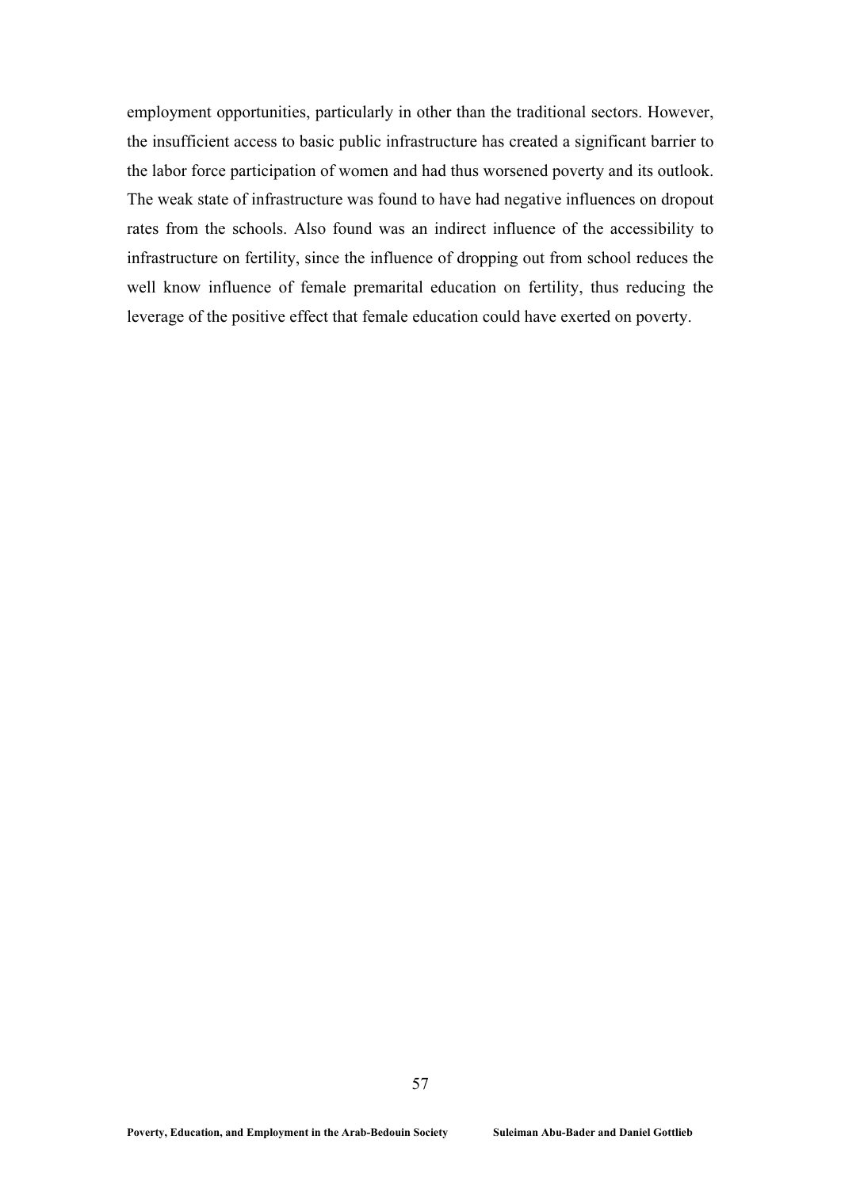employment opportunities, particularly in other than the traditional sectors. However, the insufficient access to basic public infrastructure has created a significant barrier to the labor force participation of women and had thus worsened poverty and its outlook. The weak state of infrastructure was found to have had negative influences on dropout rates from the schools. Also found was an indirect influence of the accessibility to infrastructure on fertility, since the influence of dropping out from school reduces the well know influence of female premarital education on fertility, thus reducing the leverage of the positive effect that female education could have exerted on poverty.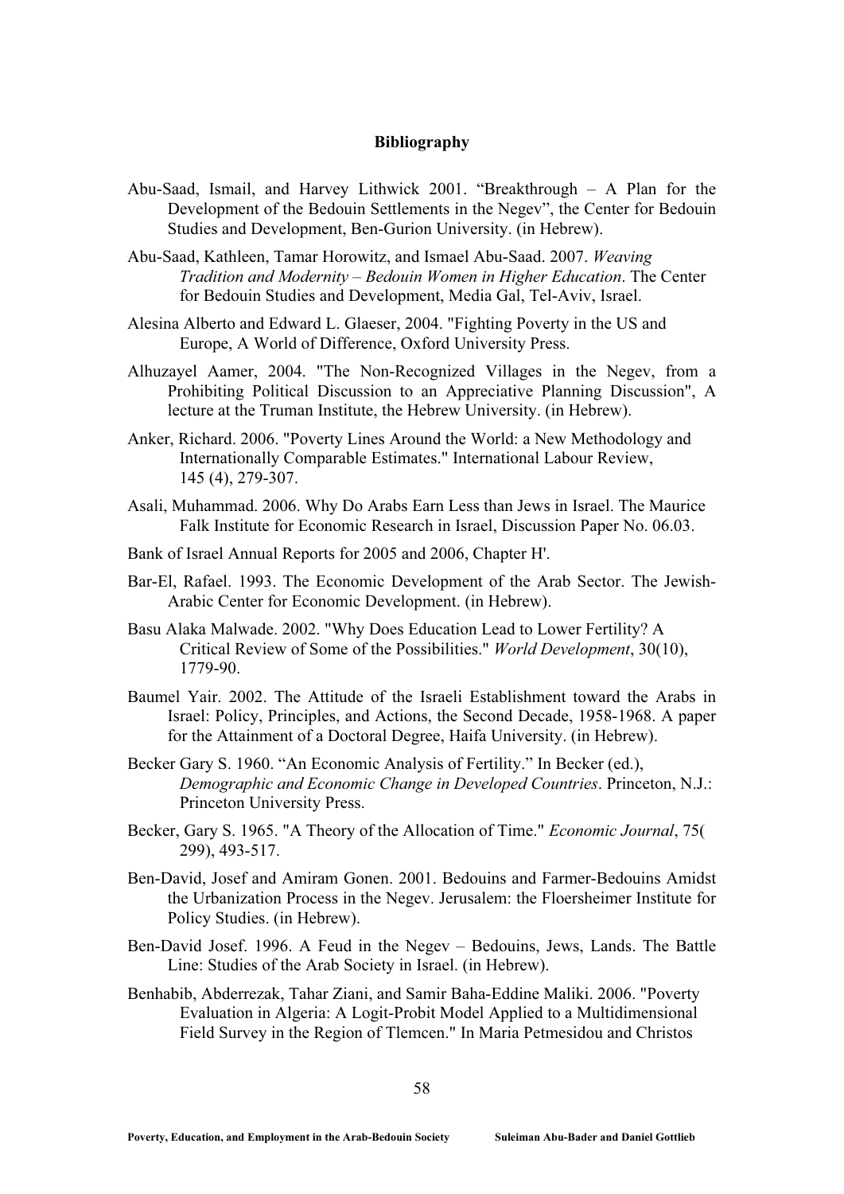## Bibliography

Abu-Saad, Ismail, and Harvey Lithwick 2001. "Breakthrough – A Plan for the Development of the Bedouin Settlements in the Negev", the Center for Bedouin Studies and Development, Ben-Gurion University. (in Hebrew).

Abu-Saad, Kathleen, Tamar Horowitz, and Ismael Abu-Saad. 2007. *Weaving Tradition and Modernity – Bedouin Women in Higher Education*. The Center for Bedouin Studies and Development, Media Gal, Tel-Aviv, Israel.

Alesina Alberto and Edward L. Glaeser, 2004. "Fighting Poverty in the US and Europe, A World of Difference, Oxford University Press.

Alhuzayel Aamer, 2004. "The Non-Recognized Villages in the Negev, from a Prohibiting Political Discussion to an Appreciative Planning Discussion", A lecture at the Truman Institute, the Hebrew University. (in Hebrew).

Anker, Richard. 2006. "Poverty Lines Around the World: a New Methodology and Internationally Comparable Estimates." International Labour Review, 145 (4), 279-307.

Asali, Muhammad. 2006. Why Do Arabs Earn Less than Jews in Israel. The Maurice Falk Institute for Economic Research in Israel, Discussion Paper No. 06.03.

Bank of Israel Annual Reports for 2005 and 2006, Chapter H'.

Bar-El, Rafael. 1993. The Economic Development of the Arab Sector. The Jewish-Arabic Center for Economic Development. (in Hebrew).

Basu Alaka Malwade. 2002. "Why Does Education Lead to Lower Fertility? A Critical Review of Some of the Possibilities." *World Development*, 30(10), 1779-90.

Baumel Yair. 2002. The Attitude of the Israeli Establishment toward the Arabs in Israel: Policy, Principles, and Actions, the Second Decade, 1958-1968. A paper for the Attainment of a Doctoral Degree, Haifa University. (in Hebrew).

Becker Gary S. 1960. "An Economic Analysis of Fertility." In Becker (ed.), *Demographic and Economic Change in Developed Countries*. Princeton, N.J.: Princeton University Press.

Becker, Gary S. 1965. "A Theory of the Allocation of Time." *Economic Journal*, 75( 299), 493-517.

Ben-David, Josef and Amiram Gonen. 2001. Bedouins and Farmer-Bedouins Amidst the Urbanization Process in the Negev. Jerusalem: the Floersheimer Institute for Policy Studies. (in Hebrew).

Ben-David Josef. 1996. A Feud in the Negev – Bedouins, Jews, Lands. The Battle Line: Studies of the Arab Society in Israel. (in Hebrew).

Benhabib, Abderrezak, Tahar Ziani, and Samir Baha-Eddine Maliki. 2006. "Poverty Evaluation in Algeria: A Logit-Probit Model Applied to a Multidimensional Field Survey in the Region of Tlemcen." In Maria Petmesidou and Christos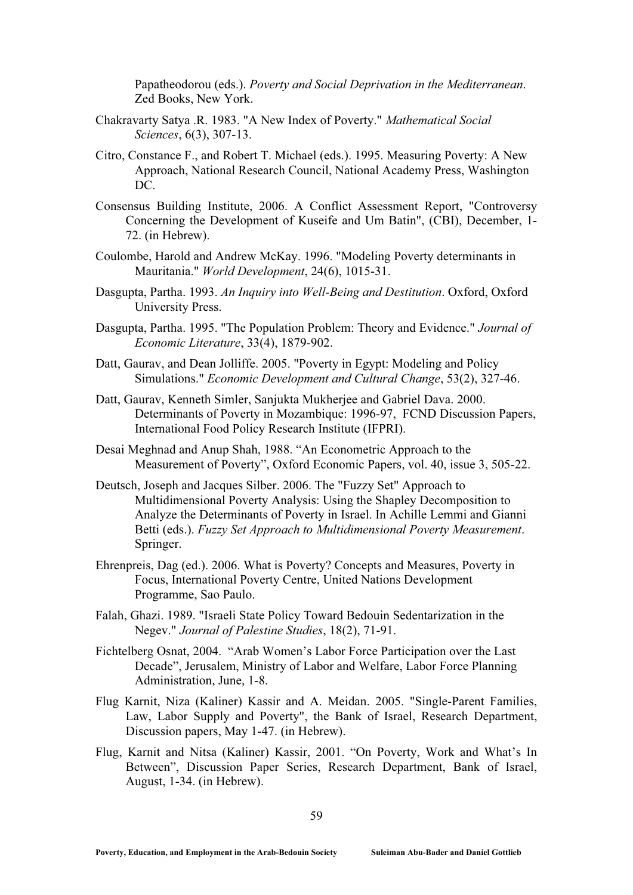Papatheodorou (eds.). *Poverty and Social Deprivation in the Mediterranean*. Zed Books, New York.

Chakravarty Satya .R. 1983. "A New Index of Poverty." *Mathematical Social Sciences*, 6(3), 307-13.

Citro, Constance F., and Robert T. Michael (eds.). 1995. Measuring Poverty: A New Approach, National Research Council, National Academy Press, Washington DC.

Consensus Building Institute, 2006. A Conflict Assessment Report, "Controversy Concerning the Development of Kuseife and Um Batin", (CBI), December, 1-72. (in Hebrew).

Coulombe, Harold and Andrew McKay. 1996. "Modeling Poverty determinants in Mauritania." *World Development*, 24(6), 1015-31.

Dasgupta, Partha. 1993. *An Inquiry into Well-Being and Destitution*. Oxford, Oxford University Press.

Dasgupta, Partha. 1995. "The Population Problem: Theory and Evidence." *Journal of Economic Literature*, 33(4), 1879-902.

Datt, Gaurav, and Dean Jolliffe. 2005. "Poverty in Egypt: Modeling and Policy Simulations." *Economic Development and Cultural Change*, 53(2), 327-46.

Datt, Gaurav, Kenneth Simler, Sanjukta Mukherjee and Gabriel Dava. 2000. Determinants of Poverty in Mozambique: 1996-97, FCND Discussion Papers, International Food Policy Research Institute (IFPRI).

Desai Meghnad and Anup Shah, 1988. "An Econometric Approach to the Measurement of Poverty", Oxford Economic Papers, vol. 40, issue 3, 505-22.

Deutsch, Joseph and Jacques Silber. 2006. The "Fuzzy Set" Approach to Multidimensional Poverty Analysis: Using the Shapley Decomposition to Analyze the Determinants of Poverty in Israel. In Achille Lemmi and Gianni Betti (eds.). *Fuzzy Set Approach to Multidimensional Poverty Measurement*. Springer.

Ehrenpreis, Dag (ed.). 2006. What is Poverty? Concepts and Measures, Poverty in Focus, International Poverty Centre, United Nations Development Programme, Sao Paulo.

Falah, Ghazi. 1989. "Israeli State Policy Toward Bedouin Sedentarization in the Negev." *Journal of Palestine Studies*, 18(2), 71-91.

Fichtelberg Osnat, 2004. "Arab Women's Labor Force Participation over the Last Decade", Jerusalem, Ministry of Labor and Welfare, Labor Force Planning Administration, June, 1-8.

Flug Karnit, Niza (Kaliner) Kassir and A. Meidan. 2005. "Single-Parent Families, Law, Labor Supply and Poverty", the Bank of Israel, Research Department, Discussion papers, May 1-47. (in Hebrew).

Flug, Karnit and Nitsa (Kaliner) Kassir, 2001. "On Poverty, Work and What's In Between", Discussion Paper Series, Research Department, Bank of Israel, August, 1-34. (in Hebrew).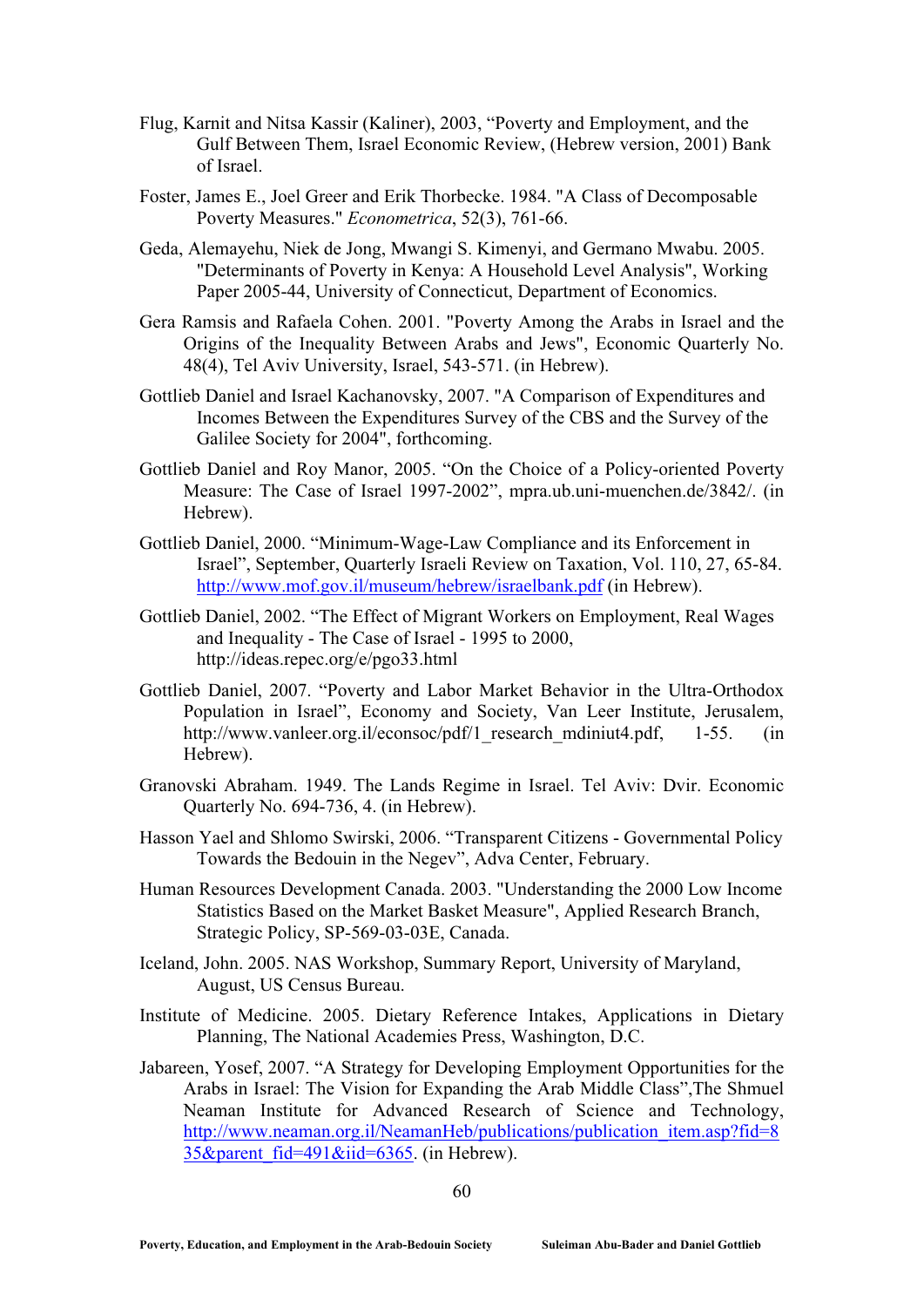Flug, Karnit and Nitsa Kassir (Kaliner), 2003, "Poverty and Employment, and the Gulf Between Them, Israel Economic Review, (Hebrew version, 2001) Bank of Israel.

Foster, James E., Joel Greer and Erik Thorbecke. 1984. "A Class of Decomposable Poverty Measures." *Econometrica*, 52(3), 761-66.

Geda, Alemayehu, Niek de Jong, Mwangi S. Kimenyi, and Germano Mwabu. 2005. "Determinants of Poverty in Kenya: A Household Level Analysis", Working Paper 2005-44, University of Connecticut, Department of Economics.

Gera Ramsis and Rafaela Cohen. 2001. "Poverty Among the Arabs in Israel and the Origins of the Inequality Between Arabs and Jews", Economic Quarterly No. 48(4), Tel Aviv University, Israel, 543-571. (in Hebrew).

Gottlieb Daniel and Israel Kachanovsky, 2007. "A Comparison of Expenditures and Incomes Between the Expenditures Survey of the CBS and the Survey of the Galilee Society for 2004", forthcoming.

Gottlieb Daniel and Roy Manor, 2005. "On the Choice of a Policy-oriented Poverty Measure: The Case of Israel 1997-2002", mpra.ub.uni-muenchen.de/3842/. (in Hebrew).

Gottlieb Daniel, 2000. "Minimum-Wage-Law Compliance and its Enforcement in Israel", September, Quarterly Israeli Review on Taxation, Vol. 110, 27, 65-84. http://www.mof.gov.il/museum/hebrew/israelbank.pdf (in Hebrew).

Gottlieb Daniel, 2002. "The Effect of Migrant Workers on Employment, Real Wages and Inequality - The Case of Israel - 1995 to 2000, http://ideas.repec.org/e/pgo33.html

Gottlieb Daniel, 2007. "Poverty and Labor Market Behavior in the Ultra-Orthodox Population in Israel", Economy and Society, Van Leer Institute, Jerusalem, http://www.vanleer.org.il/econsoc/pdf/1_research_mdiniut4.pdf, 1-55. (in Hebrew).

Granovski Abraham. 1949. The Lands Regime in Israel. Tel Aviv: Dvir. Economic Quarterly No. 694-736, 4. (in Hebrew).

Hasson Yael and Shlomo Swirski, 2006. "Transparent Citizens - Governmental Policy Towards the Bedouin in the Negev", Adva Center, February.

Human Resources Development Canada. 2003. "Understanding the 2000 Low Income Statistics Based on the Market Basket Measure", Applied Research Branch, Strategic Policy, SP-569-03-03E, Canada.

Iceland, John. 2005. NAS Workshop, Summary Report, University of Maryland, August, US Census Bureau.

Institute of Medicine. 2005. Dietary Reference Intakes, Applications in Dietary Planning, The National Academies Press, Washington, D.C.

Jabareen, Yosef, 2007. "A Strategy for Developing Employment Opportunities for the Arabs in Israel: The Vision for Expanding the Arab Middle Class",The Shmuel Neaman Institute for Advanced Research of Science and Technology, http://www.neaman.org.il/NeamanHeb/publications/publication_item.asp?fid=835&parent_fid=491&iid=6365. (in Hebrew).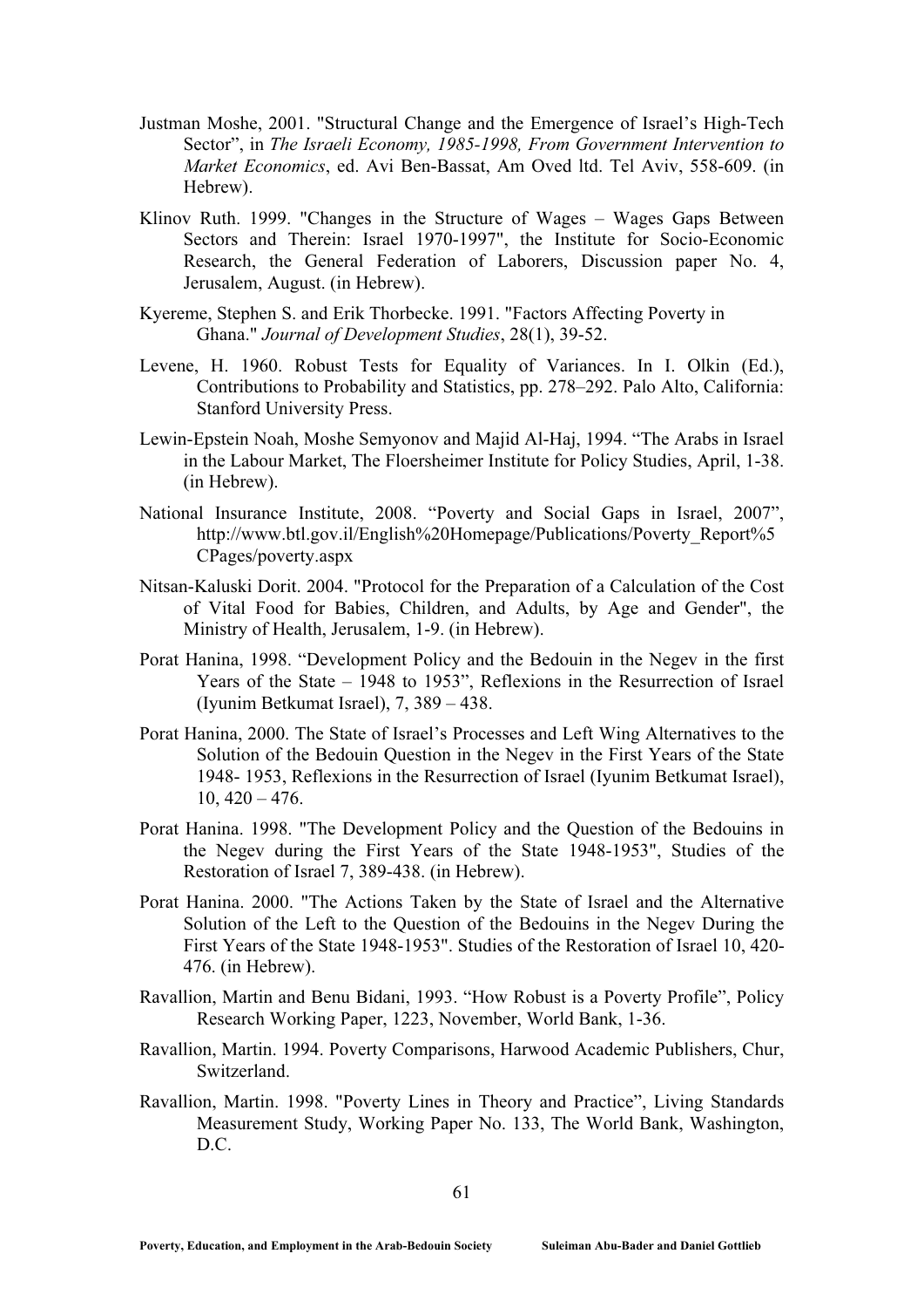Justman Moshe, 2001. "Structural Change and the Emergence of Israel's High-Tech Sector", in *The Israeli Economy, 1985-1998, From Government Intervention to Market Economics*, ed. Avi Ben-Bassat, Am Oved ltd. Tel Aviv, 558-609. (in Hebrew).

Klinov Ruth. 1999. "Changes in the Structure of Wages – Wages Gaps Between Sectors and Therein: Israel 1970-1997", the Institute for Socio-Economic Research, the General Federation of Laborers, Discussion paper No. 4, Jerusalem, August. (in Hebrew).

Kyereme, Stephen S. and Erik Thorbecke. 1991. "Factors Affecting Poverty in Ghana." *Journal of Development Studies*, 28(1), 39-52.

Levene, H. 1960. Robust Tests for Equality of Variances. In I. Olkin (Ed.), Contributions to Probability and Statistics, pp. 278–292. Palo Alto, California: Stanford University Press.

Lewin-Epstein Noah, Moshe Semyonov and Majid Al-Haj, 1994. "The Arabs in Israel in the Labour Market, The Floersheimer Institute for Policy Studies, April, 1-38. (in Hebrew).

National Insurance Institute, 2008. "Poverty and Social Gaps in Israel, 2007", http://www.btl.gov.il/English%20Homepage/Publications/Poverty_Report%5CPages/poverty.aspx

Nitsan-Kaluski Dorit. 2004. "Protocol for the Preparation of a Calculation of the Cost of Vital Food for Babies, Children, and Adults, by Age and Gender", the Ministry of Health, Jerusalem, 1-9. (in Hebrew).

Porat Hanina, 1998. "Development Policy and the Bedouin in the Negev in the first Years of the State – 1948 to 1953", Reflexions in the Resurrection of Israel (Iyunim Betkumat Israel), 7, 389 – 438.

Porat Hanina, 2000. The State of Israel's Processes and Left Wing Alternatives to the Solution of the Bedouin Question in the Negev in the First Years of the State 1948- 1953, Reflexions in the Resurrection of Israel (Iyunim Betkumat Israel), 10, 420 – 476.

Porat Hanina. 1998. "The Development Policy and the Question of the Bedouins in the Negev during the First Years of the State 1948-1953", Studies of the Restoration of Israel 7, 389-438. (in Hebrew).

Porat Hanina. 2000. "The Actions Taken by the State of Israel and the Alternative Solution of the Left to the Question of the Bedouins in the Negev During the First Years of the State 1948-1953". Studies of the Restoration of Israel 10, 420-476. (in Hebrew).

Ravallion, Martin and Benu Bidani, 1993. "How Robust is a Poverty Profile", Policy Research Working Paper, 1223, November, World Bank, 1-36.

Ravallion, Martin. 1994. Poverty Comparisons, Harwood Academic Publishers, Chur, Switzerland.

Ravallion, Martin. 1998. "Poverty Lines in Theory and Practice", Living Standards Measurement Study, Working Paper No. 133, The World Bank, Washington, D.C.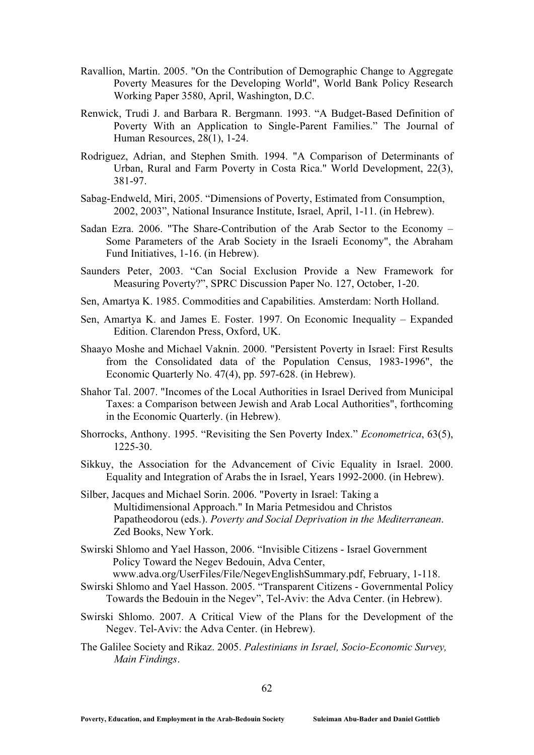Ravallion, Martin. 2005. "On the Contribution of Demographic Change to Aggregate Poverty Measures for the Developing World", World Bank Policy Research Working Paper 3580, April, Washington, D.C.

Renwick, Trudi J. and Barbara R. Bergmann. 1993. "A Budget-Based Definition of Poverty With an Application to Single-Parent Families." The Journal of Human Resources, 28(1), 1-24.

Rodriguez, Adrian, and Stephen Smith. 1994. "A Comparison of Determinants of Urban, Rural and Farm Poverty in Costa Rica." World Development, 22(3), 381-97.

Sabag-Endweld, Miri, 2005. "Dimensions of Poverty, Estimated from Consumption, 2002, 2003", National Insurance Institute, Israel, April, 1-11. (in Hebrew).

Sadan Ezra. 2006. "The Share-Contribution of the Arab Sector to the Economy – Some Parameters of the Arab Society in the Israeli Economy", the Abraham Fund Initiatives, 1-16. (in Hebrew).

Saunders Peter, 2003. "Can Social Exclusion Provide a New Framework for Measuring Poverty?", SPRC Discussion Paper No. 127, October, 1-20.

Sen, Amartya K. 1985. Commodities and Capabilities. Amsterdam: North Holland.

Sen, Amartya K. and James E. Foster. 1997. On Economic Inequality – Expanded Edition. Clarendon Press, Oxford, UK.

Shaayo Moshe and Michael Vaknin. 2000. "Persistent Poverty in Israel: First Results from the Consolidated data of the Population Census, 1983-1996", the Economic Quarterly No. 47(4), pp. 597-628. (in Hebrew).

Shahor Tal. 2007. "Incomes of the Local Authorities in Israel Derived from Municipal Taxes: a Comparison between Jewish and Arab Local Authorities", forthcoming in the Economic Quarterly. (in Hebrew).

Shorrocks, Anthony. 1995. "Revisiting the Sen Poverty Index." *Econometrica*, 63(5), 1225-30.

Sikkuy, the Association for the Advancement of Civic Equality in Israel. 2000. Equality and Integration of Arabs the in Israel, Years 1992-2000. (in Hebrew).

Silber, Jacques and Michael Sorin. 2006. "Poverty in Israel: Taking a Multidimensional Approach." In Maria Petmesidou and Christos Papatheodorou (eds.). *Poverty and Social Deprivation in the Mediterranean*. Zed Books, New York.

Swirski Shlomo and Yael Hasson, 2006. "Invisible Citizens - Israel Government Policy Toward the Negev Bedouin, Adva Center, www.adva.org/UserFiles/File/NegevEnglishSummary.pdf, February, 1-118.

Swirski Shlomo and Yael Hasson. 2005. "Transparent Citizens - Governmental Policy Towards the Bedouin in the Negev", Tel-Aviv: the Adva Center. (in Hebrew).

Swirski Shlomo. 2007. A Critical View of the Plans for the Development of the Negev. Tel-Aviv: the Adva Center. (in Hebrew).

The Galilee Society and Rikaz. 2005. *Palestinians in Israel, Socio-Economic Survey, Main Findings*.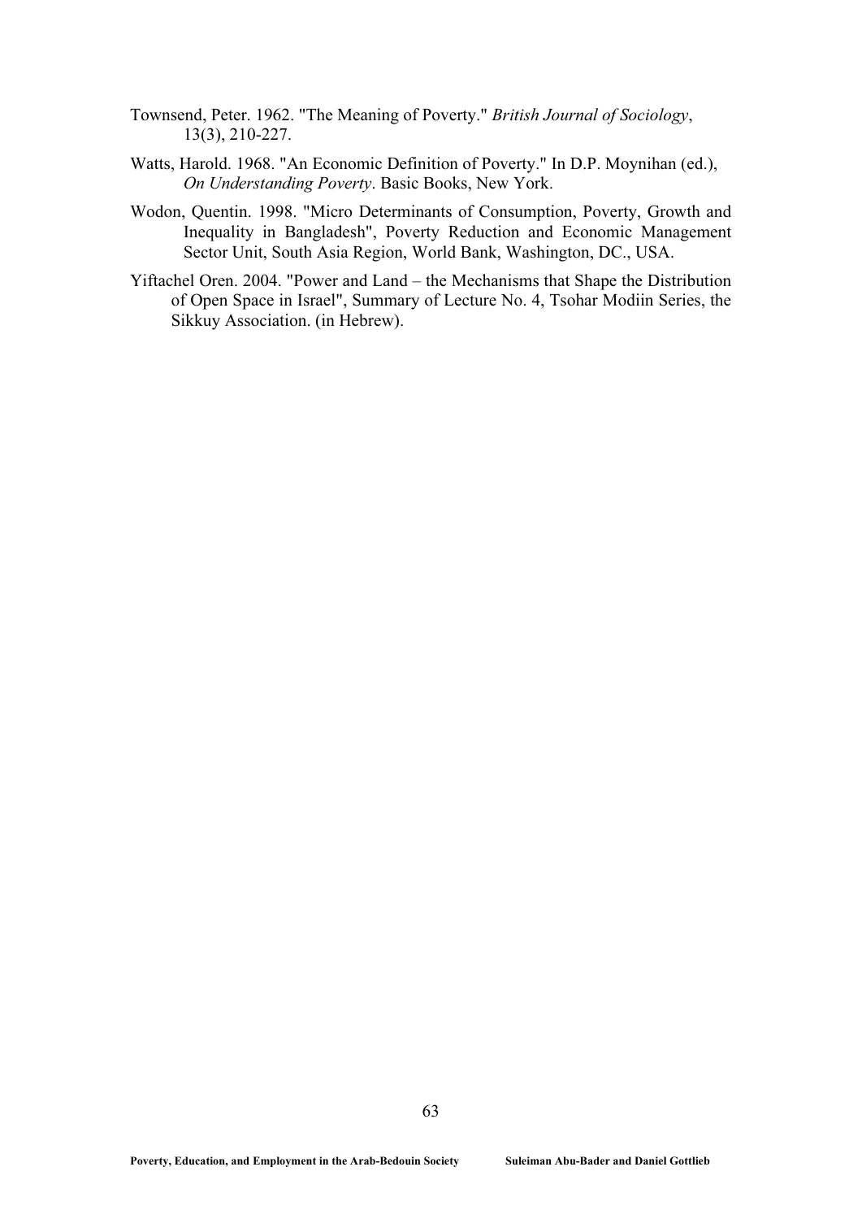Townsend, Peter. 1962. "The Meaning of Poverty." *British Journal of Sociology*, 13(3), 210-227.

Watts, Harold. 1968. "An Economic Definition of Poverty." In D.P. Moynihan (ed.), *On Understanding Poverty*. Basic Books, New York.

Wodon, Quentin. 1998. "Micro Determinants of Consumption, Poverty, Growth and Inequality in Bangladesh", Poverty Reduction and Economic Management Sector Unit, South Asia Region, World Bank, Washington, DC., USA.

Yiftachel Oren. 2004. "Power and Land – the Mechanisms that Shape the Distribution of Open Space in Israel", Summary of Lecture No. 4, Tsohar Modiin Series, the Sikkuy Association. (in Hebrew).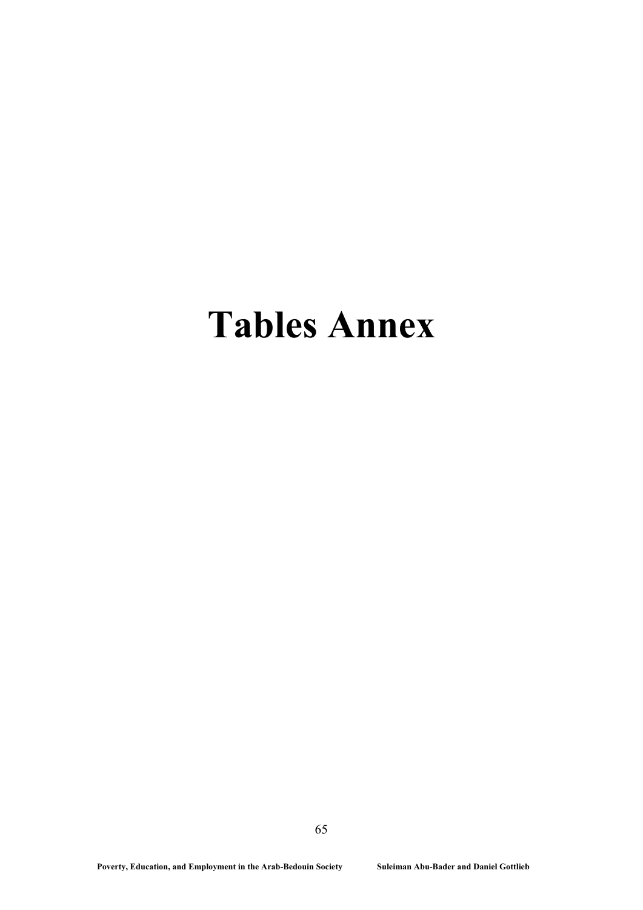# Tables Annex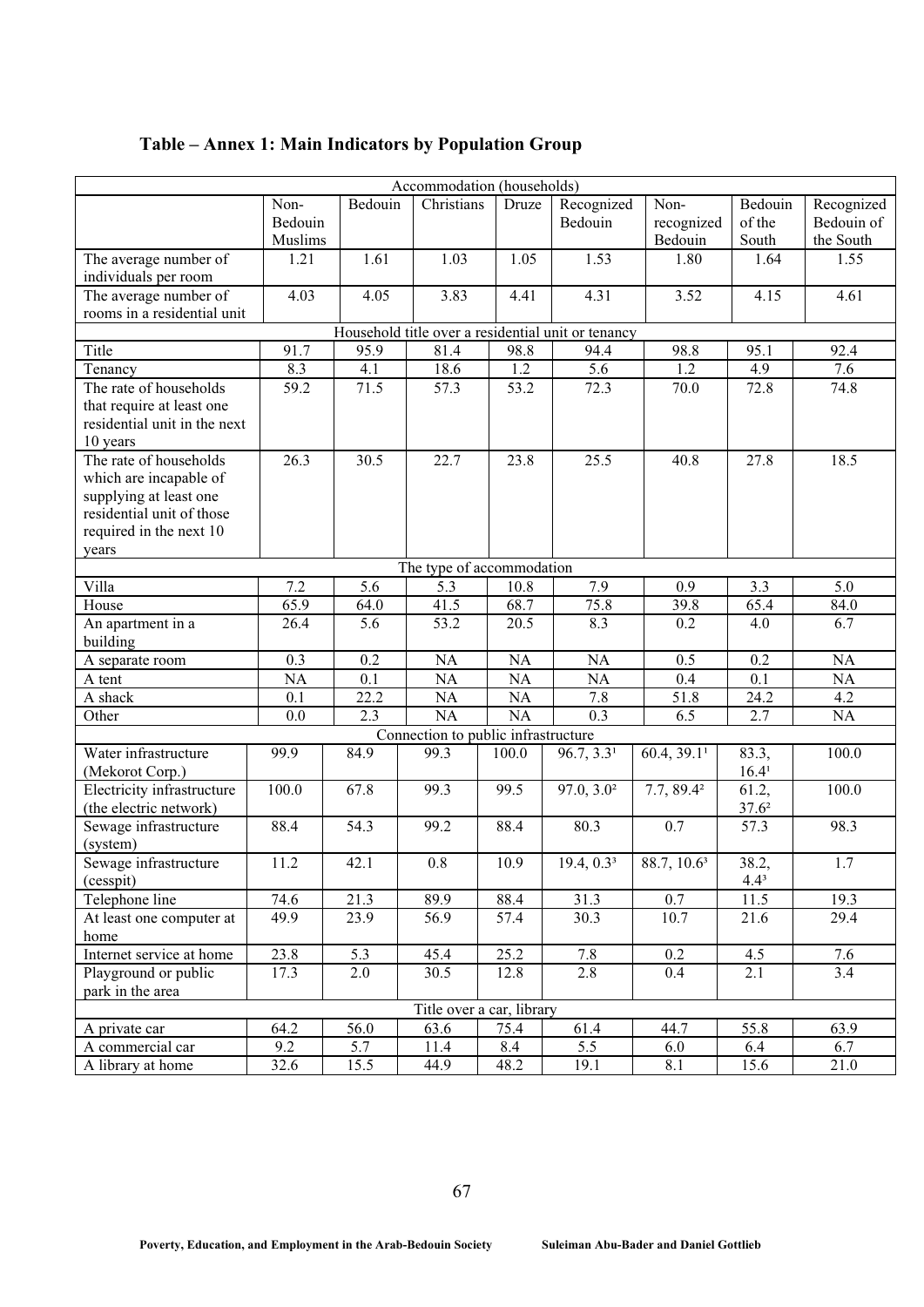## Table – Annex 1: Main Indicators by Population Group

| Accommodation (households) | | | | | | | | |
|---|---|---|---|---|---|---|---|---|
| | Non-Bedouin Muslims | Bedouin | Christians | Druze | Recognized Bedouin | Non-recognized Bedouin | Bedouin of the South | Recognized Bedouin of the South |
| The average number of individuals per room | 1.21 | 1.61 | 1.03 | 1.05 | 1.53 | 1.80 | 1.64 | 1.55 |
| The average number of rooms in a residential unit | 4.03 | 4.05 | 3.83 | 4.41 | 4.31 | 3.52 | 4.15 | 4.61 |
| **Household title over a residential unit or tenancy** | | | | | | | | |
| Title | 91.7 | 95.9 | 81.4 | 98.8 | 94.4 | 98.8 | 95.1 | 92.4 |
| Tenancy | 8.3 | 4.1 | 18.6 | 1.2 | 5.6 | 1.2 | 4.9 | 7.6 |
| The rate of households that require at least one residential unit in the next 10 years | 59.2 | 71.5 | 57.3 | 53.2 | 72.3 | 70.0 | 72.8 | 74.8 |
| The rate of households which are incapable of supplying at least one residential unit of those required in the next 10 years | 26.3 | 30.5 | 22.7 | 23.8 | 25.5 | 40.8 | 27.8 | 18.5 |
| **The type of accommodation** | | | | | | | | |
| Villa | 7.2 | 5.6 | 5.3 | 10.8 | 7.9 | 0.9 | 3.3 | 5.0 |
| House | 65.9 | 64.0 | 41.5 | 68.7 | 75.8 | 39.8 | 65.4 | 84.0 |
| An apartment in a building | 26.4 | 5.6 | 53.2 | 20.5 | 8.3 | 0.2 | 4.0 | 6.7 |
| A separate room | 0.3 | 0.2 | NA | NA | NA | 0.5 | 0.2 | NA |
| A tent | NA | 0.1 | NA | NA | NA | 0.4 | 0.1 | NA |
| A shack | 0.1 | 22.2 | NA | NA | 7.8 | 51.8 | 24.2 | 4.2 |
| Other | 0.0 | 2.3 | NA | NA | 0.3 | 6.5 | 2.7 | NA |
| **Connection to public infrastructure** | | | | | | | | |
| Water infrastructure (Mekorot Corp.) | 99.9 | 84.9 | 99.3 | 100.0 | 96.7, 3.3[1] | 60.4, 39.1[1] | 83.3, 16.4[1] | 100.0 |
| Electricity infrastructure (the electric network) | 100.0 | 67.8 | 99.3 | 99.5 | 97.0, 3.0[2] | 7.7, 89.4[2] | 61.2, 37.6[2] | 100.0 |
| Sewage infrastructure (system) | 88.4 | 54.3 | 99.2 | 88.4 | 80.3 | 0.7 | 57.3 | 98.3 |
| Sewage infrastructure (cesspit) | 11.2 | 42.1 | 0.8 | 10.9 | 19.4, 0.3[3] | 88.7, 10.6[3] | 38.2, 4.4[3] | 1.7 |
| Telephone line | 74.6 | 21.3 | 89.9 | 88.4 | 31.3 | 0.7 | 11.5 | 19.3 |
| At least one computer at home | 49.9 | 23.9 | 56.9 | 57.4 | 30.3 | 10.7 | 21.6 | 29.4 |
| Internet service at home | 23.8 | 5.3 | 45.4 | 25.2 | 7.8 | 0.2 | 4.5 | 7.6 |
| Playground or public park in the area | 17.3 | 2.0 | 30.5 | 12.8 | 2.8 | 0.4 | 2.1 | 3.4 |
| **Title over a car, library** | | | | | | | | |
| A private car | 64.2 | 56.0 | 63.6 | 75.4 | 61.4 | 44.7 | 55.8 | 63.9 |
| A commercial car | 9.2 | 5.7 | 11.4 | 8.4 | 5.5 | 6.0 | 6.4 | 6.7 |
| A library at home | 32.6 | 15.5 | 44.9 | 48.2 | 19.1 | 8.1 | 15.6 | 21.0 |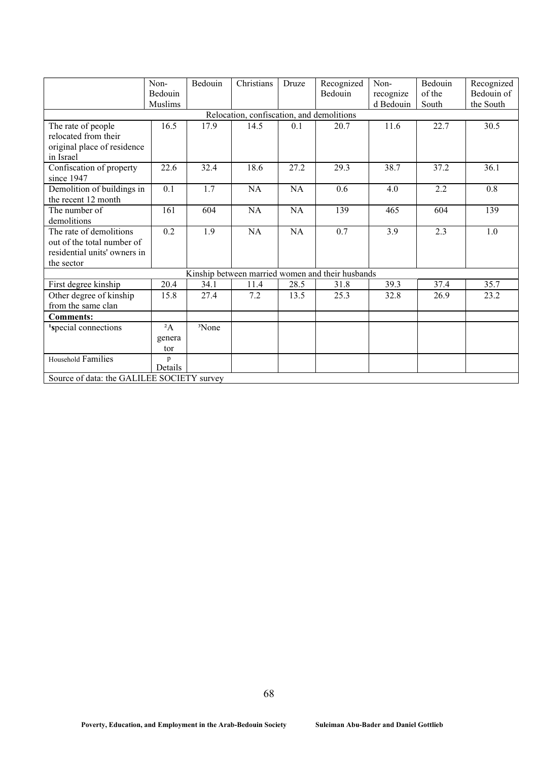| | Non-Bedouin Muslims | Bedouin | Christians | Druze | Recognized Bedouin | Non-recognized Bedouin | Bedouin of the South | Recognized Bedouin of the South |
|---|---|---|---|---|---|---|---|---|
| Relocation, confiscation, and demolitions | | | | | | | | |
| The rate of people relocated from their original place of residence in Israel | 16.5 | 17.9 | 14.5 | 0.1 | 20.7 | 11.6 | 22.7 | 30.5 |
| Confiscation of property since 1947 | 22.6 | 32.4 | 18.6 | 27.2 | 29.3 | 38.7 | 37.2 | 36.1 |
| Demolition of buildings in the recent 12 month | 0.1 | 1.7 | NA | NA | 0.6 | 4.0 | 2.2 | 0.8 |
| The number of demolitions | 161 | 604 | NA | NA | 139 | 465 | 604 | 139 |
| The rate of demolitions out of the total number of residential units' owners in the sector | 0.2 | 1.9 | NA | NA | 0.7 | 3.9 | 2.3 | 1.0 |
| Kinship between married women and their husbands | | | | | | | | |
| First degree kinship | 20.4 | 34.1 | 11.4 | 28.5 | 31.8 | 39.3 | 37.4 | 35.7 |
| Other degree of kinship from the same clan | 15.8 | 27.4 | 7.2 | 13.5 | 25.3 | 32.8 | 26.9 | 23.2 |
| **Comments:** | | | | | | | | |
| [1]**s**pecial connections | [2]A generator | [3]None | | | | | | |
| Household Families | p Details | | | | | | | |
| Source of data: the GALILEE SOCIETY survey | | | | | | | | |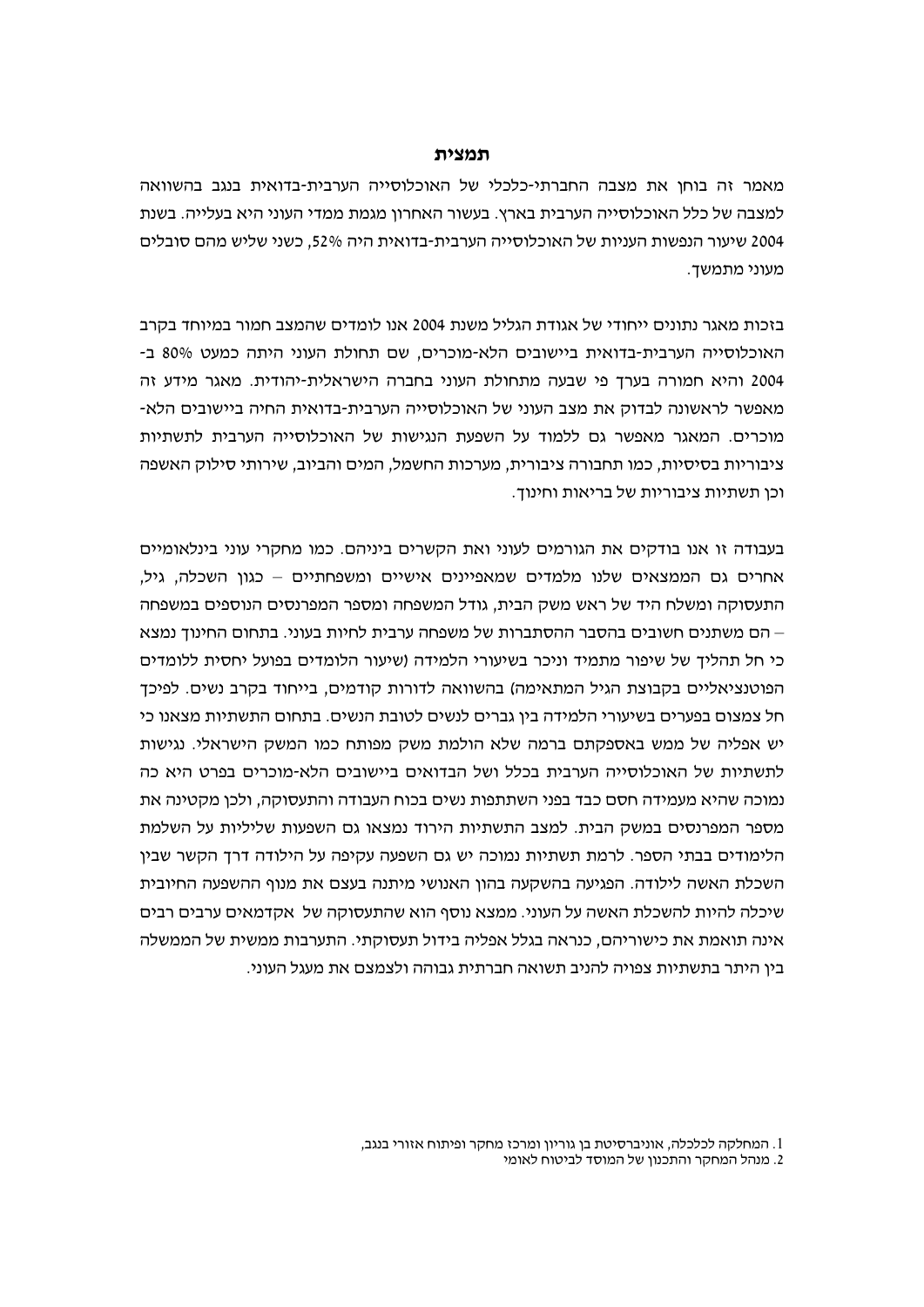## תמצית

מאמר זה בוחן את מצבה החברתי-כלכלי של האוכלוסייה הערבית-בדואית בנגב בהשוואה למצבה של כלל האוכלוסייה הערבית בארץ. בעשור האחרון מגמת ממדי העוני היא בעלייה. בשנת 2004 שיעור הנפשות העניות של האוכלוסייה הערבית-בדואית היה 52%, כשני שליש מהם סובלים מעוני מתמשך.

בזכות מאגר נתונים ייחודי של אגודת הגליל משנת 2004 אנו לומדים שהמצב חמור במיוחד בקרב האוכלוסייה הערבית-בדואית ביישובים הלא-מוכרים, שם תחולת העוני היתה כמעט 80% ב-2004 והיא חמורה בערך פי שבעה מתחולת העוני בחברה הישראלית-יהודית. מאגר מידע זה מאפשר לראשונה לבדוק את מצב העוני של האוכלוסייה הערבית-בדואית החיה ביישובים הלא-מוכרים. המאגר מאפשר גם ללמוד על השפעת הנגישות של האוכלוסייה הערבית לתשתיות ציבוריות בסיסיות, כמו תחבורה ציבורית, מערכות החשמל, המים והביוב, שירותי סילוק האשפה וכן תשתיות ציבוריות של בריאות וחינוך.

בעבודה זו אנו בודקים את הגורמים לעוני ואת הקשרים ביניהם. כמו מחקרי עוני בינלאומיים אחרים גם הממצאים שלנו מלמדים שמאפיינים אישיים ומשפחתיים – כגון השכלה, גיל, התעסוקה ומשלח היד של ראש משק הבית, גודל המשפחה ומספר המפרנסים הנוספים במשפחה – הם משתנים חשובים בהסבר ההסתברות של משפחה ערבית לחיות בעוני. בתחום החינוך נמצא כי חל תהליך של שיפור מתמיד וניכר בשיעורי הלמידה (שיעור הלומדים בפועל יחסית ללומדים הפוטנציאליים בקבוצת הגיל המתאימה) בהשוואה לדורות קודמים, בייחוד בקרב נשים. לפיכך חל צמצום בפערים בשיעורי הלמידה בין גברים לנשים לטובת הנשים. בתחום התשתיות מצאנו כי יש אפליה של ממש באספקתם ברמה שלא הולמת משק מפותח כמו המשק הישראלי. נגישות לתשתיות של האוכלוסייה הערבית בכלל ושל הבדואים ביישובים הלא-מוכרים בפרט היא כה נמוכה שהיא מעמידה חסם כבד בפני השתתפות נשים בכוח העבודה והתעסוקה, ולכן מקטינה את מספר המפרנסים במשק הבית. למצב התשתיות הירוד נמצאו גם השפעות שליליות על השלמת הלימודים בבתי הספר. לרמת תשתיות נמוכה יש גם השפעה עקיפה על הילודה דרך הקשר שבין השכלת האשה לילודה. הפגיעה בהשקעה בהון האנושי מיתנה בעצם את מנוף ההשפעה החיובית שיכלה להיות להשכלת האשה על העוני. ממצא נוסף הוא שהתעסוקה של אקדמאים ערבים רבים אינה תואמת את כישוריהם, כנראה בגלל אפליה בידול תעסוקתי. התערבות ממשית של הממשלה בין היתר בתשתיות צפויה להניב תשואה חברתית גבוהה ולצמצם את מעגל העוני.

1. המחלקה לכלכלה, אוניברסיטת בן גוריון ומרכז מחקר ופיתוח אזורי בנגב,
2. מנהל המחקר והתכנון של המוסד לביטוח לאומי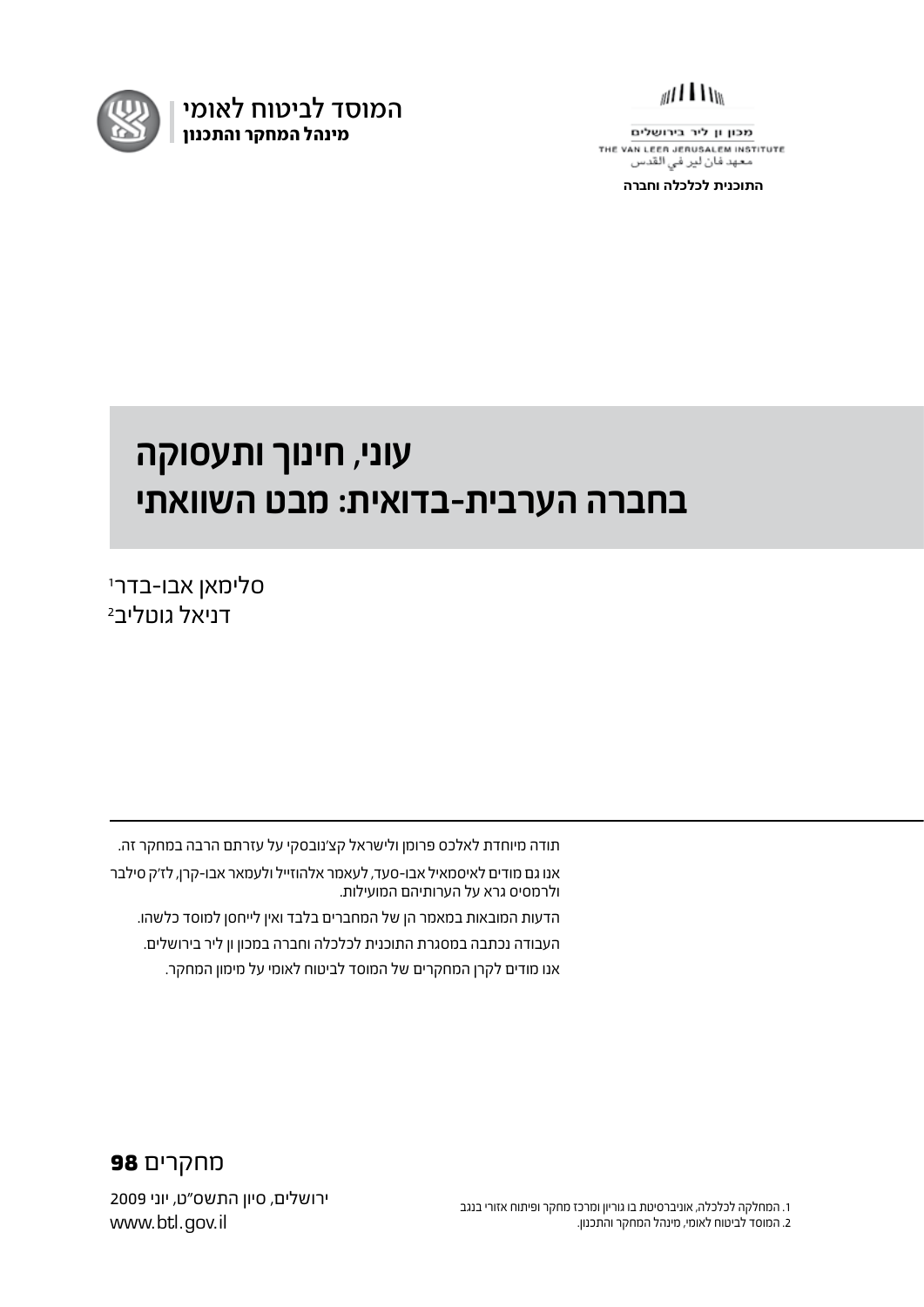המוסד לביטוח לאומי
**מינהל המחקר והתכנון**

מכון ון ליר בירושלים
THE VAN LEER JERUSALEM INSTITUTE
معهد ڤان لير في القدس
**התוכנית לכלכלה וחברה**

# עוני, חינוך ותעסוקה בחברה הערבית-בדואית: מבט השוואתי

סלימאן אבו-בדר[1]
דניאל גוטליב[2]

תודה מיוחדת לאלכס פרומן ולישראל קצ'נובסקי על עזרתם הרבה במחקר זה.

אנו גם מודים לאיסמאיל אבו-סעד, לעאמר אלהוזייל ולעמאר אבו-קרן, לז'ק סילבר ולרמסיס גרא על הערותיהם המועילות.

הדעות המובאות במאמר הן של המחברים בלבד ואין לייחסן למוסד כלשהו.

העבודה נכתבה במסגרת התוכנית לכלכלה וחברה במכון ון ליר בירושלים.

אנו מודים לקרן המחקרים של המוסד לביטוח לאומי על מימון המחקר.

מחקרים **98**

ירושלים, סיון התשס"ט, יוני 2009
www.btl.gov.il

1. המחלקה לכלכלה, אוניברסיטת בן גוריון ומרכז מחקר ופיתוח אזורי בנגב
2. המוסד לביטוח לאומי, מינהל המחקר והתכנון.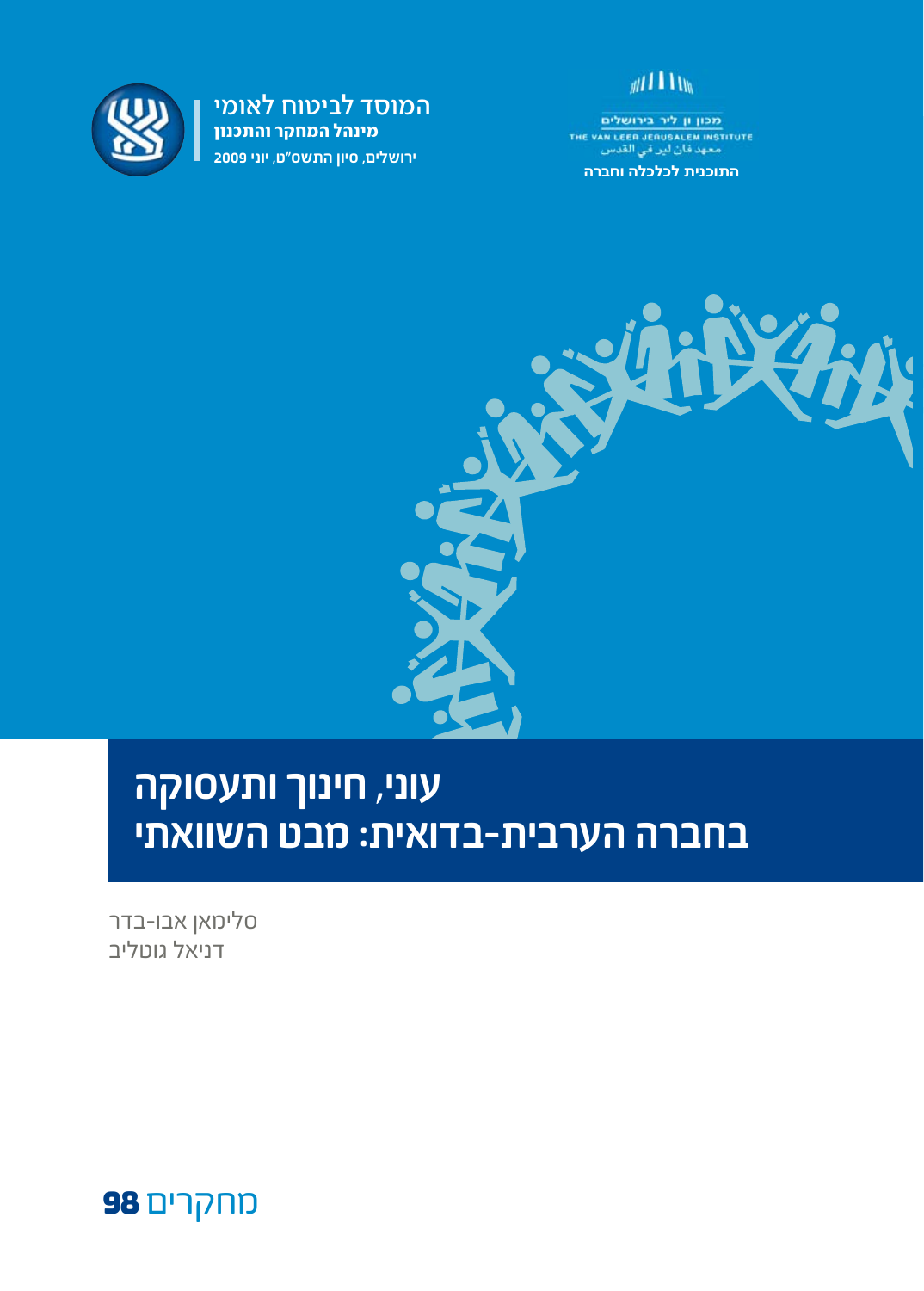המוסד לביטוח לאומי
**מינהל המחקר והתכנון**
**ירושלים, סיון התשס"ט, יוני 2009**

מכון ון ליר בירושלים
THE VAN LEER JERUSALEM INSTITUTE
معهد فان لير في القدس
**התוכנית לכלכלה וחברה**

# עוני, חינוך ותעסוקה בחברה הערבית-בדואית: מבט השוואתי

סלימאן אבו-בדר
דניאל גוטליב

מחקרים **98**